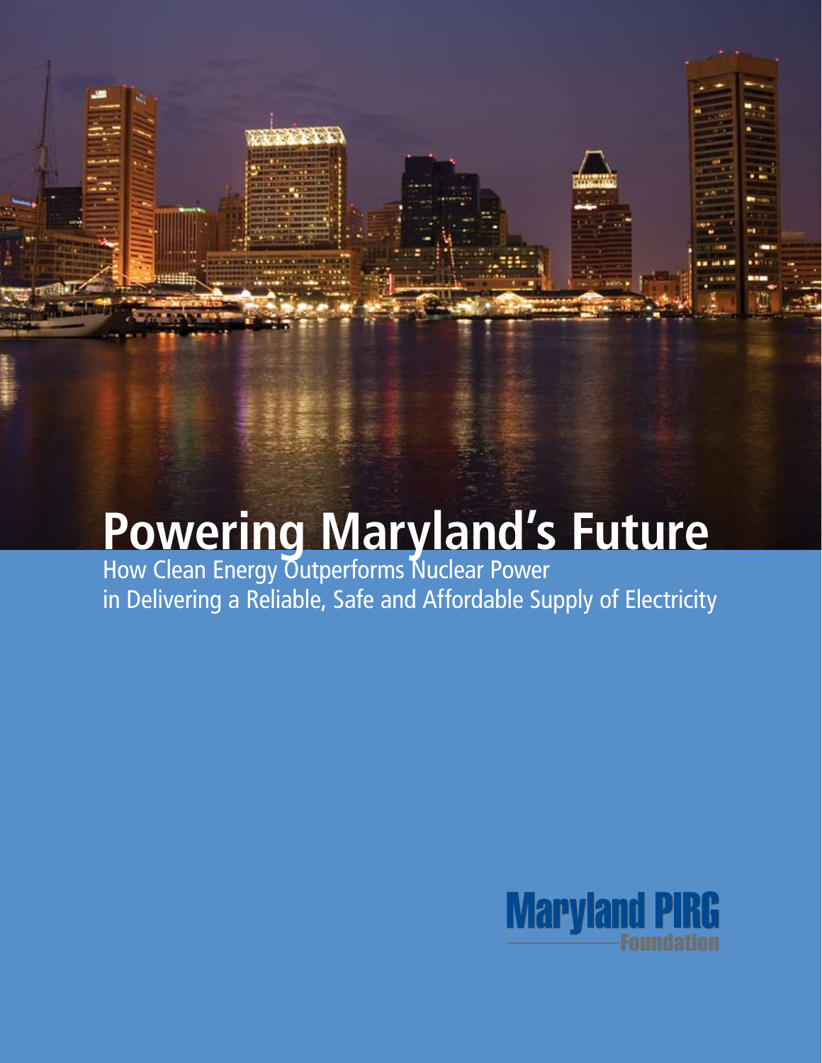# Powering Maryland's Future

How Clean Energy Outperforms Nuclear Power in Delivering a Reliable, Safe and Affordable Supply of Electricity

Maryland PIRG Foundation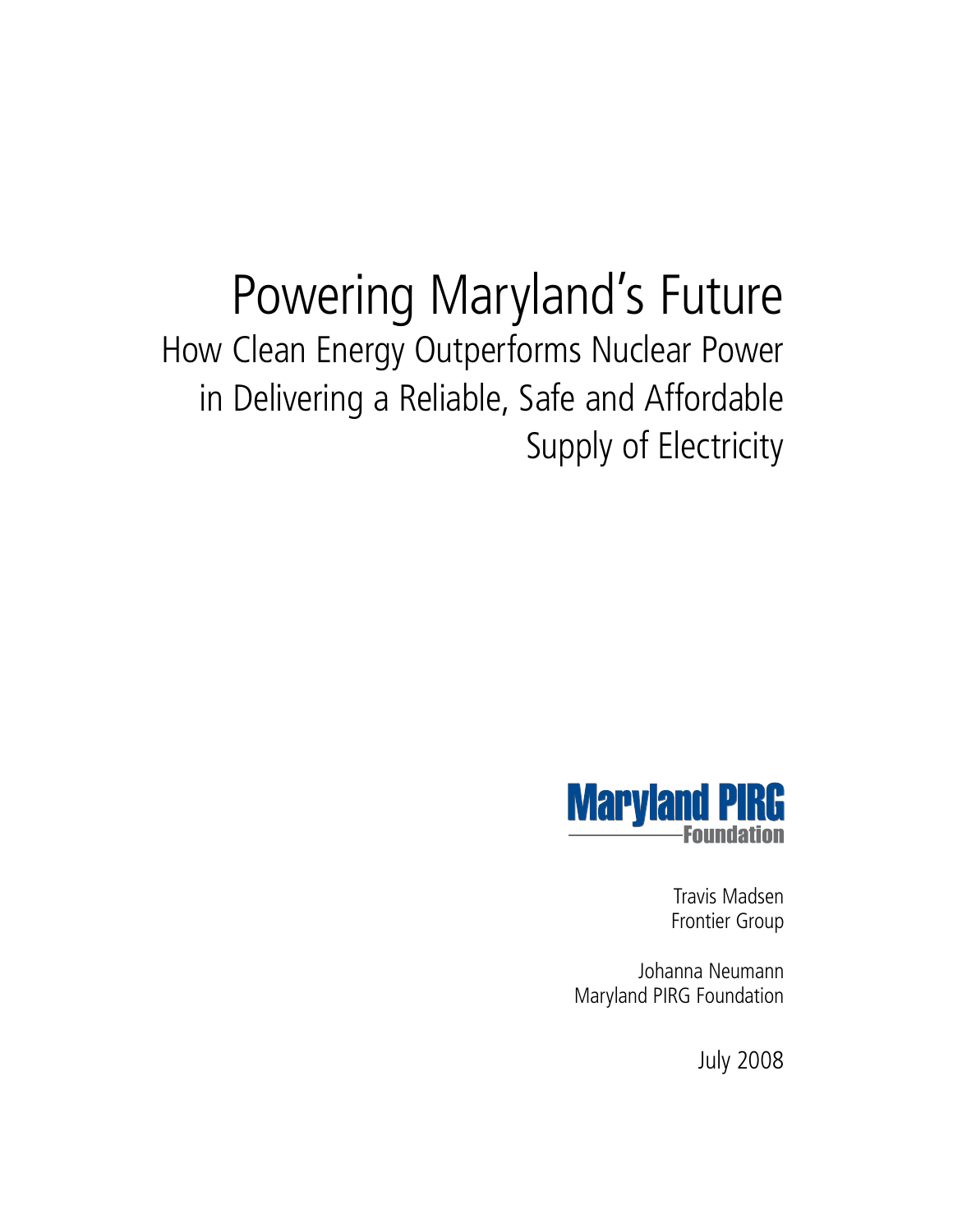# Powering Maryland's Future

## How Clean Energy Outperforms Nuclear Power in Delivering a Reliable, Safe and Affordable Supply of Electricity

Maryland PIRG Foundation

Travis Madsen
Frontier Group

Johanna Neumann
Maryland PIRG Foundation

July 2008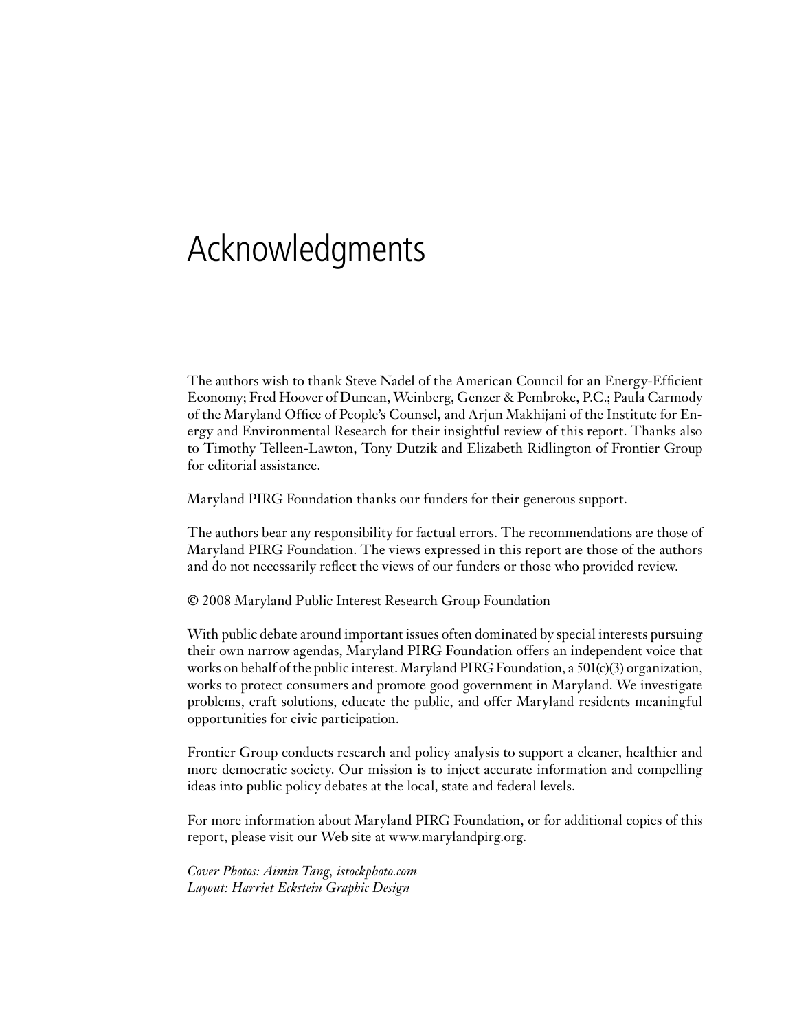# Acknowledgments

The authors wish to thank Steve Nadel of the American Council for an Energy-Efficient Economy; Fred Hoover of Duncan, Weinberg, Genzer & Pembroke, P.C.; Paula Carmody of the Maryland Office of People's Counsel, and Arjun Makhijani of the Institute for Energy and Environmental Research for their insightful review of this report. Thanks also to Timothy Telleen-Lawton, Tony Dutzik and Elizabeth Ridlington of Frontier Group for editorial assistance.

Maryland PIRG Foundation thanks our funders for their generous support.

The authors bear any responsibility for factual errors. The recommendations are those of Maryland PIRG Foundation. The views expressed in this report are those of the authors and do not necessarily reflect the views of our funders or those who provided review.

© 2008 Maryland Public Interest Research Group Foundation

With public debate around important issues often dominated by special interests pursuing their own narrow agendas, Maryland PIRG Foundation offers an independent voice that works on behalf of the public interest. Maryland PIRG Foundation, a 501(c)(3) organization, works to protect consumers and promote good government in Maryland. We investigate problems, craft solutions, educate the public, and offer Maryland residents meaningful opportunities for civic participation.

Frontier Group conducts research and policy analysis to support a cleaner, healthier and more democratic society. Our mission is to inject accurate information and compelling ideas into public policy debates at the local, state and federal levels.

For more information about Maryland PIRG Foundation, or for additional copies of this report, please visit our Web site at www.marylandpirg.org.

*Cover Photos: Aimin Tang, istockphoto.com*
*Layout: Harriet Eckstein Graphic Design*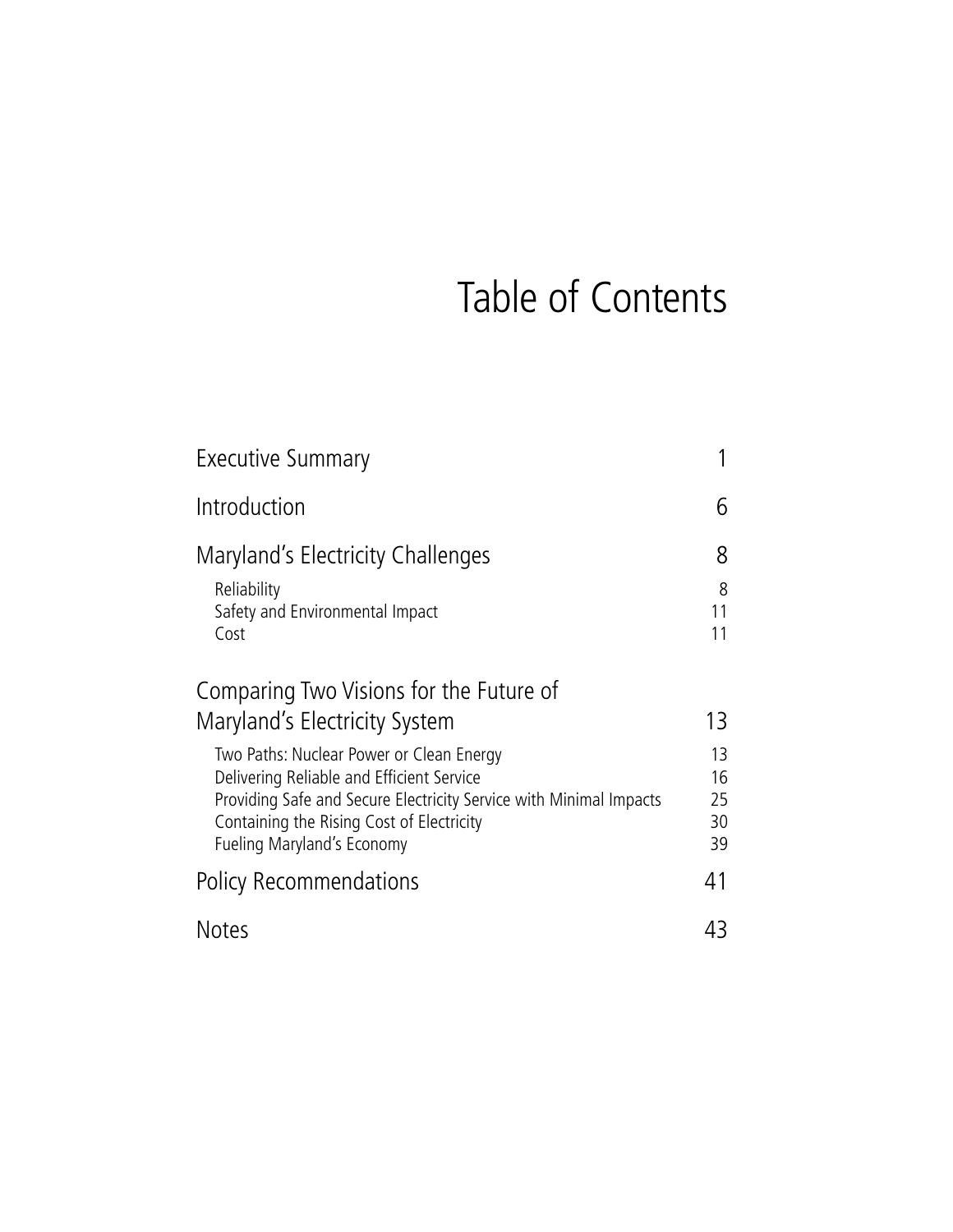# Table of Contents

| | |
|---|---|
| Executive Summary | 1 |
| Introduction | 6 |
| Maryland's Electricity Challenges | 8 |
| Reliability | 8 |
| Safety and Environmental Impact | 11 |
| Cost | 11 |
| Comparing Two Visions for the Future of Maryland's Electricity System | 13 |
| Two Paths: Nuclear Power or Clean Energy | 13 |
| Delivering Reliable and Efficient Service | 16 |
| Providing Safe and Secure Electricity Service with Minimal Impacts | 25 |
| Containing the Rising Cost of Electricity | 30 |
| Fueling Maryland's Economy | 39 |
| Policy Recommendations | 41 |
| Notes | 43 |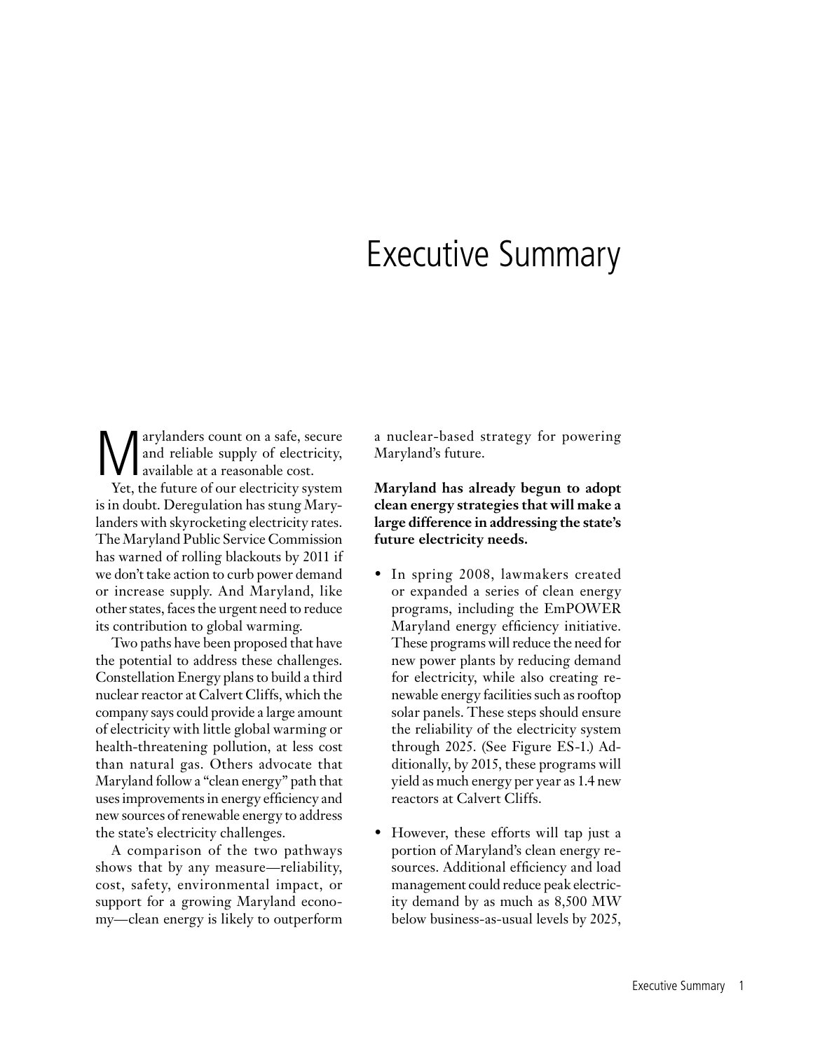# Executive Summary

Marylanders count on a safe, secure and reliable supply of electricity, available at a reasonable cost.

Yet, the future of our electricity system is in doubt. Deregulation has stung Marylanders with skyrocketing electricity rates. The Maryland Public Service Commission has warned of rolling blackouts by 2011 if we don't take action to curb power demand or increase supply. And Maryland, like other states, faces the urgent need to reduce its contribution to global warming.

Two paths have been proposed that have the potential to address these challenges. Constellation Energy plans to build a third nuclear reactor at Calvert Cliffs, which the company says could provide a large amount of electricity with little global warming or health-threatening pollution, at less cost than natural gas. Others advocate that Maryland follow a "clean energy" path that uses improvements in energy efficiency and new sources of renewable energy to address the state's electricity challenges.

A comparison of the two pathways shows that by any measure—reliability, cost, safety, environmental impact, or support for a growing Maryland economy—clean energy is likely to outperform a nuclear-based strategy for powering Maryland's future.

**Maryland has already begun to adopt clean energy strategies that will make a large difference in addressing the state's future electricity needs.**

- In spring 2008, lawmakers created or expanded a series of clean energy programs, including the EmPOWER Maryland energy efficiency initiative. These programs will reduce the need for new power plants by reducing demand for electricity, while also creating renewable energy facilities such as rooftop solar panels. These steps should ensure the reliability of the electricity system through 2025. (See Figure ES-1.) Additionally, by 2015, these programs will yield as much energy per year as 1.4 new reactors at Calvert Cliffs.

- However, these efforts will tap just a portion of Maryland's clean energy resources. Additional efficiency and load management could reduce peak electricity demand by as much as 8,500 MW below business-as-usual levels by 2025,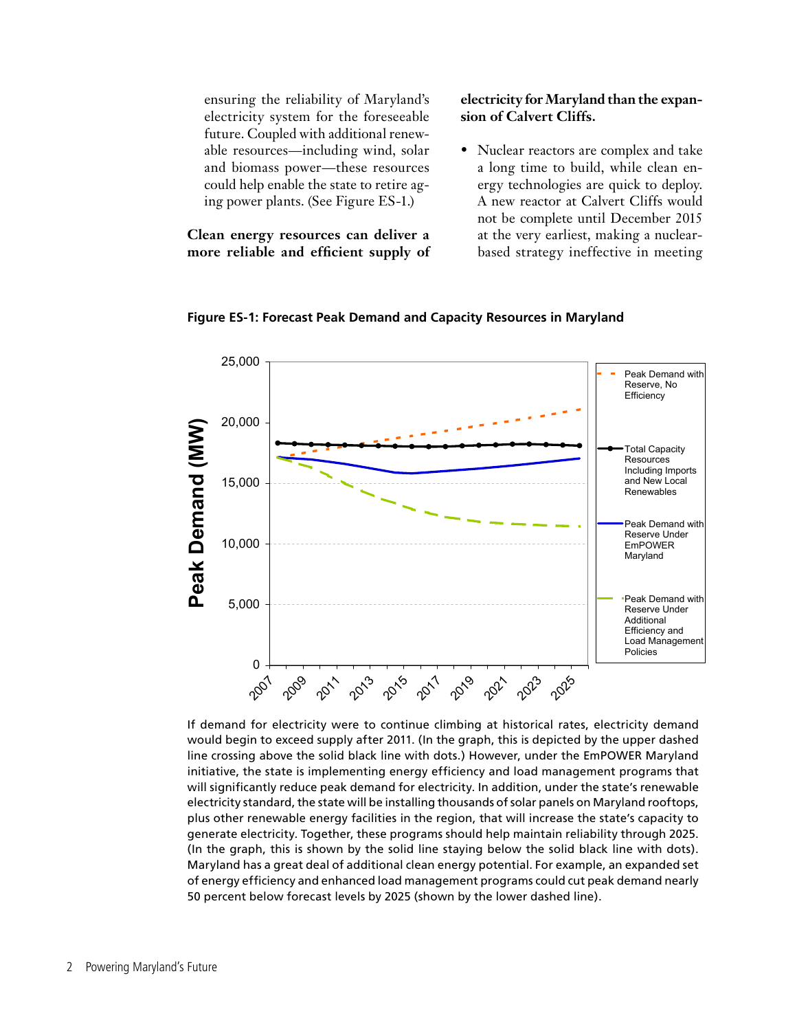ensuring the reliability of Maryland's electricity system for the foreseeable future. Coupled with additional renewable resources—including wind, solar and biomass power—these resources could help enable the state to retire aging power plants. (See Figure ES-1.)

**Clean energy resources can deliver a more reliable and efficient supply of electricity for Maryland than the expansion of Calvert Cliffs.**

- Nuclear reactors are complex and take a long time to build, while clean energy technologies are quick to deploy. A new reactor at Calvert Cliffs would not be complete until December 2015 at the very earliest, making a nuclear-based strategy ineffective in meeting

**Figure ES-1: Forecast Peak Demand and Capacity Resources in Maryland**

If demand for electricity were to continue climbing at historical rates, electricity demand would begin to exceed supply after 2011. (In the graph, this is depicted by the upper dashed line crossing above the solid black line with dots.) However, under the EmPOWER Maryland initiative, the state is implementing energy efficiency and load management programs that will significantly reduce peak demand for electricity. In addition, under the state's renewable electricity standard, the state will be installing thousands of solar panels on Maryland rooftops, plus other renewable energy facilities in the region, that will increase the state's capacity to generate electricity. Together, these programs should help maintain reliability through 2025. (In the graph, this is shown by the solid line staying below the solid black line with dots). Maryland has a great deal of additional clean energy potential. For example, an expanded set of energy efficiency and enhanced load management programs could cut peak demand nearly 50 percent below forecast levels by 2025 (shown by the lower dashed line).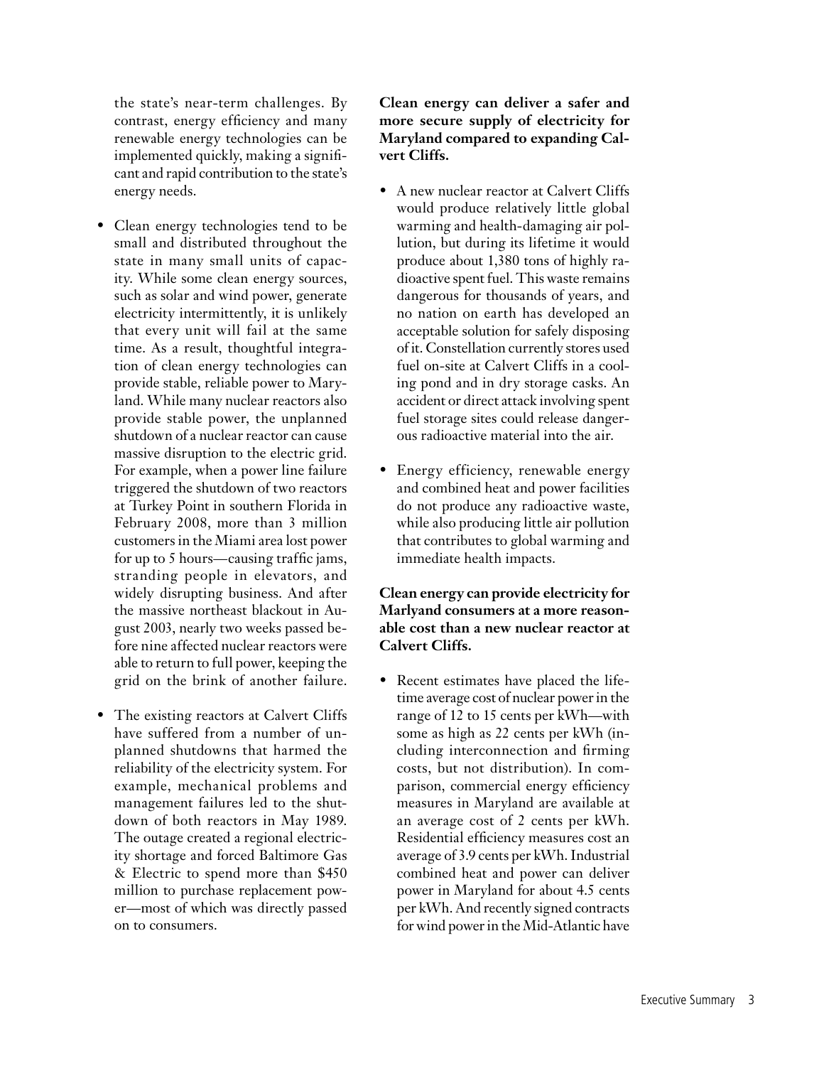the state's near-term challenges. By contrast, energy efficiency and many renewable energy technologies can be implemented quickly, making a significant and rapid contribution to the state's energy needs.

- Clean energy technologies tend to be small and distributed throughout the state in many small units of capacity. While some clean energy sources, such as solar and wind power, generate electricity intermittently, it is unlikely that every unit will fail at the same time. As a result, thoughtful integration of clean energy technologies can provide stable, reliable power to Maryland. While many nuclear reactors also provide stable power, the unplanned shutdown of a nuclear reactor can cause massive disruption to the electric grid. For example, when a power line failure triggered the shutdown of two reactors at Turkey Point in southern Florida in February 2008, more than 3 million customers in the Miami area lost power for up to 5 hours—causing traffic jams, stranding people in elevators, and widely disrupting business. And after the massive northeast blackout in August 2003, nearly two weeks passed before nine affected nuclear reactors were able to return to full power, keeping the grid on the brink of another failure.

- The existing reactors at Calvert Cliffs have suffered from a number of unplanned shutdowns that harmed the reliability of the electricity system. For example, mechanical problems and management failures led to the shutdown of both reactors in May 1989. The outage created a regional electricity shortage and forced Baltimore Gas & Electric to spend more than $450 million to purchase replacement power—most of which was directly passed on to consumers.

**Clean energy can deliver a safer and more secure supply of electricity for Maryland compared to expanding Calvert Cliffs.**

- A new nuclear reactor at Calvert Cliffs would produce relatively little global warming and health-damaging air pollution, but during its lifetime it would produce about 1,380 tons of highly radioactive spent fuel. This waste remains dangerous for thousands of years, and no nation on earth has developed an acceptable solution for safely disposing of it. Constellation currently stores used fuel on-site at Calvert Cliffs in a cooling pond and in dry storage casks. An accident or direct attack involving spent fuel storage sites could release dangerous radioactive material into the air.

- Energy efficiency, renewable energy and combined heat and power facilities do not produce any radioactive waste, while also producing little air pollution that contributes to global warming and immediate health impacts.

**Clean energy can provide electricity for Marlyand consumers at a more reasonable cost than a new nuclear reactor at Calvert Cliffs.**

- Recent estimates have placed the lifetime average cost of nuclear power in the range of 12 to 15 cents per kWh—with some as high as 22 cents per kWh (including interconnection and firming costs, but not distribution). In comparison, commercial energy efficiency measures in Maryland are available at an average cost of 2 cents per kWh. Residential efficiency measures cost an average of 3.9 cents per kWh. Industrial combined heat and power can deliver power in Maryland for about 4.5 cents per kWh. And recently signed contracts for wind power in the Mid-Atlantic have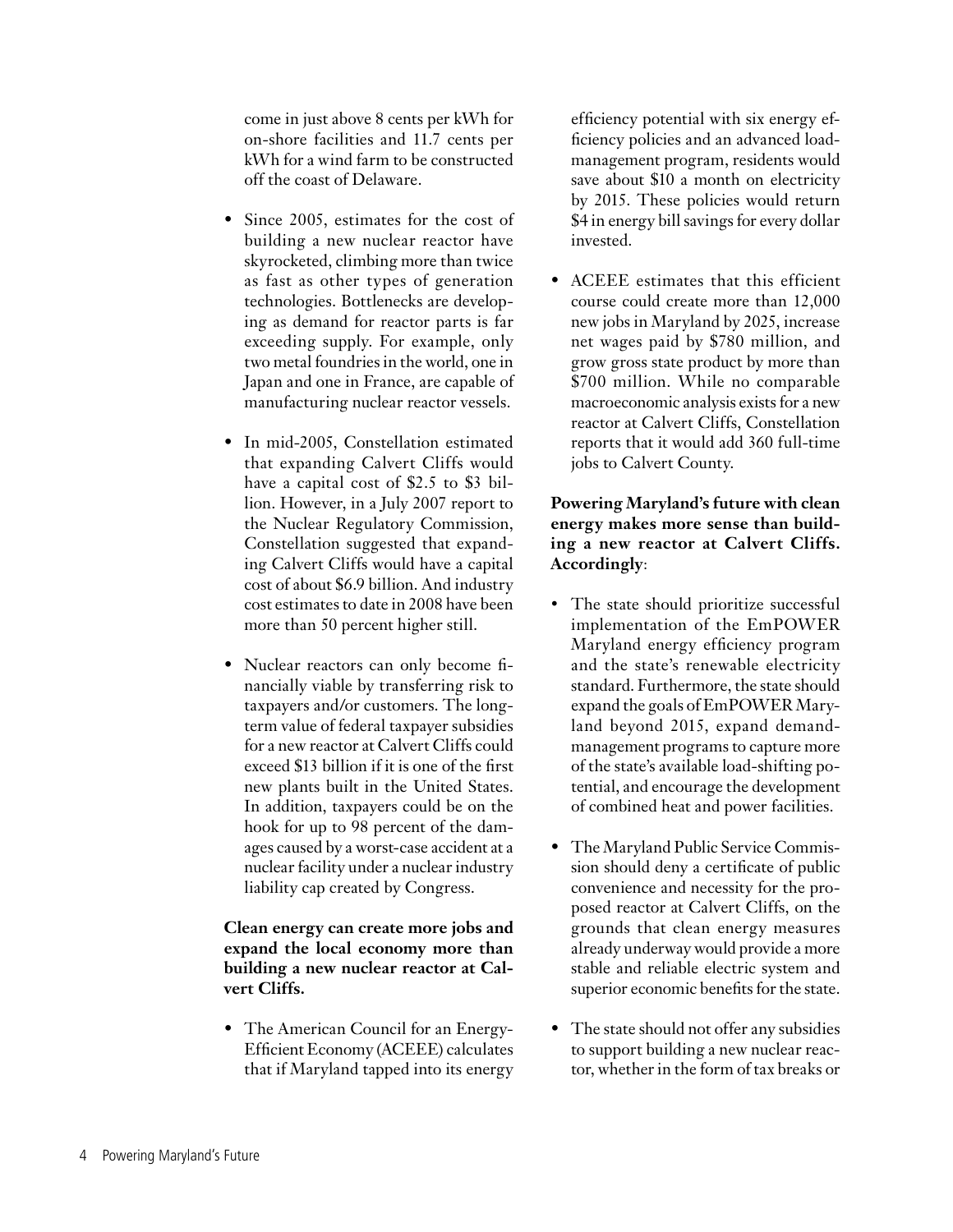come in just above 8 cents per kWh for on-shore facilities and 11.7 cents per kWh for a wind farm to be constructed off the coast of Delaware.

- Since 2005, estimates for the cost of building a new nuclear reactor have skyrocketed, climbing more than twice as fast as other types of generation technologies. Bottlenecks are developing as demand for reactor parts is far exceeding supply. For example, only two metal foundries in the world, one in Japan and one in France, are capable of manufacturing nuclear reactor vessels.
- In mid-2005, Constellation estimated that expanding Calvert Cliffs would have a capital cost of $2.5 to $3 billion. However, in a July 2007 report to the Nuclear Regulatory Commission, Constellation suggested that expanding Calvert Cliffs would have a capital cost of about $6.9 billion. And industry cost estimates to date in 2008 have been more than 50 percent higher still.
- Nuclear reactors can only become financially viable by transferring risk to taxpayers and/or customers. The long-term value of federal taxpayer subsidies for a new reactor at Calvert Cliffs could exceed $13 billion if it is one of the first new plants built in the United States. In addition, taxpayers could be on the hook for up to 98 percent of the damages caused by a worst-case accident at a nuclear facility under a nuclear industry liability cap created by Congress.

**Clean energy can create more jobs and expand the local economy more than building a new nuclear reactor at Calvert Cliffs.**

- The American Council for an Energy-Efficient Economy (ACEEE) calculates that if Maryland tapped into its energy efficiency potential with six energy efficiency policies and an advanced load-management program, residents would save about $10 a month on electricity by 2015. These policies would return $4 in energy bill savings for every dollar invested.
- ACEEE estimates that this efficient course could create more than 12,000 new jobs in Maryland by 2025, increase net wages paid by $780 million, and grow gross state product by more than $700 million. While no comparable macroeconomic analysis exists for a new reactor at Calvert Cliffs, Constellation reports that it would add 360 full-time jobs to Calvert County.

**Powering Maryland's future with clean energy makes more sense than building a new reactor at Calvert Cliffs. Accordingly**:

- The state should prioritize successful implementation of the EmPOWER Maryland energy efficiency program and the state's renewable electricity standard. Furthermore, the state should expand the goals of EmPOWER Maryland beyond 2015, expand demand-management programs to capture more of the state's available load-shifting potential, and encourage the development of combined heat and power facilities.
- The Maryland Public Service Commission should deny a certificate of public convenience and necessity for the proposed reactor at Calvert Cliffs, on the grounds that clean energy measures already underway would provide a more stable and reliable electric system and superior economic benefits for the state.
- The state should not offer any subsidies to support building a new nuclear reactor, whether in the form of tax breaks or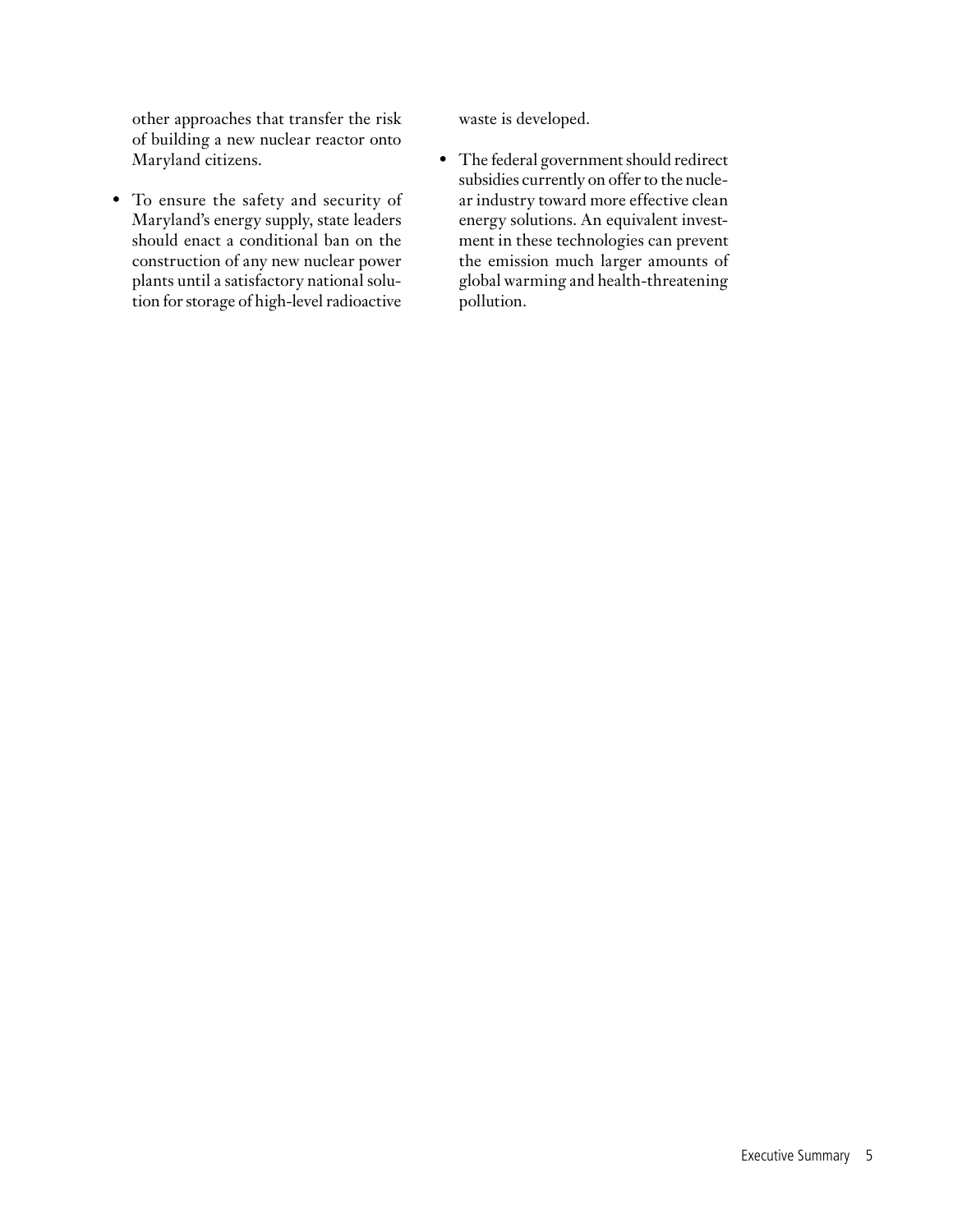other approaches that transfer the risk of building a new nuclear reactor onto Maryland citizens.

- To ensure the safety and security of Maryland's energy supply, state leaders should enact a conditional ban on the construction of any new nuclear power plants until a satisfactory national solution for storage of high-level radioactive waste is developed.
- The federal government should redirect subsidies currently on offer to the nuclear industry toward more effective clean energy solutions. An equivalent investment in these technologies can prevent the emission much larger amounts of global warming and health-threatening pollution.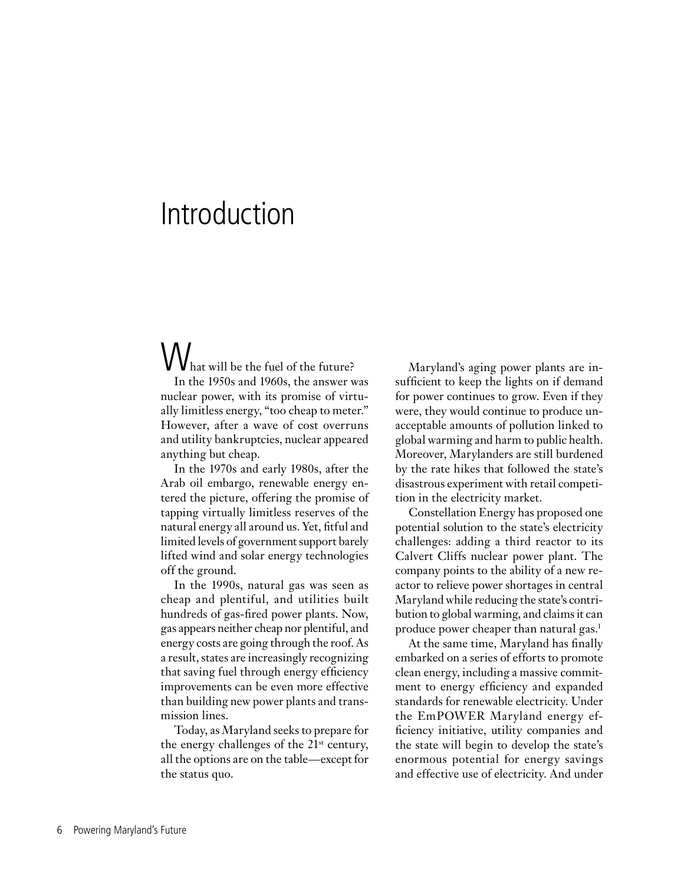# Introduction

What will be the fuel of the future?

In the 1950s and 1960s, the answer was nuclear power, with its promise of virtually limitless energy, "too cheap to meter." However, after a wave of cost overruns and utility bankruptcies, nuclear appeared anything but cheap.

In the 1970s and early 1980s, after the Arab oil embargo, renewable energy entered the picture, offering the promise of tapping virtually limitless reserves of the natural energy all around us. Yet, fitful and limited levels of government support barely lifted wind and solar energy technologies off the ground.

In the 1990s, natural gas was seen as cheap and plentiful, and utilities built hundreds of gas-fired power plants. Now, gas appears neither cheap nor plentiful, and energy costs are going through the roof. As a result, states are increasingly recognizing that saving fuel through energy efficiency improvements can be even more effective than building new power plants and transmission lines.

Today, as Maryland seeks to prepare for the energy challenges of the 21st century, all the options are on the table—except for the status quo.

Maryland's aging power plants are insufficient to keep the lights on if demand for power continues to grow. Even if they were, they would continue to produce unacceptable amounts of pollution linked to global warming and harm to public health. Moreover, Marylanders are still burdened by the rate hikes that followed the state's disastrous experiment with retail competition in the electricity market.

Constellation Energy has proposed one potential solution to the state's electricity challenges: adding a third reactor to its Calvert Cliffs nuclear power plant. The company points to the ability of a new reactor to relieve power shortages in central Maryland while reducing the state's contribution to global warming, and claims it can produce power cheaper than natural gas.[1]

At the same time, Maryland has finally embarked on a series of efforts to promote clean energy, including a massive commitment to energy efficiency and expanded standards for renewable electricity. Under the EmPOWER Maryland energy efficiency initiative, utility companies and the state will begin to develop the state's enormous potential for energy savings and effective use of electricity. And under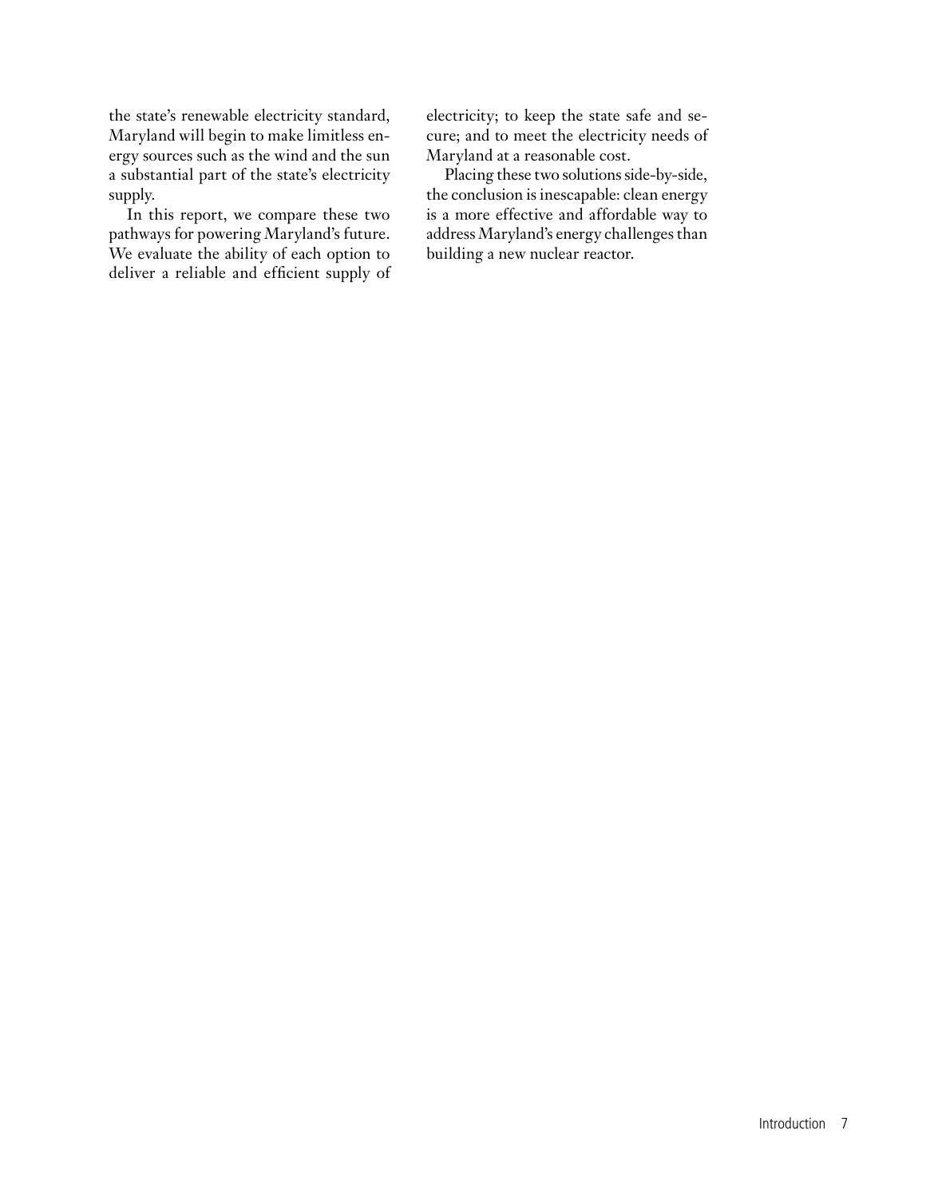the state's renewable electricity standard, Maryland will begin to make limitless energy sources such as the wind and the sun a substantial part of the state's electricity supply.

In this report, we compare these two pathways for powering Maryland's future. We evaluate the ability of each option to deliver a reliable and efficient supply of electricity; to keep the state safe and secure; and to meet the electricity needs of Maryland at a reasonable cost.

Placing these two solutions side-by-side, the conclusion is inescapable: clean energy is a more effective and affordable way to address Maryland's energy challenges than building a new nuclear reactor.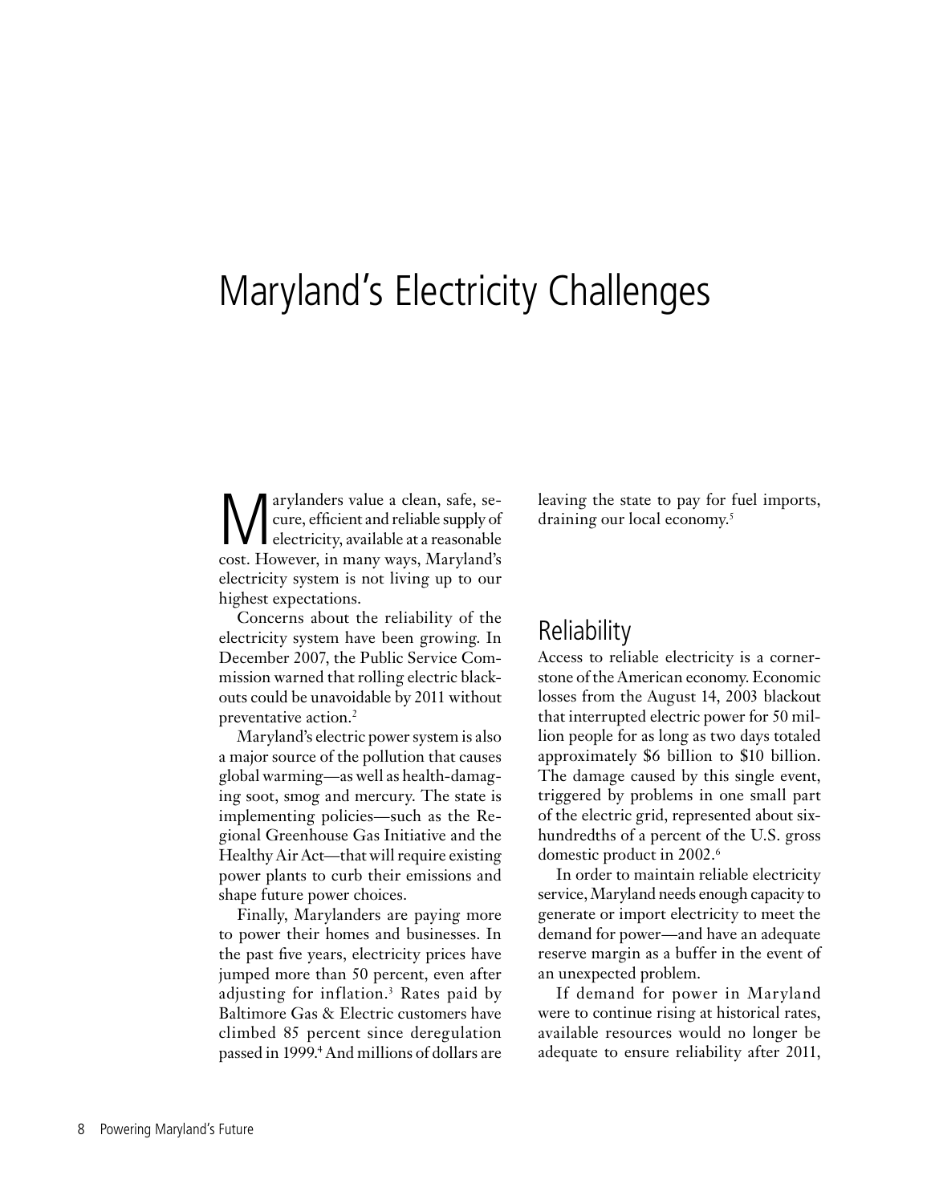# Maryland's Electricity Challenges

Marylanders value a clean, safe, secure, efficient and reliable supply of electricity, available at a reasonable cost. However, in many ways, Maryland's electricity system is not living up to our highest expectations.

Concerns about the reliability of the electricity system have been growing. In December 2007, the Public Service Commission warned that rolling electric blackouts could be unavoidable by 2011 without preventative action.[2]

Maryland's electric power system is also a major source of the pollution that causes global warming—as well as health-damaging soot, smog and mercury. The state is implementing policies—such as the Regional Greenhouse Gas Initiative and the Healthy Air Act—that will require existing power plants to curb their emissions and shape future power choices.

Finally, Marylanders are paying more to power their homes and businesses. In the past five years, electricity prices have jumped more than 50 percent, even after adjusting for inflation.[3] Rates paid by Baltimore Gas & Electric customers have climbed 85 percent since deregulation passed in 1999.[4] And millions of dollars are leaving the state to pay for fuel imports, draining our local economy.[5]

## Reliability

Access to reliable electricity is a cornerstone of the American economy. Economic losses from the August 14, 2003 blackout that interrupted electric power for 50 million people for as long as two days totaled approximately $6 billion to $10 billion. The damage caused by this single event, triggered by problems in one small part of the electric grid, represented about six-hundredths of a percent of the U.S. gross domestic product in 2002.[6]

In order to maintain reliable electricity service, Maryland needs enough capacity to generate or import electricity to meet the demand for power—and have an adequate reserve margin as a buffer in the event of an unexpected problem.

If demand for power in Maryland were to continue rising at historical rates, available resources would no longer be adequate to ensure reliability after 2011,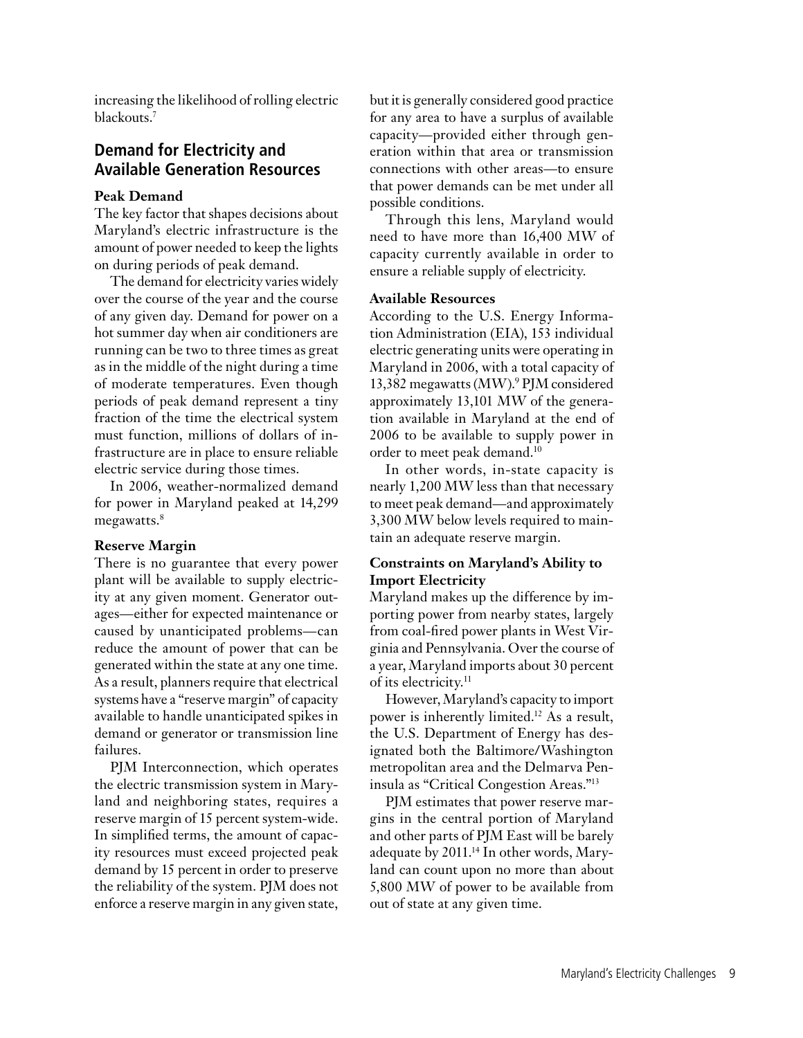increasing the likelihood of rolling electric blackouts.[7]

## Demand for Electricity and Available Generation Resources

### Peak Demand

The key factor that shapes decisions about Maryland's electric infrastructure is the amount of power needed to keep the lights on during periods of peak demand.

The demand for electricity varies widely over the course of the year and the course of any given day. Demand for power on a hot summer day when air conditioners are running can be two to three times as great as in the middle of the night during a time of moderate temperatures. Even though periods of peak demand represent a tiny fraction of the time the electrical system must function, millions of dollars of infrastructure are in place to ensure reliable electric service during those times.

In 2006, weather-normalized demand for power in Maryland peaked at 14,299 megawatts.[8]

### Reserve Margin

There is no guarantee that every power plant will be available to supply electricity at any given moment. Generator outages—either for expected maintenance or caused by unanticipated problems—can reduce the amount of power that can be generated within the state at any one time. As a result, planners require that electrical systems have a "reserve margin" of capacity available to handle unanticipated spikes in demand or generator or transmission line failures.

PJM Interconnection, which operates the electric transmission system in Maryland and neighboring states, requires a reserve margin of 15 percent system-wide. In simplified terms, the amount of capacity resources must exceed projected peak demand by 15 percent in order to preserve the reliability of the system. PJM does not enforce a reserve margin in any given state, but it is generally considered good practice for any area to have a surplus of available capacity—provided either through generation within that area or transmission connections with other areas—to ensure that power demands can be met under all possible conditions.

Through this lens, Maryland would need to have more than 16,400 MW of capacity currently available in order to ensure a reliable supply of electricity.

### Available Resources

According to the U.S. Energy Information Administration (EIA), 153 individual electric generating units were operating in Maryland in 2006, with a total capacity of 13,382 megawatts (MW).[9] PJM considered approximately 13,101 MW of the generation available in Maryland at the end of 2006 to be available to supply power in order to meet peak demand.[10]

In other words, in-state capacity is nearly 1,200 MW less than that necessary to meet peak demand—and approximately 3,300 MW below levels required to maintain an adequate reserve margin.

### Constraints on Maryland's Ability to Import Electricity

Maryland makes up the difference by importing power from nearby states, largely from coal-fired power plants in West Virginia and Pennsylvania. Over the course of a year, Maryland imports about 30 percent of its electricity.[11]

However, Maryland's capacity to import power is inherently limited.[12] As a result, the U.S. Department of Energy has designated both the Baltimore/Washington metropolitan area and the Delmarva Peninsula as "Critical Congestion Areas."[13]

PJM estimates that power reserve margins in the central portion of Maryland and other parts of PJM East will be barely adequate by 2011.[14] In other words, Maryland can count upon no more than about 5,800 MW of power to be available from out of state at any given time.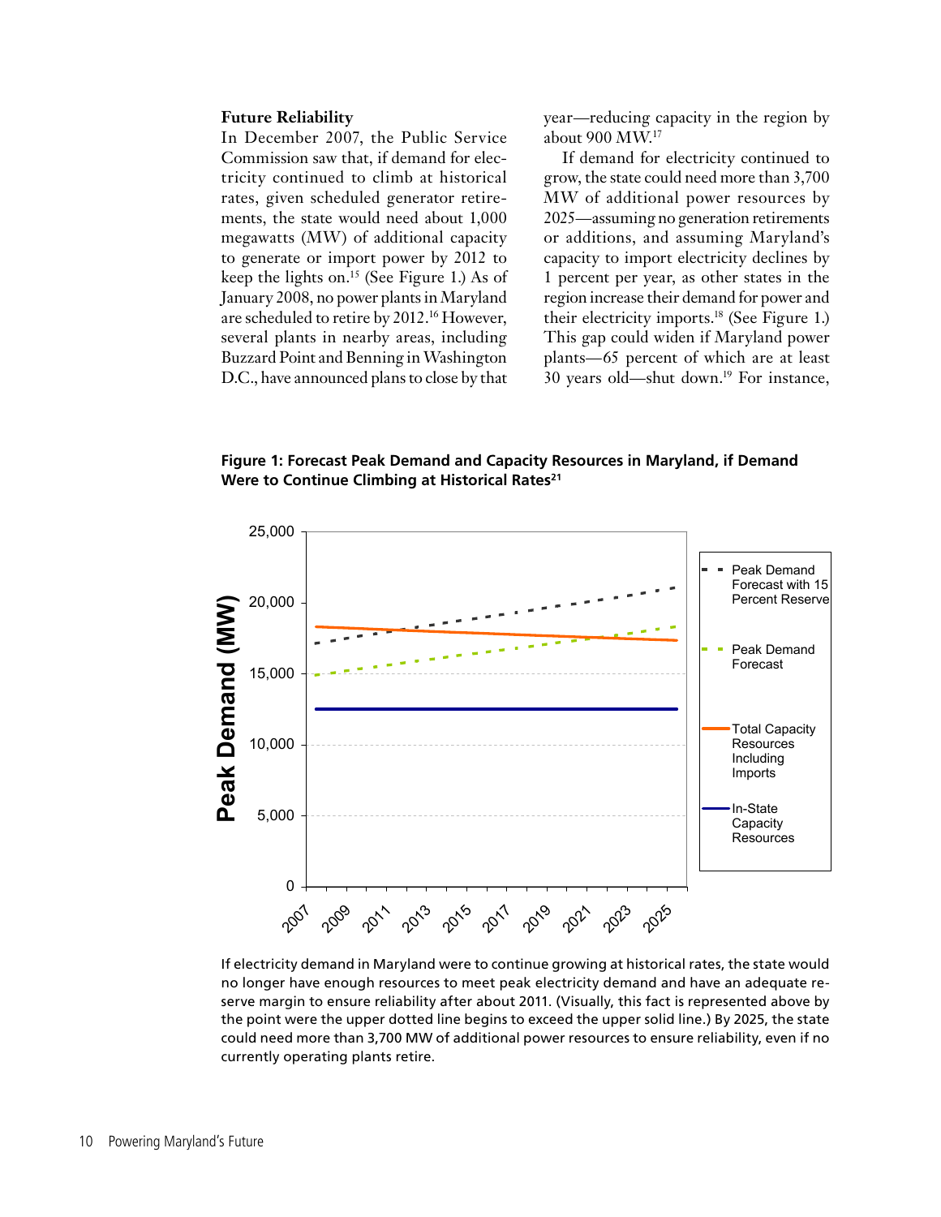### Future Reliability

In December 2007, the Public Service Commission saw that, if demand for electricity continued to climb at historical rates, given scheduled generator retirements, the state would need about 1,000 megawatts (MW) of additional capacity to generate or import power by 2012 to keep the lights on.[15] (See Figure 1.) As of January 2008, no power plants in Maryland are scheduled to retire by 2012.[16] However, several plants in nearby areas, including Buzzard Point and Benning in Washington D.C., have announced plans to close by that year—reducing capacity in the region by about 900 MW.[17]

If demand for electricity continued to grow, the state could need more than 3,700 MW of additional power resources by 2025—assuming no generation retirements or additions, and assuming Maryland's capacity to import electricity declines by 1 percent per year, as other states in the region increase their demand for power and their electricity imports.[18] (See Figure 1.) This gap could widen if Maryland power plants—65 percent of which are at least 30 years old—shut down.[19] For instance,

**Figure 1: Forecast Peak Demand and Capacity Resources in Maryland, if Demand Were to Continue Climbing at Historical Rates[21]**

If electricity demand in Maryland were to continue growing at historical rates, the state would no longer have enough resources to meet peak electricity demand and have an adequate reserve margin to ensure reliability after about 2011. (Visually, this fact is represented above by the point were the upper dotted line begins to exceed the upper solid line.) By 2025, the state could need more than 3,700 MW of additional power resources to ensure reliability, even if no currently operating plants retire.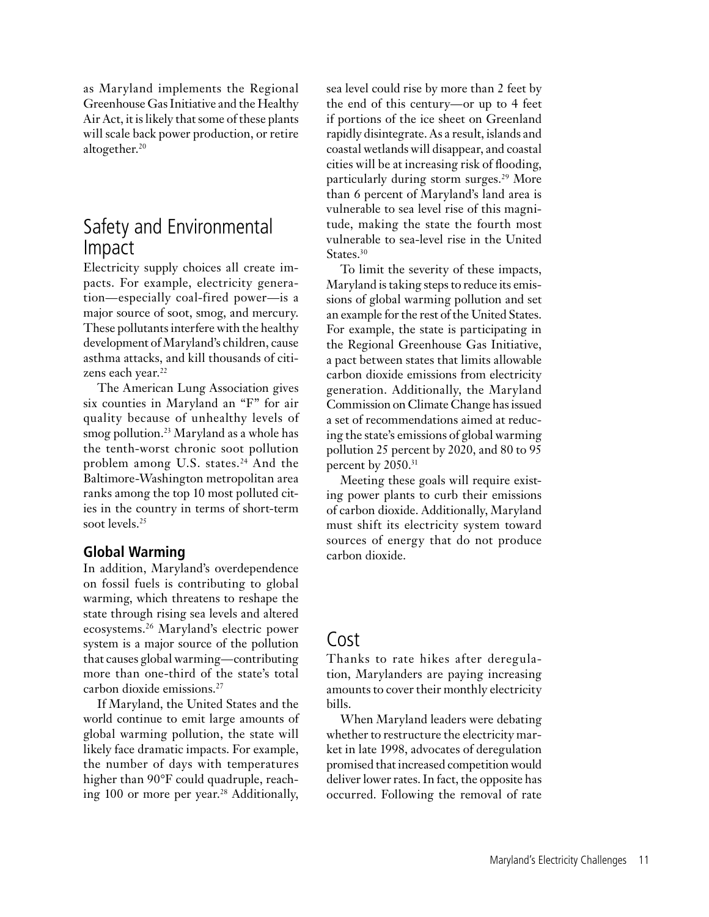as Maryland implements the Regional Greenhouse Gas Initiative and the Healthy Air Act, it is likely that some of these plants will scale back power production, or retire altogether.[20]

## Safety and Environmental Impact

Electricity supply choices all create impacts. For example, electricity generation—especially coal-fired power—is a major source of soot, smog, and mercury. These pollutants interfere with the healthy development of Maryland's children, cause asthma attacks, and kill thousands of citizens each year.[22]

The American Lung Association gives six counties in Maryland an "F" for air quality because of unhealthy levels of smog pollution.[23] Maryland as a whole has the tenth-worst chronic soot pollution problem among U.S. states.[24] And the Baltimore-Washington metropolitan area ranks among the top 10 most polluted cities in the country in terms of short-term soot levels.[25]

### Global Warming

In addition, Maryland's overdependence on fossil fuels is contributing to global warming, which threatens to reshape the state through rising sea levels and altered ecosystems.[26] Maryland's electric power system is a major source of the pollution that causes global warming—contributing more than one-third of the state's total carbon dioxide emissions.[27]

If Maryland, the United States and the world continue to emit large amounts of global warming pollution, the state will likely face dramatic impacts. For example, the number of days with temperatures higher than 90°F could quadruple, reaching 100 or more per year.[28] Additionally, sea level could rise by more than 2 feet by the end of this century—or up to 4 feet if portions of the ice sheet on Greenland rapidly disintegrate. As a result, islands and coastal wetlands will disappear, and coastal cities will be at increasing risk of flooding, particularly during storm surges.[29] More than 6 percent of Maryland's land area is vulnerable to sea level rise of this magnitude, making the state the fourth most vulnerable to sea-level rise in the United States.[30]

To limit the severity of these impacts, Maryland is taking steps to reduce its emissions of global warming pollution and set an example for the rest of the United States. For example, the state is participating in the Regional Greenhouse Gas Initiative, a pact between states that limits allowable carbon dioxide emissions from electricity generation. Additionally, the Maryland Commission on Climate Change has issued a set of recommendations aimed at reducing the state's emissions of global warming pollution 25 percent by 2020, and 80 to 95 percent by 2050.[31]

Meeting these goals will require existing power plants to curb their emissions of carbon dioxide. Additionally, Maryland must shift its electricity system toward sources of energy that do not produce carbon dioxide.

## Cost

Thanks to rate hikes after deregulation, Marylanders are paying increasing amounts to cover their monthly electricity bills.

When Maryland leaders were debating whether to restructure the electricity market in late 1998, advocates of deregulation promised that increased competition would deliver lower rates. In fact, the opposite has occurred. Following the removal of rate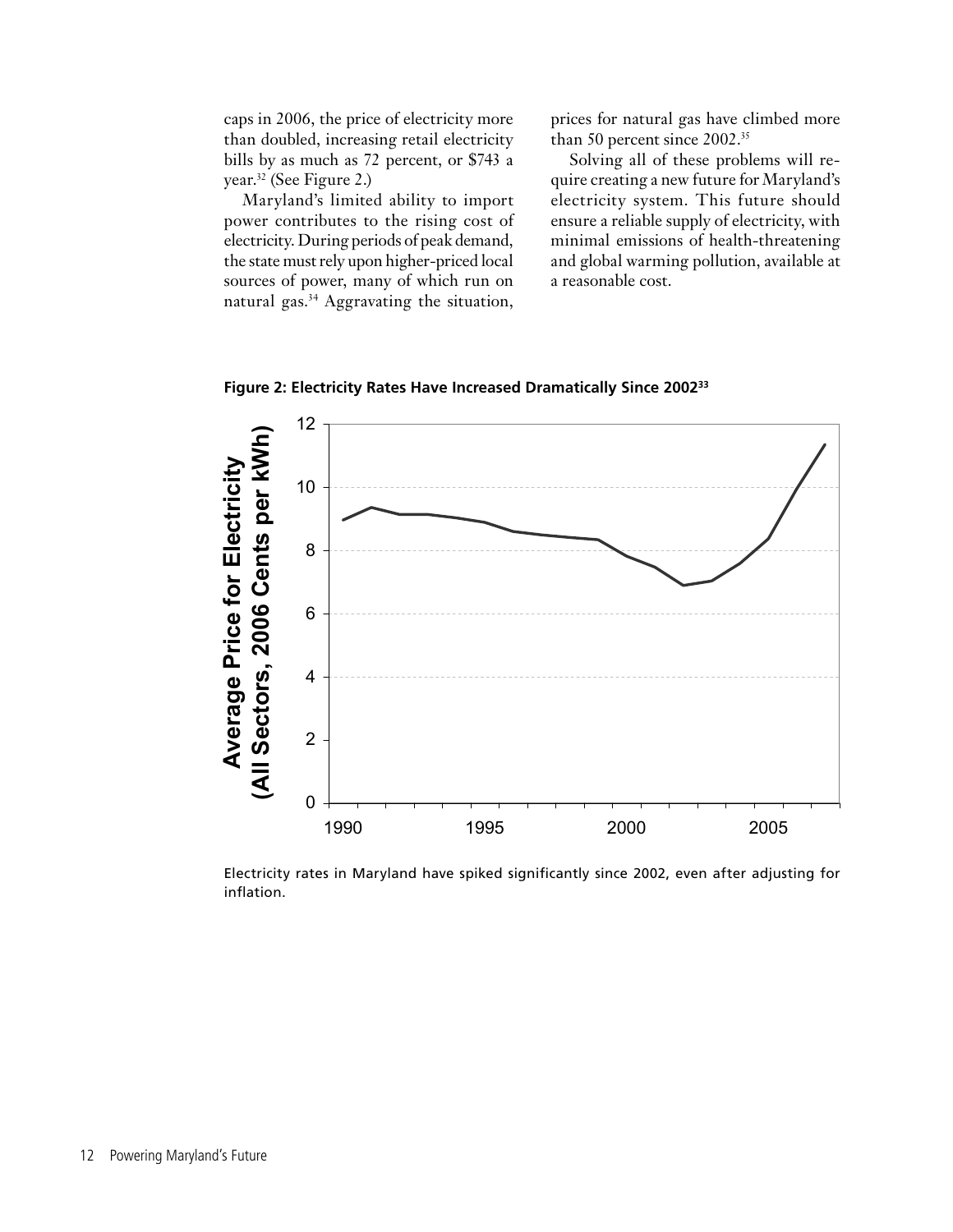caps in 2006, the price of electricity more than doubled, increasing retail electricity bills by as much as 72 percent, or $743 a year.[32] (See Figure 2.)

Maryland's limited ability to import power contributes to the rising cost of electricity. During periods of peak demand, the state must rely upon higher-priced local sources of power, many of which run on natural gas.[34] Aggravating the situation, prices for natural gas have climbed more than 50 percent since 2002.[35]

Solving all of these problems will require creating a new future for Maryland's electricity system. This future should ensure a reliable supply of electricity, with minimal emissions of health-threatening and global warming pollution, available at a reasonable cost.

**Figure 2: Electricity Rates Have Increased Dramatically Since 2002[33]**

Electricity rates in Maryland have spiked significantly since 2002, even after adjusting for inflation.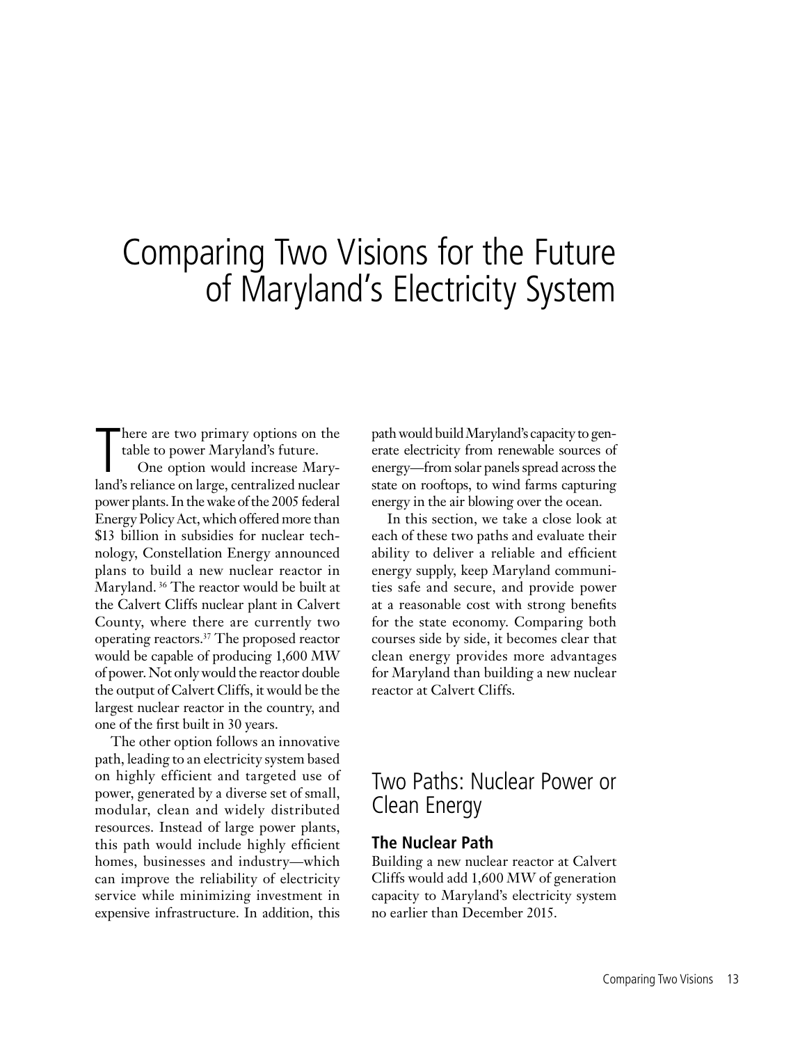# Comparing Two Visions for the Future of Maryland's Electricity System

There are two primary options on the table to power Maryland's future.

One option would increase Maryland's reliance on large, centralized nuclear power plants. In the wake of the 2005 federal Energy Policy Act, which offered more than $13 billion in subsidies for nuclear technology, Constellation Energy announced plans to build a new nuclear reactor in Maryland.[36] The reactor would be built at the Calvert Cliffs nuclear plant in Calvert County, where there are currently two operating reactors.[37] The proposed reactor would be capable of producing 1,600 MW of power. Not only would the reactor double the output of Calvert Cliffs, it would be the largest nuclear reactor in the country, and one of the first built in 30 years.

The other option follows an innovative path, leading to an electricity system based on highly efficient and targeted use of power, generated by a diverse set of small, modular, clean and widely distributed resources. Instead of large power plants, this path would include highly efficient homes, businesses and industry—which can improve the reliability of electricity service while minimizing investment in expensive infrastructure. In addition, this path would build Maryland's capacity to generate electricity from renewable sources of energy—from solar panels spread across the state on rooftops, to wind farms capturing energy in the air blowing over the ocean.

In this section, we take a close look at each of these two paths and evaluate their ability to deliver a reliable and efficient energy supply, keep Maryland communities safe and secure, and provide power at a reasonable cost with strong benefits for the state economy. Comparing both courses side by side, it becomes clear that clean energy provides more advantages for Maryland than building a new nuclear reactor at Calvert Cliffs.

## Two Paths: Nuclear Power or Clean Energy

### The Nuclear Path

Building a new nuclear reactor at Calvert Cliffs would add 1,600 MW of generation capacity to Maryland's electricity system no earlier than December 2015.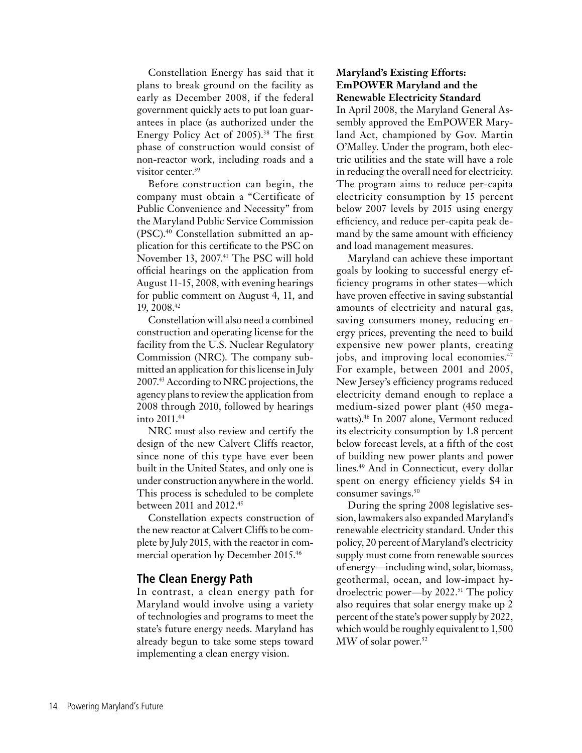Constellation Energy has said that it plans to break ground on the facility as early as December 2008, if the federal government quickly acts to put loan guarantees in place (as authorized under the Energy Policy Act of 2005).[38] The first phase of construction would consist of non-reactor work, including roads and a visitor center.[39]

Before construction can begin, the company must obtain a "Certificate of Public Convenience and Necessity" from the Maryland Public Service Commission (PSC).[40] Constellation submitted an application for this certificate to the PSC on November 13, 2007.[41] The PSC will hold official hearings on the application from August 11-15, 2008, with evening hearings for public comment on August 4, 11, and 19, 2008.[42]

Constellation will also need a combined construction and operating license for the facility from the U.S. Nuclear Regulatory Commission (NRC). The company submitted an application for this license in July 2007.[43] According to NRC projections, the agency plans to review the application from 2008 through 2010, followed by hearings into 2011.[44]

NRC must also review and certify the design of the new Calvert Cliffs reactor, since none of this type have ever been built in the United States, and only one is under construction anywhere in the world. This process is scheduled to be complete between 2011 and 2012.[45]

Constellation expects construction of the new reactor at Calvert Cliffs to be complete by July 2015, with the reactor in commercial operation by December 2015.[46]

## The Clean Energy Path

In contrast, a clean energy path for Maryland would involve using a variety of technologies and programs to meet the state's future energy needs. Maryland has already begun to take some steps toward implementing a clean energy vision.

### Maryland's Existing Efforts: EmPOWER Maryland and the Renewable Electricity Standard

In April 2008, the Maryland General Assembly approved the EmPOWER Maryland Act, championed by Gov. Martin O'Malley. Under the program, both electric utilities and the state will have a role in reducing the overall need for electricity. The program aims to reduce per-capita electricity consumption by 15 percent below 2007 levels by 2015 using energy efficiency, and reduce per-capita peak demand by the same amount with efficiency and load management measures.

Maryland can achieve these important goals by looking to successful energy efficiency programs in other states—which have proven effective in saving substantial amounts of electricity and natural gas, saving consumers money, reducing energy prices, preventing the need to build expensive new power plants, creating jobs, and improving local economies.[47] For example, between 2001 and 2005, New Jersey's efficiency programs reduced electricity demand enough to replace a medium-sized power plant (450 megawatts).[48] In 2007 alone, Vermont reduced its electricity consumption by 1.8 percent below forecast levels, at a fifth of the cost of building new power plants and power lines.[49] And in Connecticut, every dollar spent on energy efficiency yields $4 in consumer savings.[50]

During the spring 2008 legislative session, lawmakers also expanded Maryland's renewable electricity standard. Under this policy, 20 percent of Maryland's electricity supply must come from renewable sources of energy—including wind, solar, biomass, geothermal, ocean, and low-impact hydroelectric power—by 2022.[51] The policy also requires that solar energy make up 2 percent of the state's power supply by 2022, which would be roughly equivalent to 1,500 MW of solar power.[52]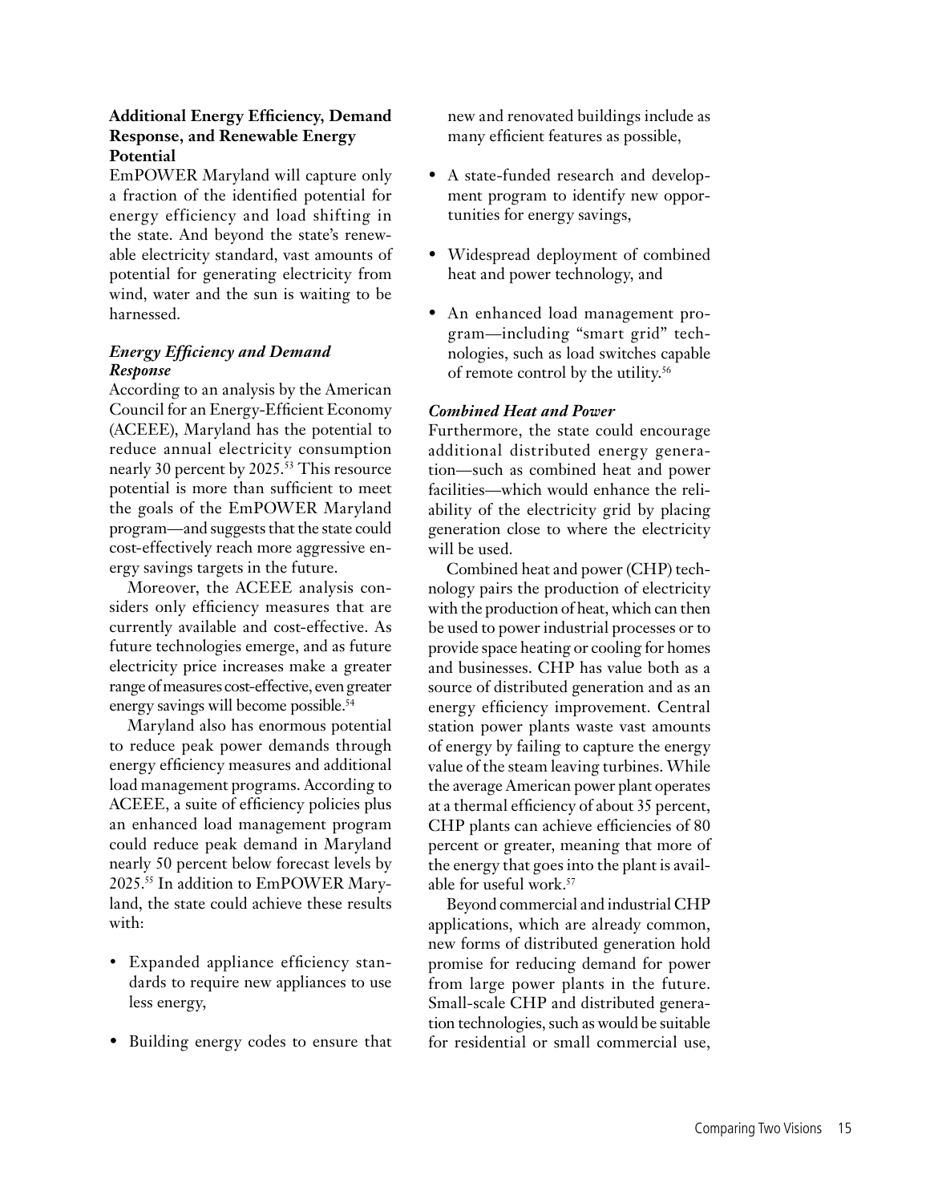### Additional Energy Efficiency, Demand Response, and Renewable Energy Potential

EmPOWER Maryland will capture only a fraction of the identified potential for energy efficiency and load shifting in the state. And beyond the state's renewable electricity standard, vast amounts of potential for generating electricity from wind, water and the sun is waiting to be harnessed.

#### *Energy Efficiency and Demand Response*

According to an analysis by the American Council for an Energy-Efficient Economy (ACEEE), Maryland has the potential to reduce annual electricity consumption nearly 30 percent by 2025.[53] This resource potential is more than sufficient to meet the goals of the EmPOWER Maryland program—and suggests that the state could cost-effectively reach more aggressive energy savings targets in the future.

Moreover, the ACEEE analysis considers only efficiency measures that are currently available and cost-effective. As future technologies emerge, and as future electricity price increases make a greater range of measures cost-effective, even greater energy savings will become possible.[54]

Maryland also has enormous potential to reduce peak power demands through energy efficiency measures and additional load management programs. According to ACEEE, a suite of efficiency policies plus an enhanced load management program could reduce peak demand in Maryland nearly 50 percent below forecast levels by 2025.[55] In addition to EmPOWER Maryland, the state could achieve these results with:

- Expanded appliance efficiency standards to require new appliances to use less energy,
- Building energy codes to ensure that new and renovated buildings include as many efficient features as possible,
- A state-funded research and development program to identify new opportunities for energy savings,
- Widespread deployment of combined heat and power technology, and
- An enhanced load management program—including "smart grid" technologies, such as load switches capable of remote control by the utility.[56]

#### *Combined Heat and Power*

Furthermore, the state could encourage additional distributed energy generation—such as combined heat and power facilities—which would enhance the reliability of the electricity grid by placing generation close to where the electricity will be used.

Combined heat and power (CHP) technology pairs the production of electricity with the production of heat, which can then be used to power industrial processes or to provide space heating or cooling for homes and businesses. CHP has value both as a source of distributed generation and as an energy efficiency improvement. Central station power plants waste vast amounts of energy by failing to capture the energy value of the steam leaving turbines. While the average American power plant operates at a thermal efficiency of about 35 percent, CHP plants can achieve efficiencies of 80 percent or greater, meaning that more of the energy that goes into the plant is available for useful work.[57]

Beyond commercial and industrial CHP applications, which are already common, new forms of distributed generation hold promise for reducing demand for power from large power plants in the future. Small-scale CHP and distributed generation technologies, such as would be suitable for residential or small commercial use,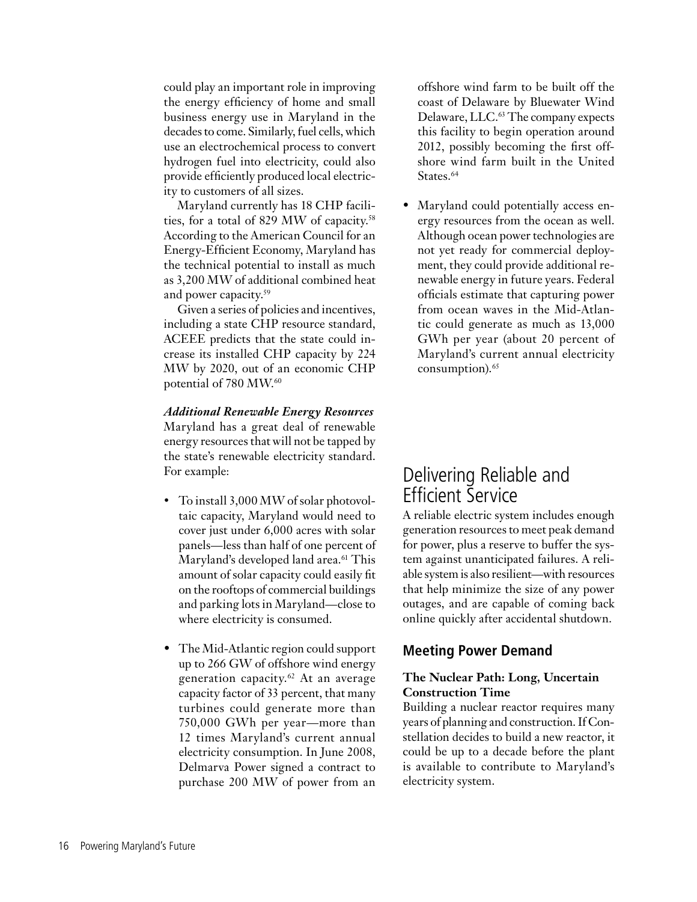could play an important role in improving the energy efficiency of home and small business energy use in Maryland in the decades to come. Similarly, fuel cells, which use an electrochemical process to convert hydrogen fuel into electricity, could also provide efficiently produced local electricity to customers of all sizes.

Maryland currently has 18 CHP facilities, for a total of 829 MW of capacity.[58] According to the American Council for an Energy-Efficient Economy, Maryland has the technical potential to install as much as 3,200 MW of additional combined heat and power capacity.[59]

Given a series of policies and incentives, including a state CHP resource standard, ACEEE predicts that the state could increase its installed CHP capacity by 224 MW by 2020, out of an economic CHP potential of 780 MW.[60]

***Additional Renewable Energy Resources***

Maryland has a great deal of renewable energy resources that will not be tapped by the state's renewable electricity standard. For example:

- To install 3,000 MW of solar photovoltaic capacity, Maryland would need to cover just under 6,000 acres with solar panels—less than half of one percent of Maryland's developed land area.[61] This amount of solar capacity could easily fit on the rooftops of commercial buildings and parking lots in Maryland—close to where electricity is consumed.
- The Mid-Atlantic region could support up to 266 GW of offshore wind energy generation capacity.[62] At an average capacity factor of 33 percent, that many turbines could generate more than 750,000 GWh per year—more than 12 times Maryland's current annual electricity consumption. In June 2008, Delmarva Power signed a contract to purchase 200 MW of power from an offshore wind farm to be built off the coast of Delaware by Bluewater Wind Delaware, LLC.[63] The company expects this facility to begin operation around 2012, possibly becoming the first offshore wind farm built in the United States.[64]
- Maryland could potentially access energy resources from the ocean as well. Although ocean power technologies are not yet ready for commercial deployment, they could provide additional renewable energy in future years. Federal officials estimate that capturing power from ocean waves in the Mid-Atlantic could generate as much as 13,000 GWh per year (about 20 percent of Maryland's current annual electricity consumption).[65]

# Delivering Reliable and Efficient Service

A reliable electric system includes enough generation resources to meet peak demand for power, plus a reserve to buffer the system against unanticipated failures. A reliable system is also resilient—with resources that help minimize the size of any power outages, and are capable of coming back online quickly after accidental shutdown.

## Meeting Power Demand

### The Nuclear Path: Long, Uncertain Construction Time

Building a nuclear reactor requires many years of planning and construction. If Constellation decides to build a new reactor, it could be up to a decade before the plant is available to contribute to Maryland's electricity system.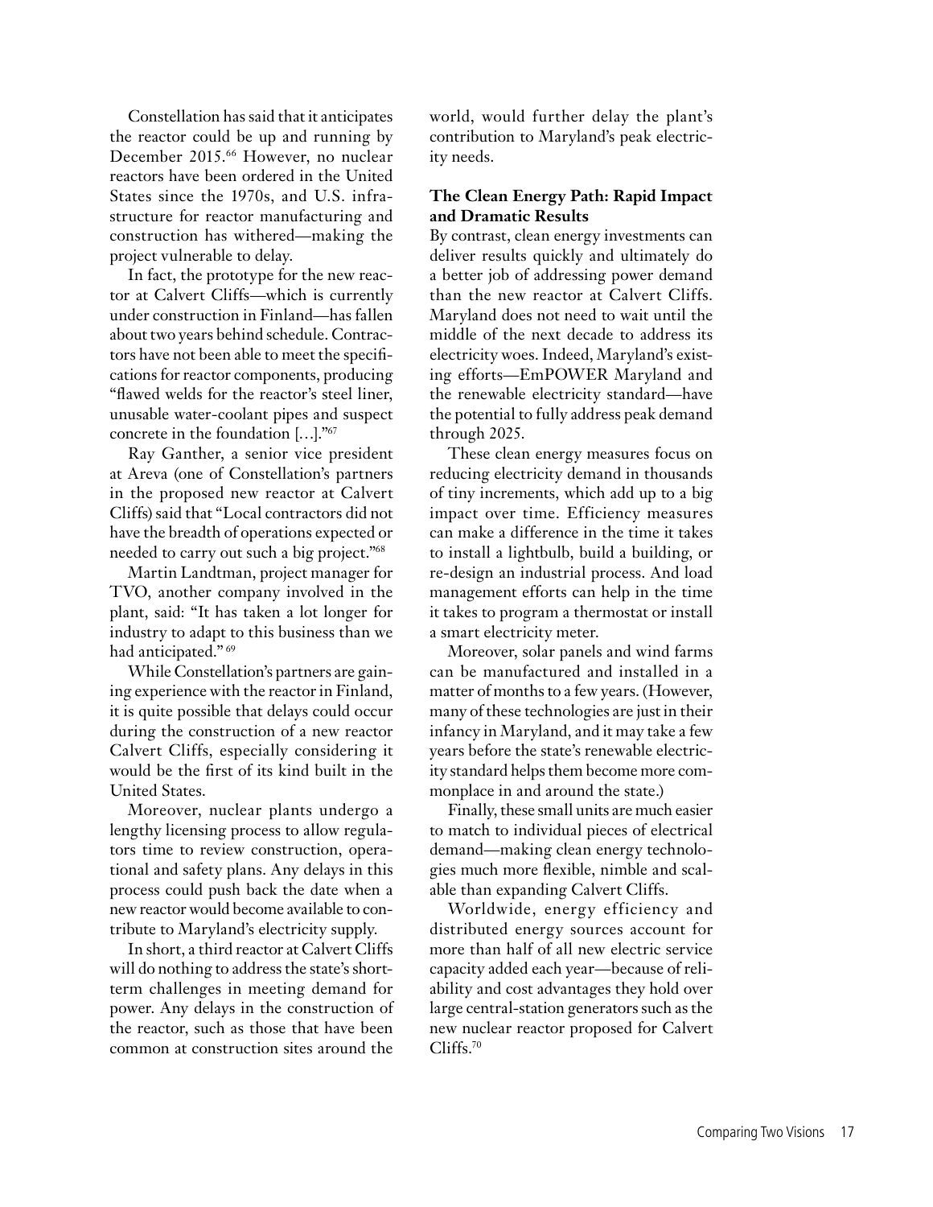Constellation has said that it anticipates the reactor could be up and running by December 2015.[66] However, no nuclear reactors have been ordered in the United States since the 1970s, and U.S. infrastructure for reactor manufacturing and construction has withered—making the project vulnerable to delay.

In fact, the prototype for the new reactor at Calvert Cliffs—which is currently under construction in Finland—has fallen about two years behind schedule. Contractors have not been able to meet the specifications for reactor components, producing "flawed welds for the reactor's steel liner, unusable water-coolant pipes and suspect concrete in the foundation […]."[67]

Ray Ganther, a senior vice president at Areva (one of Constellation's partners in the proposed new reactor at Calvert Cliffs) said that "Local contractors did not have the breadth of operations expected or needed to carry out such a big project."[68]

Martin Landtman, project manager for TVO, another company involved in the plant, said: "It has taken a lot longer for industry to adapt to this business than we had anticipated." [69]

While Constellation's partners are gaining experience with the reactor in Finland, it is quite possible that delays could occur during the construction of a new reactor Calvert Cliffs, especially considering it would be the first of its kind built in the United States.

Moreover, nuclear plants undergo a lengthy licensing process to allow regulators time to review construction, operational and safety plans. Any delays in this process could push back the date when a new reactor would become available to contribute to Maryland's electricity supply.

In short, a third reactor at Calvert Cliffs will do nothing to address the state's short-term challenges in meeting demand for power. Any delays in the construction of the reactor, such as those that have been common at construction sites around the world, would further delay the plant's contribution to Maryland's peak electricity needs.

### The Clean Energy Path: Rapid Impact and Dramatic Results

By contrast, clean energy investments can deliver results quickly and ultimately do a better job of addressing power demand than the new reactor at Calvert Cliffs. Maryland does not need to wait until the middle of the next decade to address its electricity woes. Indeed, Maryland's existing efforts—EmPOWER Maryland and the renewable electricity standard—have the potential to fully address peak demand through 2025.

These clean energy measures focus on reducing electricity demand in thousands of tiny increments, which add up to a big impact over time. Efficiency measures can make a difference in the time it takes to install a lightbulb, build a building, or re-design an industrial process. And load management efforts can help in the time it takes to program a thermostat or install a smart electricity meter.

Moreover, solar panels and wind farms can be manufactured and installed in a matter of months to a few years. (However, many of these technologies are just in their infancy in Maryland, and it may take a few years before the state's renewable electricity standard helps them become more commonplace in and around the state.)

Finally, these small units are much easier to match to individual pieces of electrical demand—making clean energy technologies much more flexible, nimble and scalable than expanding Calvert Cliffs.

Worldwide, energy efficiency and distributed energy sources account for more than half of all new electric service capacity added each year—because of reliability and cost advantages they hold over large central-station generators such as the new nuclear reactor proposed for Calvert Cliffs.[70]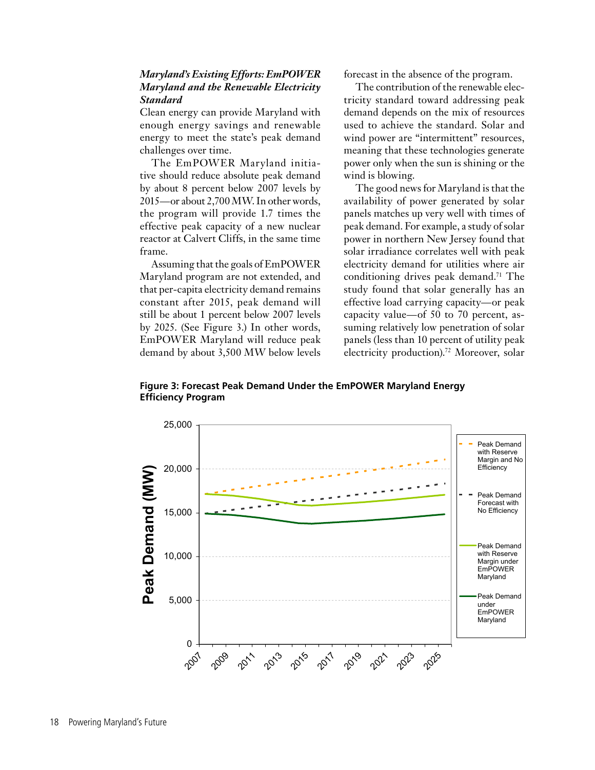***Maryland's Existing Efforts: EmPOWER Maryland and the Renewable Electricity Standard***

Clean energy can provide Maryland with enough energy savings and renewable energy to meet the state's peak demand challenges over time.

The EmPOWER Maryland initiative should reduce absolute peak demand by about 8 percent below 2007 levels by 2015—or about 2,700 MW. In other words, the program will provide 1.7 times the effective peak capacity of a new nuclear reactor at Calvert Cliffs, in the same time frame.

Assuming that the goals of EmPOWER Maryland program are not extended, and that per-capita electricity demand remains constant after 2015, peak demand will still be about 1 percent below 2007 levels by 2025. (See Figure 3.) In other words, EmPOWER Maryland will reduce peak demand by about 3,500 MW below levels forecast in the absence of the program.

The contribution of the renewable electricity standard toward addressing peak demand depends on the mix of resources used to achieve the standard. Solar and wind power are "intermittent" resources, meaning that these technologies generate power only when the sun is shining or the wind is blowing.

The good news for Maryland is that the availability of power generated by solar panels matches up very well with times of peak demand. For example, a study of solar power in northern New Jersey found that solar irradiance correlates well with peak electricity demand for utilities where air conditioning drives peak demand.[71] The study found that solar generally has an effective load carrying capacity—or peak capacity value—of 50 to 70 percent, assuming relatively low penetration of solar panels (less than 10 percent of utility peak electricity production).[72] Moreover, solar

**Figure 3: Forecast Peak Demand Under the EmPOWER Maryland Energy Efficiency Program**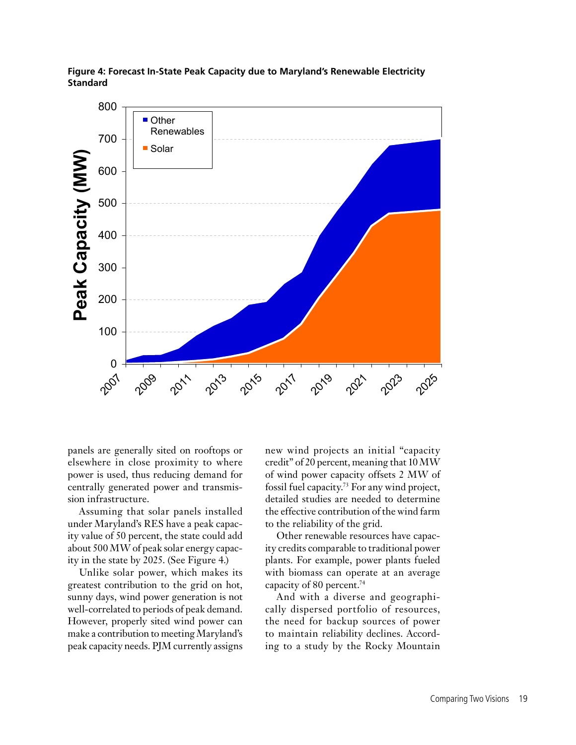**Figure 4: Forecast In-State Peak Capacity due to Maryland's Renewable Electricity Standard**

panels are generally sited on rooftops or elsewhere in close proximity to where power is used, thus reducing demand for centrally generated power and transmission infrastructure.

Assuming that solar panels installed under Maryland's RES have a peak capacity value of 50 percent, the state could add about 500 MW of peak solar energy capacity in the state by 2025. (See Figure 4.)

Unlike solar power, which makes its greatest contribution to the grid on hot, sunny days, wind power generation is not well-correlated to periods of peak demand. However, properly sited wind power can make a contribution to meeting Maryland's peak capacity needs. PJM currently assigns new wind projects an initial "capacity credit" of 20 percent, meaning that 10 MW of wind power capacity offsets 2 MW of fossil fuel capacity.[73] For any wind project, detailed studies are needed to determine the effective contribution of the wind farm to the reliability of the grid.

Other renewable resources have capacity credits comparable to traditional power plants. For example, power plants fueled with biomass can operate at an average capacity of 80 percent.[74]

And with a diverse and geographically dispersed portfolio of resources, the need for backup sources of power to maintain reliability declines. According to a study by the Rocky Mountain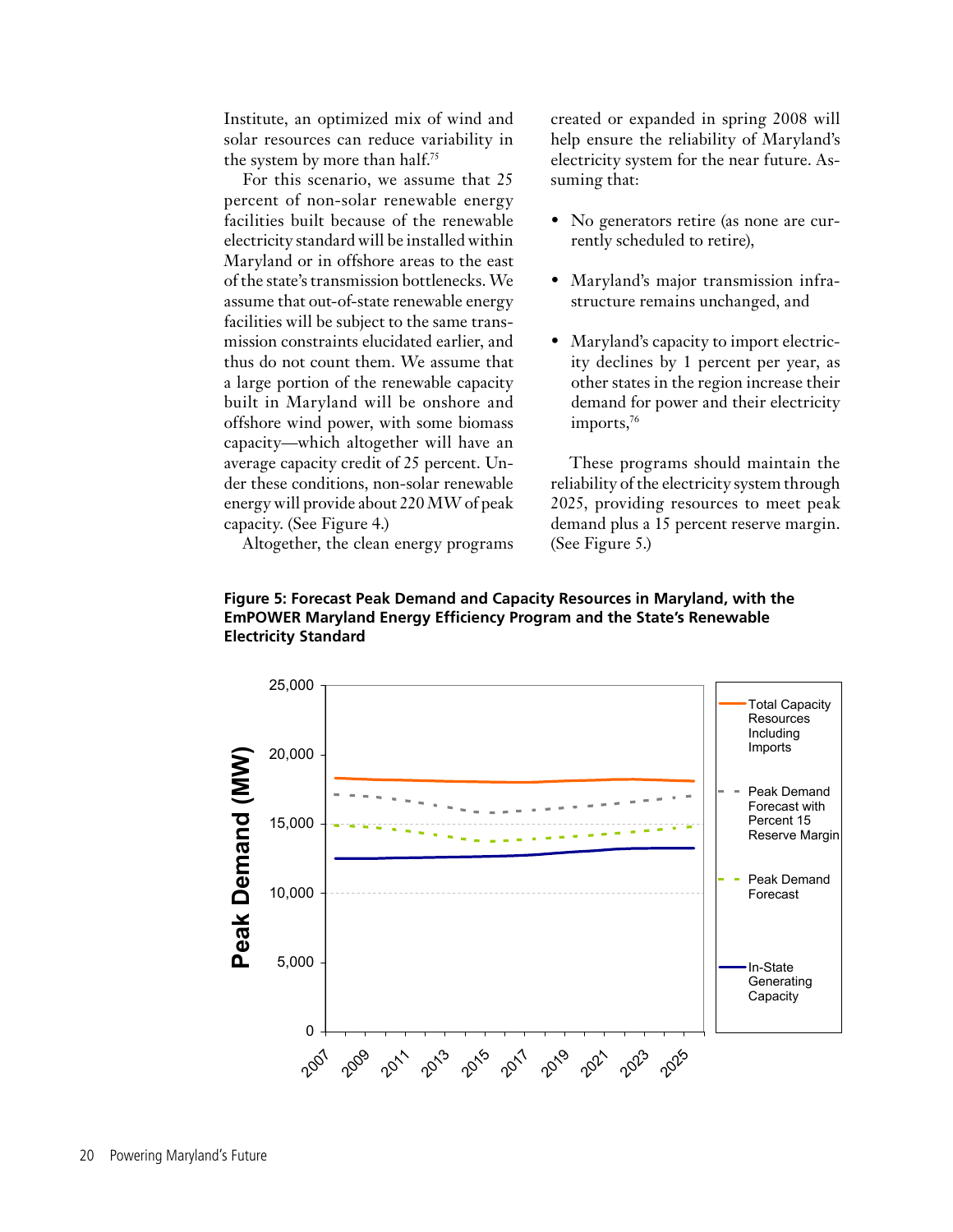Institute, an optimized mix of wind and solar resources can reduce variability in the system by more than half.[75]

For this scenario, we assume that 25 percent of non-solar renewable energy facilities built because of the renewable electricity standard will be installed within Maryland or in offshore areas to the east of the state's transmission bottlenecks. We assume that out-of-state renewable energy facilities will be subject to the same transmission constraints elucidated earlier, and thus do not count them. We assume that a large portion of the renewable capacity built in Maryland will be onshore and offshore wind power, with some biomass capacity—which altogether will have an average capacity credit of 25 percent. Under these conditions, non-solar renewable energy will provide about 220 MW of peak capacity. (See Figure 4.)

Altogether, the clean energy programs created or expanded in spring 2008 will help ensure the reliability of Maryland's electricity system for the near future. Assuming that:

- No generators retire (as none are currently scheduled to retire),
- Maryland's major transmission infrastructure remains unchanged, and
- Maryland's capacity to import electricity declines by 1 percent per year, as other states in the region increase their demand for power and their electricity imports,[76]

These programs should maintain the reliability of the electricity system through 2025, providing resources to meet peak demand plus a 15 percent reserve margin. (See Figure 5.)

**Figure 5: Forecast Peak Demand and Capacity Resources in Maryland, with the EmPOWER Maryland Energy Efficiency Program and the State's Renewable Electricity Standard**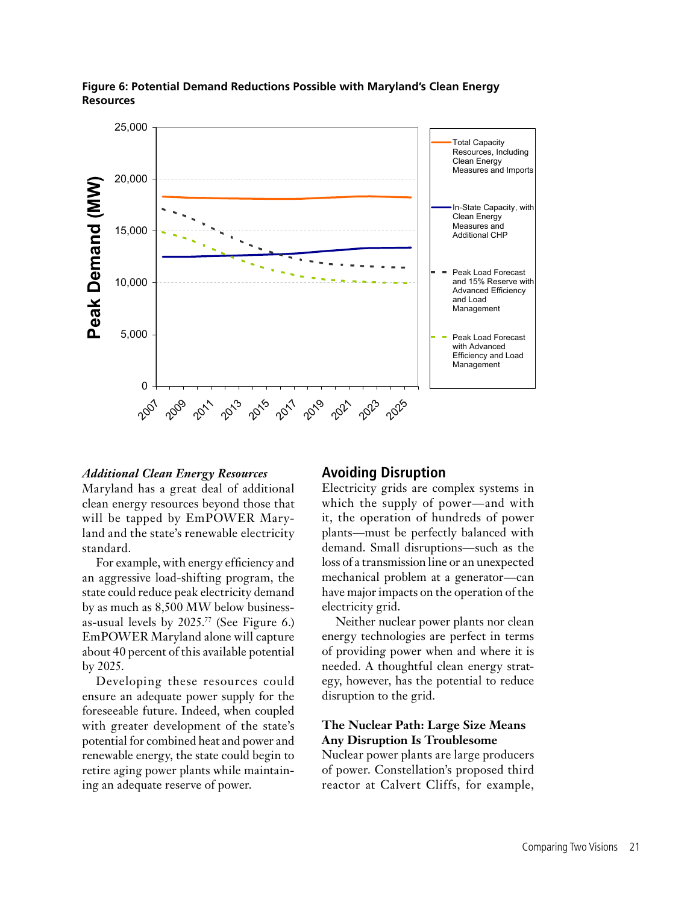**Figure 6: Potential Demand Reductions Possible with Maryland's Clean Energy Resources**

***Additional Clean Energy Resources***

Maryland has a great deal of additional clean energy resources beyond those that will be tapped by EmPOWER Maryland and the state's renewable electricity standard.

For example, with energy efficiency and an aggressive load-shifting program, the state could reduce peak electricity demand by as much as 8,500 MW below business-as-usual levels by 2025.[77] (See Figure 6.) EmPOWER Maryland alone will capture about 40 percent of this available potential by 2025.

Developing these resources could ensure an adequate power supply for the foreseeable future. Indeed, when coupled with greater development of the state's potential for combined heat and power and renewable energy, the state could begin to retire aging power plants while maintaining an adequate reserve of power.

## Avoiding Disruption

Electricity grids are complex systems in which the supply of power—and with it, the operation of hundreds of power plants—must be perfectly balanced with demand. Small disruptions—such as the loss of a transmission line or an unexpected mechanical problem at a generator—can have major impacts on the operation of the electricity grid.

Neither nuclear power plants nor clean energy technologies are perfect in terms of providing power when and where it is needed. A thoughtful clean energy strategy, however, has the potential to reduce disruption to the grid.

### The Nuclear Path: Large Size Means Any Disruption Is Troublesome

Nuclear power plants are large producers of power. Constellation's proposed third reactor at Calvert Cliffs, for example,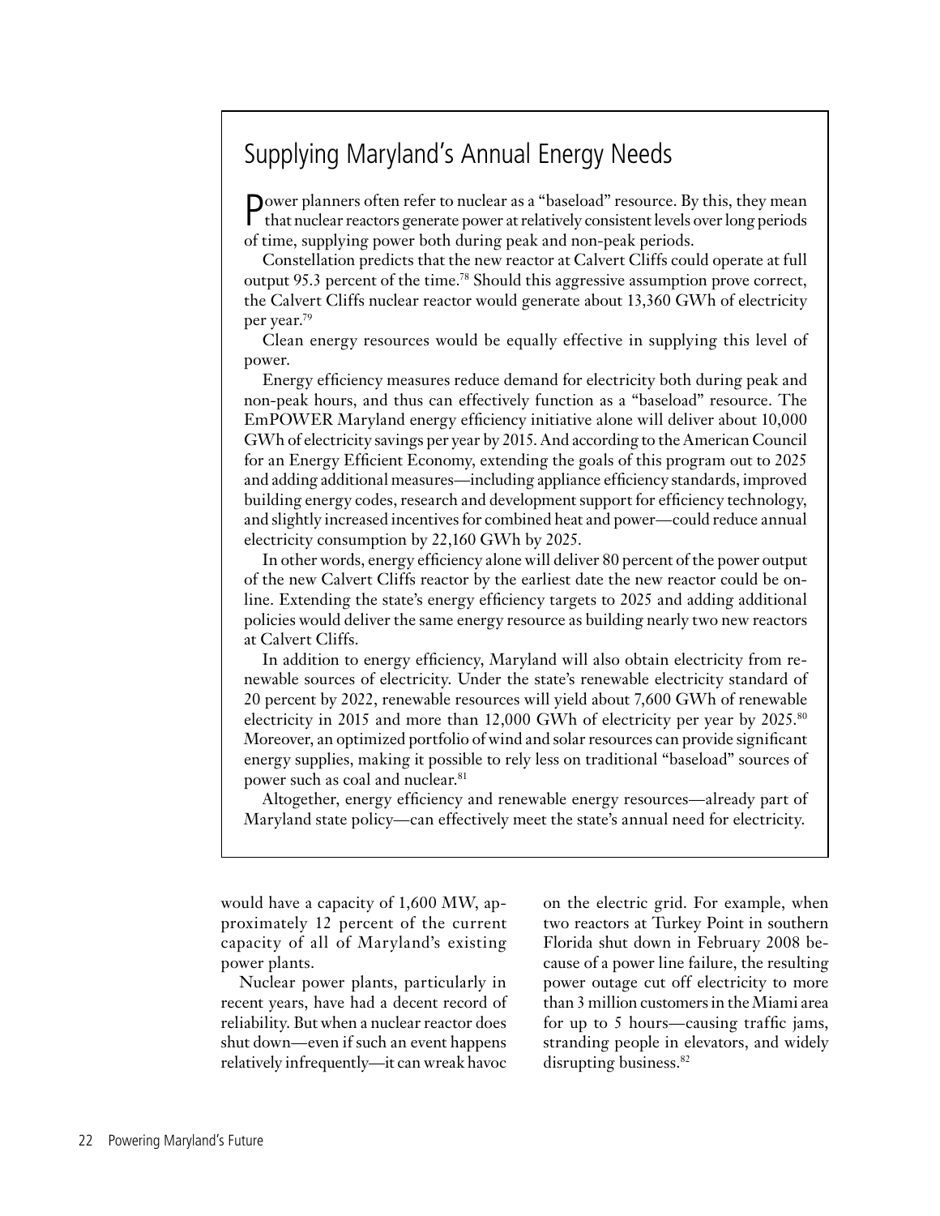## Supplying Maryland's Annual Energy Needs

Power planners often refer to nuclear as a "baseload" resource. By this, they mean that nuclear reactors generate power at relatively consistent levels over long periods of time, supplying power both during peak and non-peak periods.

Constellation predicts that the new reactor at Calvert Cliffs could operate at full output 95.3 percent of the time.[78] Should this aggressive assumption prove correct, the Calvert Cliffs nuclear reactor would generate about 13,360 GWh of electricity per year.[79]

Clean energy resources would be equally effective in supplying this level of power.

Energy efficiency measures reduce demand for electricity both during peak and non-peak hours, and thus can effectively function as a "baseload" resource. The EmPOWER Maryland energy efficiency initiative alone will deliver about 10,000 GWh of electricity savings per year by 2015. And according to the American Council for an Energy Efficient Economy, extending the goals of this program out to 2025 and adding additional measures—including appliance efficiency standards, improved building energy codes, research and development support for efficiency technology, and slightly increased incentives for combined heat and power—could reduce annual electricity consumption by 22,160 GWh by 2025.

In other words, energy efficiency alone will deliver 80 percent of the power output of the new Calvert Cliffs reactor by the earliest date the new reactor could be on-line. Extending the state's energy efficiency targets to 2025 and adding additional policies would deliver the same energy resource as building nearly two new reactors at Calvert Cliffs.

In addition to energy efficiency, Maryland will also obtain electricity from renewable sources of electricity. Under the state's renewable electricity standard of 20 percent by 2022, renewable resources will yield about 7,600 GWh of renewable electricity in 2015 and more than 12,000 GWh of electricity per year by 2025.[80] Moreover, an optimized portfolio of wind and solar resources can provide significant energy supplies, making it possible to rely less on traditional "baseload" sources of power such as coal and nuclear.[81]

Altogether, energy efficiency and renewable energy resources—already part of Maryland state policy—can effectively meet the state's annual need for electricity.

would have a capacity of 1,600 MW, approximately 12 percent of the current capacity of all of Maryland's existing power plants.

Nuclear power plants, particularly in recent years, have had a decent record of reliability. But when a nuclear reactor does shut down—even if such an event happens relatively infrequently—it can wreak havoc on the electric grid. For example, when two reactors at Turkey Point in southern Florida shut down in February 2008 because of a power line failure, the resulting power outage cut off electricity to more than 3 million customers in the Miami area for up to 5 hours—causing traffic jams, stranding people in elevators, and widely disrupting business.[82]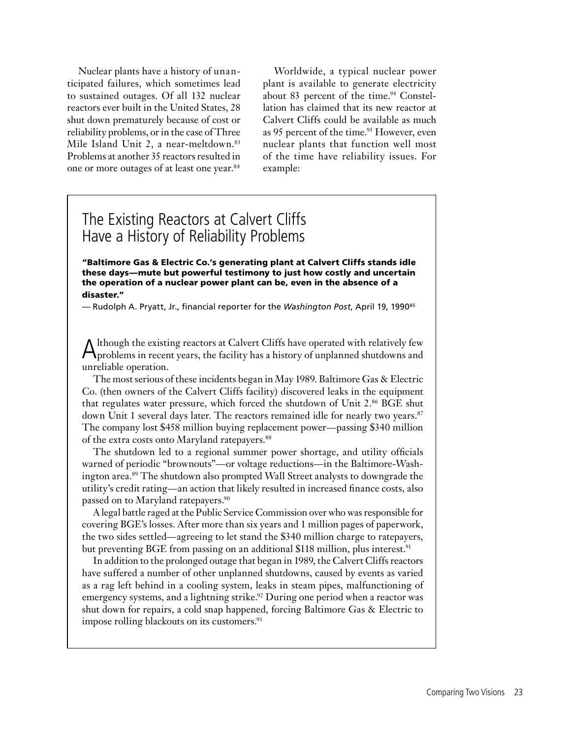Nuclear plants have a history of unanticipated failures, which sometimes lead to sustained outages. Of all 132 nuclear reactors ever built in the United States, 28 shut down prematurely because of cost or reliability problems, or in the case of Three Mile Island Unit 2, a near-meltdown.[83] Problems at another 35 reactors resulted in one or more outages of at least one year.[84]

Worldwide, a typical nuclear power plant is available to generate electricity about 83 percent of the time.[94] Constellation has claimed that its new reactor at Calvert Cliffs could be available as much as 95 percent of the time.[95] However, even nuclear plants that function well most of the time have reliability issues. For example:

## The Existing Reactors at Calvert Cliffs Have a History of Reliability Problems

**"Baltimore Gas & Electric Co.'s generating plant at Calvert Cliffs stands idle these days—mute but powerful testimony to just how costly and uncertain the operation of a nuclear power plant can be, even in the absence of a disaster."**

— Rudolph A. Pryatt, Jr., financial reporter for the *Washington Post*, April 19, 1990[85]

Although the existing reactors at Calvert Cliffs have operated with relatively few problems in recent years, the facility has a history of unplanned shutdowns and unreliable operation.

The most serious of these incidents began in May 1989. Baltimore Gas & Electric Co. (then owners of the Calvert Cliffs facility) discovered leaks in the equipment that regulates water pressure, which forced the shutdown of Unit 2.[86] BGE shut down Unit 1 several days later. The reactors remained idle for nearly two years.[87] The company lost $458 million buying replacement power—passing $340 million of the extra costs onto Maryland ratepayers.[88]

The shutdown led to a regional summer power shortage, and utility officials warned of periodic "brownouts"—or voltage reductions—in the Baltimore-Washington area.[89] The shutdown also prompted Wall Street analysts to downgrade the utility's credit rating—an action that likely resulted in increased finance costs, also passed on to Maryland ratepayers.[90]

A legal battle raged at the Public Service Commission over who was responsible for covering BGE's losses. After more than six years and 1 million pages of paperwork, the two sides settled—agreeing to let stand the $340 million charge to ratepayers, but preventing BGE from passing on an additional $118 million, plus interest.[91]

In addition to the prolonged outage that began in 1989, the Calvert Cliffs reactors have suffered a number of other unplanned shutdowns, caused by events as varied as a rag left behind in a cooling system, leaks in steam pipes, malfunctioning of emergency systems, and a lightning strike.[92] During one period when a reactor was shut down for repairs, a cold snap happened, forcing Baltimore Gas & Electric to impose rolling blackouts on its customers.[93]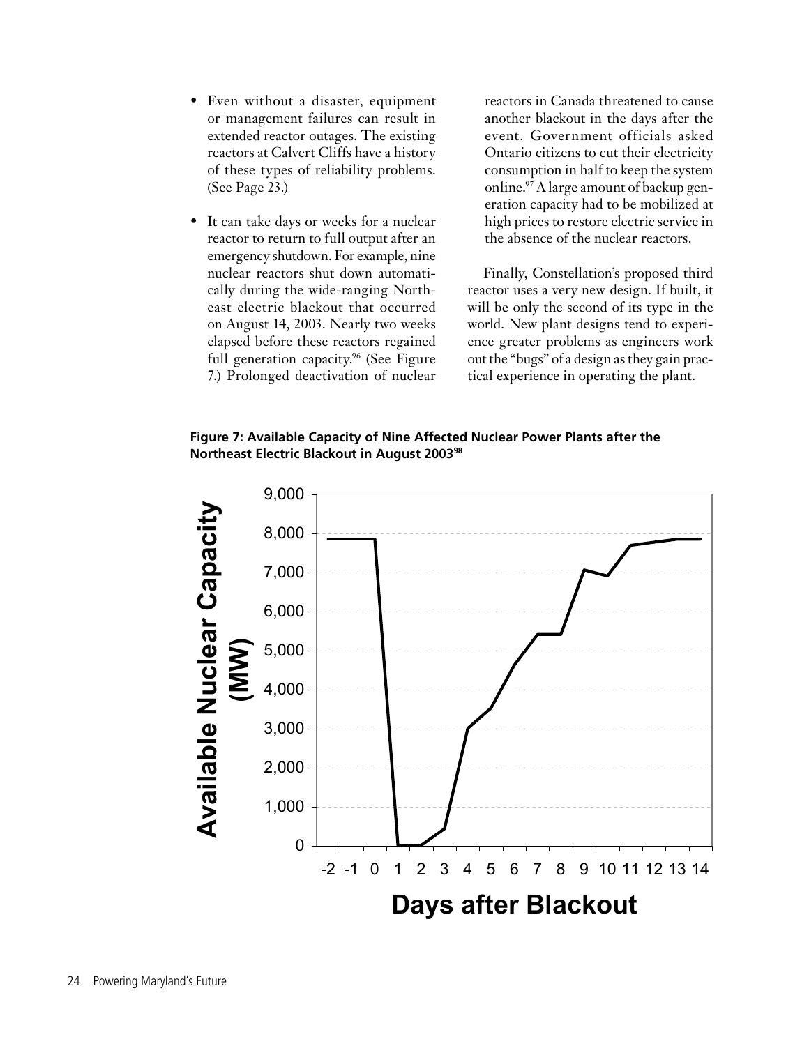- Even without a disaster, equipment or management failures can result in extended reactor outages. The existing reactors at Calvert Cliffs have a history of these types of reliability problems. (See Page 23.)
- It can take days or weeks for a nuclear reactor to return to full output after an emergency shutdown. For example, nine nuclear reactors shut down automatically during the wide-ranging Northeast electric blackout that occurred on August 14, 2003. Nearly two weeks elapsed before these reactors regained full generation capacity.[96] (See Figure 7.) Prolonged deactivation of nuclear reactors in Canada threatened to cause another blackout in the days after the event. Government officials asked Ontario citizens to cut their electricity consumption in half to keep the system online.[97] A large amount of backup generation capacity had to be mobilized at high prices to restore electric service in the absence of the nuclear reactors.

Finally, Constellation's proposed third reactor uses a very new design. If built, it will be only the second of its type in the world. New plant designs tend to experience greater problems as engineers work out the "bugs" of a design as they gain practical experience in operating the plant.

**Figure 7: Available Capacity of Nine Affected Nuclear Power Plants after the Northeast Electric Blackout in August 2003[98]**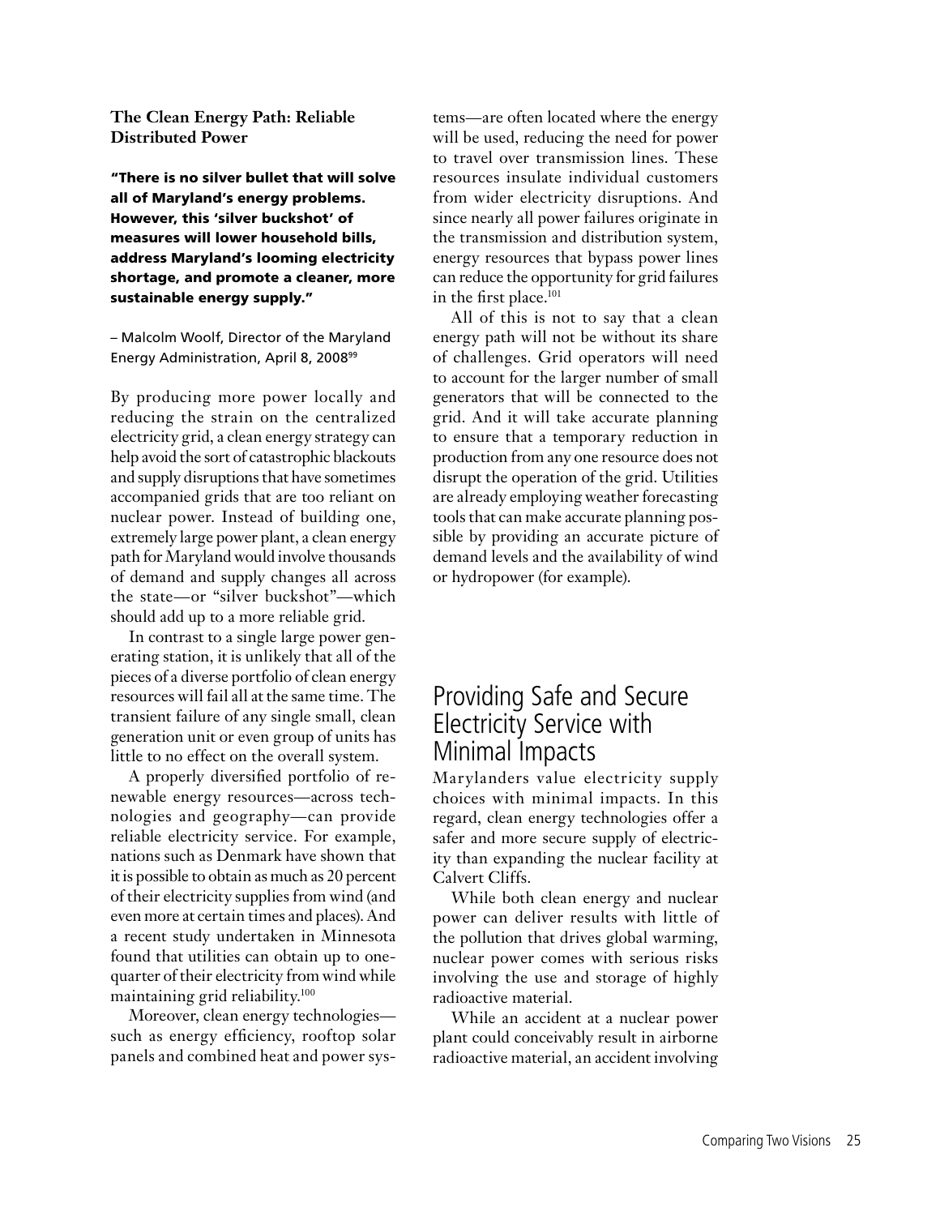### The Clean Energy Path: Reliable Distributed Power

**"There is no silver bullet that will solve all of Maryland's energy problems. However, this 'silver buckshot' of measures will lower household bills, address Maryland's looming electricity shortage, and promote a cleaner, more sustainable energy supply."**

– Malcolm Woolf, Director of the Maryland Energy Administration, April 8, 2008[99]

By producing more power locally and reducing the strain on the centralized electricity grid, a clean energy strategy can help avoid the sort of catastrophic blackouts and supply disruptions that have sometimes accompanied grids that are too reliant on nuclear power. Instead of building one, extremely large power plant, a clean energy path for Maryland would involve thousands of demand and supply changes all across the state—or "silver buckshot"—which should add up to a more reliable grid.

In contrast to a single large power generating station, it is unlikely that all of the pieces of a diverse portfolio of clean energy resources will fail all at the same time. The transient failure of any single small, clean generation unit or even group of units has little to no effect on the overall system.

A properly diversified portfolio of renewable energy resources—across technologies and geography—can provide reliable electricity service. For example, nations such as Denmark have shown that it is possible to obtain as much as 20 percent of their electricity supplies from wind (and even more at certain times and places). And a recent study undertaken in Minnesota found that utilities can obtain up to one-quarter of their electricity from wind while maintaining grid reliability.[100]

Moreover, clean energy technologies—such as energy efficiency, rooftop solar panels and combined heat and power systems—are often located where the energy will be used, reducing the need for power to travel over transmission lines. These resources insulate individual customers from wider electricity disruptions. And since nearly all power failures originate in the transmission and distribution system, energy resources that bypass power lines can reduce the opportunity for grid failures in the first place.[101]

All of this is not to say that a clean energy path will not be without its share of challenges. Grid operators will need to account for the larger number of small generators that will be connected to the grid. And it will take accurate planning to ensure that a temporary reduction in production from any one resource does not disrupt the operation of the grid. Utilities are already employing weather forecasting tools that can make accurate planning possible by providing an accurate picture of demand levels and the availability of wind or hydropower (for example).

## Providing Safe and Secure Electricity Service with Minimal Impacts

Marylanders value electricity supply choices with minimal impacts. In this regard, clean energy technologies offer a safer and more secure supply of electricity than expanding the nuclear facility at Calvert Cliffs.

While both clean energy and nuclear power can deliver results with little of the pollution that drives global warming, nuclear power comes with serious risks involving the use and storage of highly radioactive material.

While an accident at a nuclear power plant could conceivably result in airborne radioactive material, an accident involving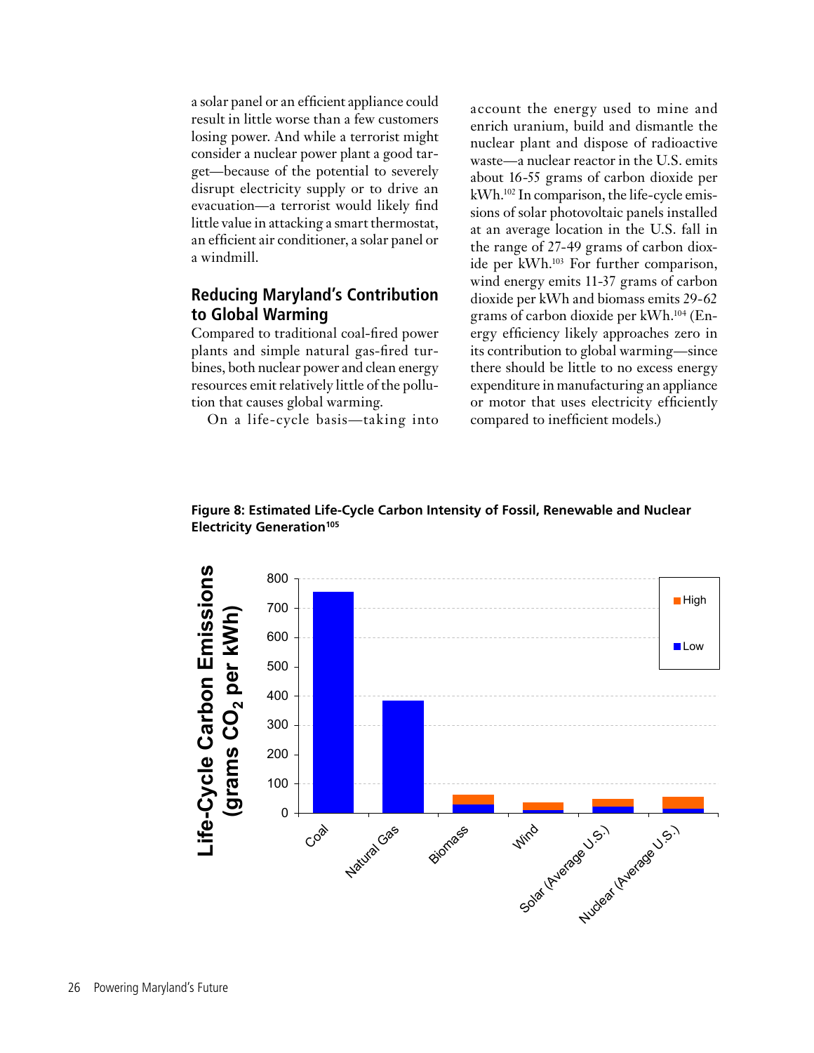a solar panel or an efficient appliance could result in little worse than a few customers losing power. And while a terrorist might consider a nuclear power plant a good target—because of the potential to severely disrupt electricity supply or to drive an evacuation—a terrorist would likely find little value in attacking a smart thermostat, an efficient air conditioner, a solar panel or a windmill.

## Reducing Maryland's Contribution to Global Warming

Compared to traditional coal-fired power plants and simple natural gas-fired turbines, both nuclear power and clean energy resources emit relatively little of the pollution that causes global warming.

On a life-cycle basis—taking into account the energy used to mine and enrich uranium, build and dismantle the nuclear plant and dispose of radioactive waste—a nuclear reactor in the U.S. emits about 16-55 grams of carbon dioxide per kWh.[102] In comparison, the life-cycle emissions of solar photovoltaic panels installed at an average location in the U.S. fall in the range of 27-49 grams of carbon dioxide per kWh.[103] For further comparison, wind energy emits 11-37 grams of carbon dioxide per kWh and biomass emits 29-62 grams of carbon dioxide per kWh.[104] (Energy efficiency likely approaches zero in its contribution to global warming—since there should be little to no excess energy expenditure in manufacturing an appliance or motor that uses electricity efficiently compared to inefficient models.)

**Figure 8: Estimated Life-Cycle Carbon Intensity of Fossil, Renewable and Nuclear Electricity Generation[105]**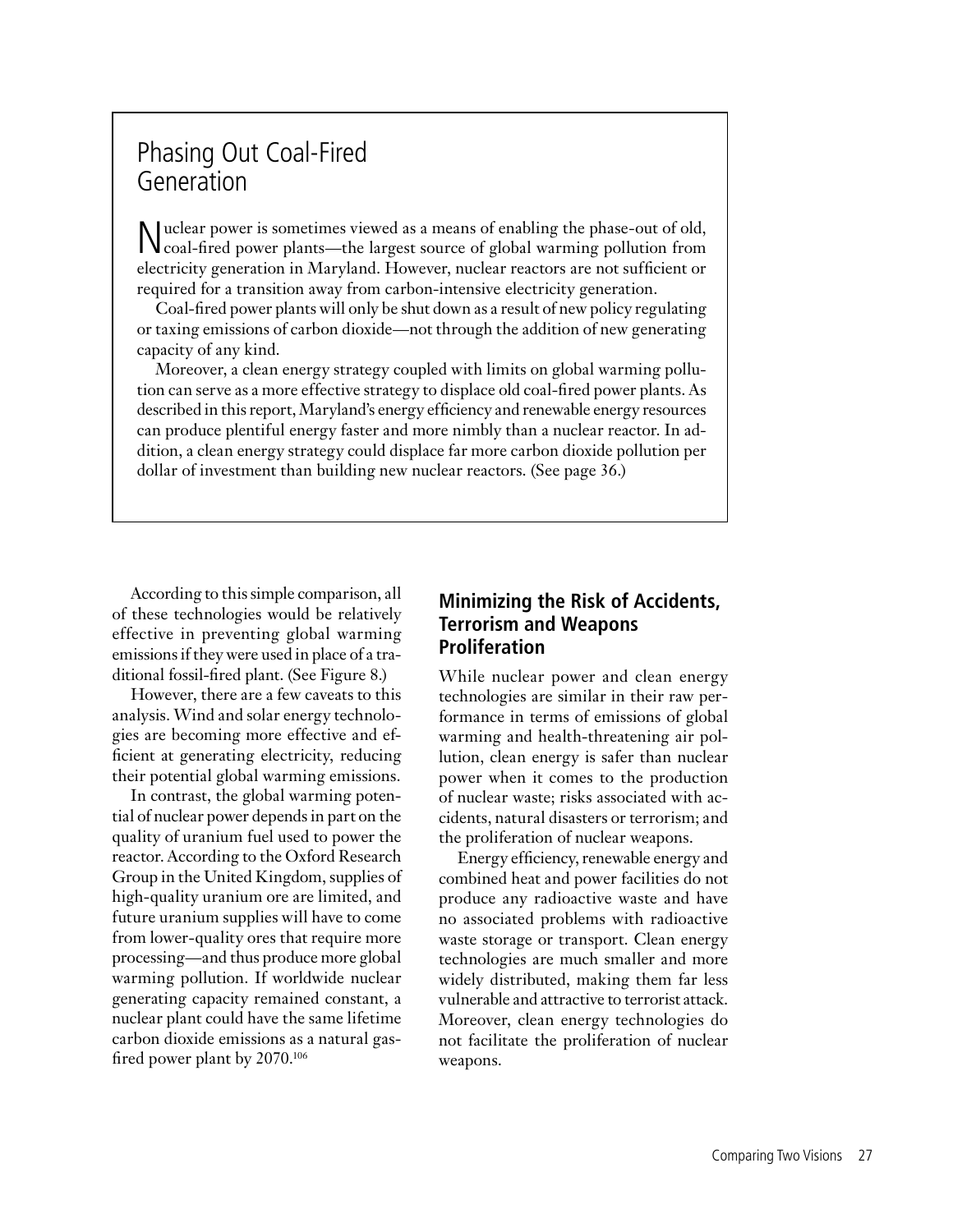## Phasing Out Coal-Fired Generation

Nuclear power is sometimes viewed as a means of enabling the phase-out of old, coal-fired power plants—the largest source of global warming pollution from electricity generation in Maryland. However, nuclear reactors are not sufficient or required for a transition away from carbon-intensive electricity generation.

Coal-fired power plants will only be shut down as a result of new policy regulating or taxing emissions of carbon dioxide—not through the addition of new generating capacity of any kind.

Moreover, a clean energy strategy coupled with limits on global warming pollution can serve as a more effective strategy to displace old coal-fired power plants. As described in this report, Maryland's energy efficiency and renewable energy resources can produce plentiful energy faster and more nimbly than a nuclear reactor. In addition, a clean energy strategy could displace far more carbon dioxide pollution per dollar of investment than building new nuclear reactors. (See page 36.)

According to this simple comparison, all of these technologies would be relatively effective in preventing global warming emissions if they were used in place of a traditional fossil-fired plant. (See Figure 8.)

However, there are a few caveats to this analysis. Wind and solar energy technologies are becoming more effective and efficient at generating electricity, reducing their potential global warming emissions.

In contrast, the global warming potential of nuclear power depends in part on the quality of uranium fuel used to power the reactor. According to the Oxford Research Group in the United Kingdom, supplies of high-quality uranium ore are limited, and future uranium supplies will have to come from lower-quality ores that require more processing—and thus produce more global warming pollution. If worldwide nuclear generating capacity remained constant, a nuclear plant could have the same lifetime carbon dioxide emissions as a natural gas-fired power plant by 2070.[106]

### Minimizing the Risk of Accidents, Terrorism and Weapons Proliferation

While nuclear power and clean energy technologies are similar in their raw performance in terms of emissions of global warming and health-threatening air pollution, clean energy is safer than nuclear power when it comes to the production of nuclear waste; risks associated with accidents, natural disasters or terrorism; and the proliferation of nuclear weapons.

Energy efficiency, renewable energy and combined heat and power facilities do not produce any radioactive waste and have no associated problems with radioactive waste storage or transport. Clean energy technologies are much smaller and more widely distributed, making them far less vulnerable and attractive to terrorist attack. Moreover, clean energy technologies do not facilitate the proliferation of nuclear weapons.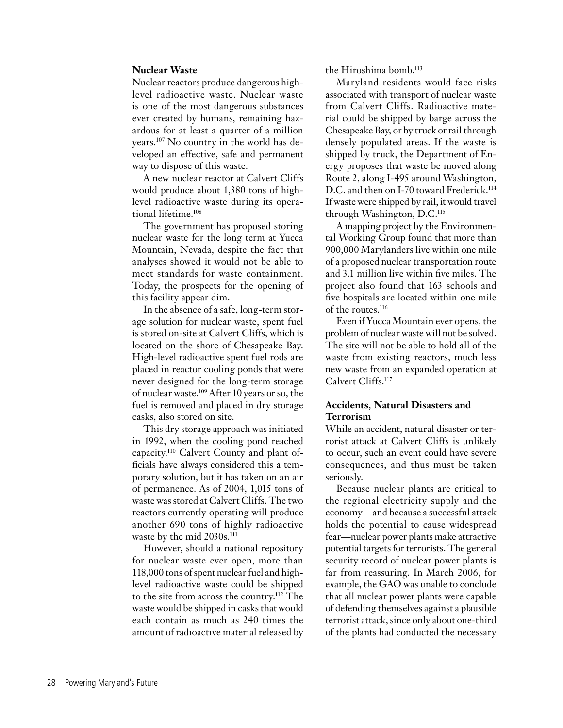**Nuclear Waste**

Nuclear reactors produce dangerous high-level radioactive waste. Nuclear waste is one of the most dangerous substances ever created by humans, remaining hazardous for at least a quarter of a million years.[107] No country in the world has developed an effective, safe and permanent way to dispose of this waste.

A new nuclear reactor at Calvert Cliffs would produce about 1,380 tons of high-level radioactive waste during its operational lifetime.[108]

The government has proposed storing nuclear waste for the long term at Yucca Mountain, Nevada, despite the fact that analyses showed it would not be able to meet standards for waste containment. Today, the prospects for the opening of this facility appear dim.

In the absence of a safe, long-term storage solution for nuclear waste, spent fuel is stored on-site at Calvert Cliffs, which is located on the shore of Chesapeake Bay. High-level radioactive spent fuel rods are placed in reactor cooling ponds that were never designed for the long-term storage of nuclear waste.[109] After 10 years or so, the fuel is removed and placed in dry storage casks, also stored on site.

This dry storage approach was initiated in 1992, when the cooling pond reached capacity.[110] Calvert County and plant officials have always considered this a temporary solution, but it has taken on an air of permanence. As of 2004, 1,015 tons of waste was stored at Calvert Cliffs. The two reactors currently operating will produce another 690 tons of highly radioactive waste by the mid 2030s.[111]

However, should a national repository for nuclear waste ever open, more than 118,000 tons of spent nuclear fuel and high-level radioactive waste could be shipped to the site from across the country.[112] The waste would be shipped in casks that would each contain as much as 240 times the amount of radioactive material released by the Hiroshima bomb.[113]

Maryland residents would face risks associated with transport of nuclear waste from Calvert Cliffs. Radioactive material could be shipped by barge across the Chesapeake Bay, or by truck or rail through densely populated areas. If the waste is shipped by truck, the Department of Energy proposes that waste be moved along Route 2, along I-495 around Washington, D.C. and then on I-70 toward Frederick.[114] If waste were shipped by rail, it would travel through Washington, D.C.[115]

A mapping project by the Environmental Working Group found that more than 900,000 Marylanders live within one mile of a proposed nuclear transportation route and 3.1 million live within five miles. The project also found that 163 schools and five hospitals are located within one mile of the routes.[116]

Even if Yucca Mountain ever opens, the problem of nuclear waste will not be solved. The site will not be able to hold all of the waste from existing reactors, much less new waste from an expanded operation at Calvert Cliffs.[117]

**Accidents, Natural Disasters and Terrorism**

While an accident, natural disaster or terrorist attack at Calvert Cliffs is unlikely to occur, such an event could have severe consequences, and thus must be taken seriously.

Because nuclear plants are critical to the regional electricity supply and the economy—and because a successful attack holds the potential to cause widespread fear—nuclear power plants make attractive potential targets for terrorists. The general security record of nuclear power plants is far from reassuring. In March 2006, for example, the GAO was unable to conclude that all nuclear power plants were capable of defending themselves against a plausible terrorist attack, since only about one-third of the plants had conducted the necessary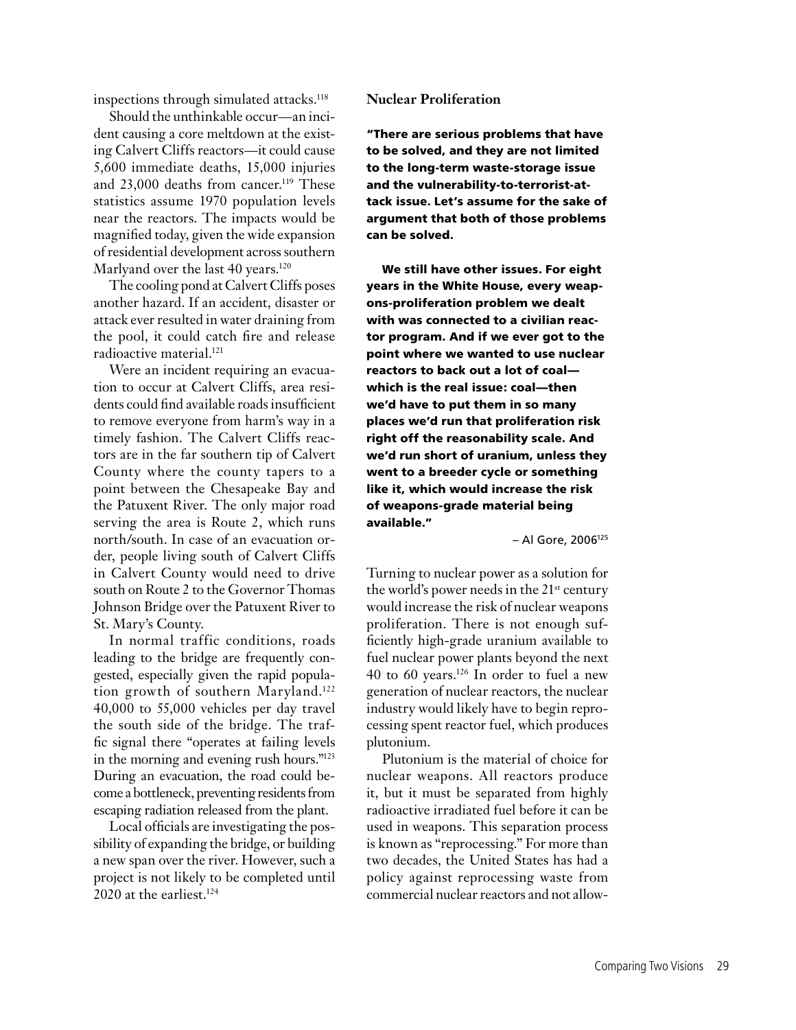inspections through simulated attacks.[118]

Should the unthinkable occur—an incident causing a core meltdown at the existing Calvert Cliffs reactors—it could cause 5,600 immediate deaths, 15,000 injuries and 23,000 deaths from cancer.[119] These statistics assume 1970 population levels near the reactors. The impacts would be magnified today, given the wide expansion of residential development across southern Marlyand over the last 40 years.[120]

The cooling pond at Calvert Cliffs poses another hazard. If an accident, disaster or attack ever resulted in water draining from the pool, it could catch fire and release radioactive material.[121]

Were an incident requiring an evacuation to occur at Calvert Cliffs, area residents could find available roads insufficient to remove everyone from harm's way in a timely fashion. The Calvert Cliffs reactors are in the far southern tip of Calvert County where the county tapers to a point between the Chesapeake Bay and the Patuxent River. The only major road serving the area is Route 2, which runs north/south. In case of an evacuation order, people living south of Calvert Cliffs in Calvert County would need to drive south on Route 2 to the Governor Thomas Johnson Bridge over the Patuxent River to St. Mary's County.

In normal traffic conditions, roads leading to the bridge are frequently congested, especially given the rapid population growth of southern Maryland.[122] 40,000 to 55,000 vehicles per day travel the south side of the bridge. The traffic signal there "operates at failing levels in the morning and evening rush hours."[123] During an evacuation, the road could become a bottleneck, preventing residents from escaping radiation released from the plant.

Local officials are investigating the possibility of expanding the bridge, or building a new span over the river. However, such a project is not likely to be completed until 2020 at the earliest.[124]

**Nuclear Proliferation**

**"There are serious problems that have to be solved, and they are not limited to the long-term waste-storage issue and the vulnerability-to-terrorist-attack issue. Let's assume for the sake of argument that both of those problems can be solved.**

**We still have other issues. For eight years in the White House, every weapons-proliferation problem we dealt with was connected to a civilian reactor program. And if we ever got to the point where we wanted to use nuclear reactors to back out a lot of coal—which is the real issue: coal—then we'd have to put them in so many places we'd run that proliferation risk right off the reasonability scale. And we'd run short of uranium, unless they went to a breeder cycle or something like it, which would increase the risk of weapons-grade material being available."**

– Al Gore, 2006[125]

Turning to nuclear power as a solution for the world's power needs in the 21st century would increase the risk of nuclear weapons proliferation. There is not enough sufficiently high-grade uranium available to fuel nuclear power plants beyond the next 40 to 60 years.[126] In order to fuel a new generation of nuclear reactors, the nuclear industry would likely have to begin reprocessing spent reactor fuel, which produces plutonium.

Plutonium is the material of choice for nuclear weapons. All reactors produce it, but it must be separated from highly radioactive irradiated fuel before it can be used in weapons. This separation process is known as "reprocessing." For more than two decades, the United States has had a policy against reprocessing waste from commercial nuclear reactors and not allow-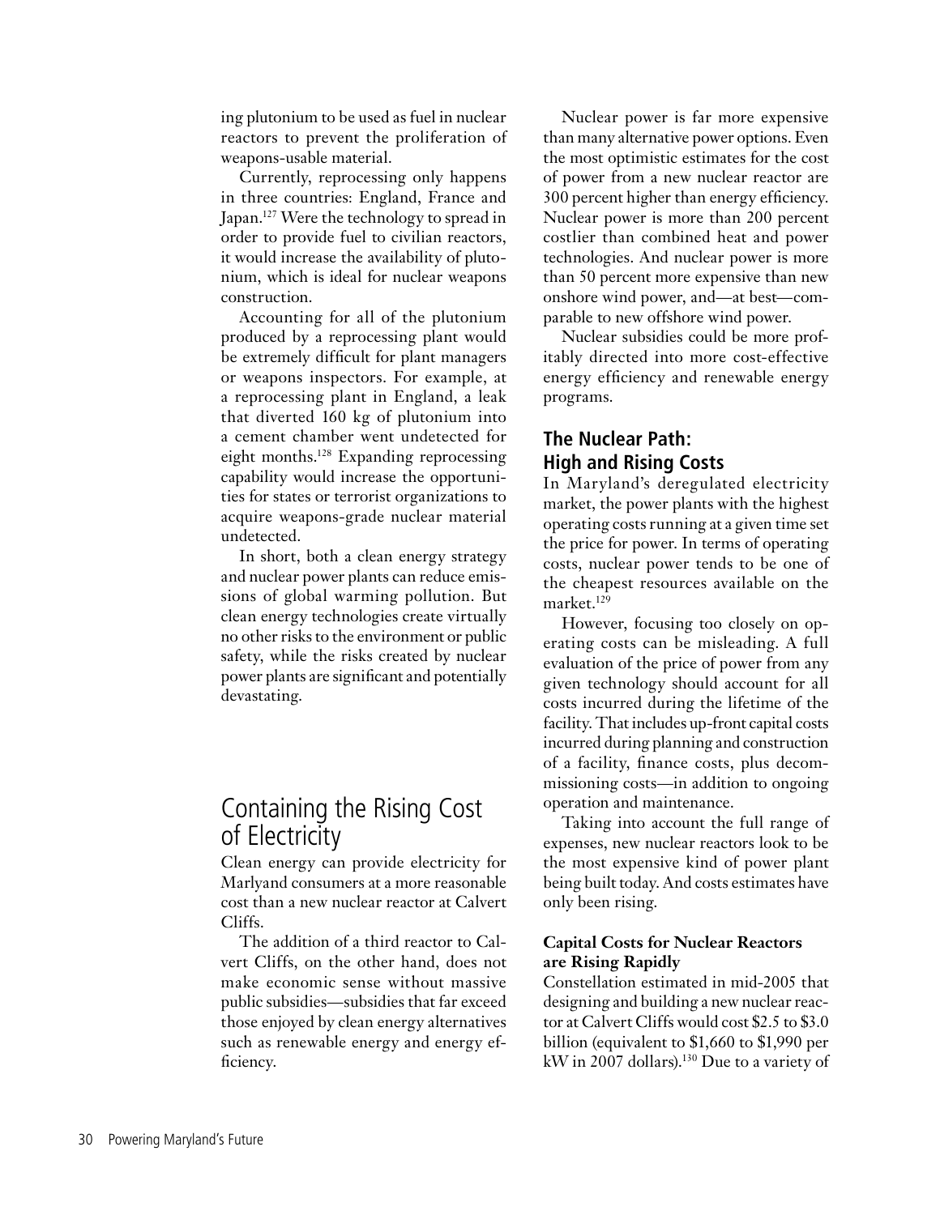ing plutonium to be used as fuel in nuclear reactors to prevent the proliferation of weapons-usable material.

Currently, reprocessing only happens in three countries: England, France and Japan.[127] Were the technology to spread in order to provide fuel to civilian reactors, it would increase the availability of plutonium, which is ideal for nuclear weapons construction.

Accounting for all of the plutonium produced by a reprocessing plant would be extremely difficult for plant managers or weapons inspectors. For example, at a reprocessing plant in England, a leak that diverted 160 kg of plutonium into a cement chamber went undetected for eight months.[128] Expanding reprocessing capability would increase the opportunities for states or terrorist organizations to acquire weapons-grade nuclear material undetected.

In short, both a clean energy strategy and nuclear power plants can reduce emissions of global warming pollution. But clean energy technologies create virtually no other risks to the environment or public safety, while the risks created by nuclear power plants are significant and potentially devastating.

# Containing the Rising Cost of Electricity

Clean energy can provide electricity for Marlyand consumers at a more reasonable cost than a new nuclear reactor at Calvert Cliffs.

The addition of a third reactor to Calvert Cliffs, on the other hand, does not make economic sense without massive public subsidies—subsidies that far exceed those enjoyed by clean energy alternatives such as renewable energy and energy efficiency.

Nuclear power is far more expensive than many alternative power options. Even the most optimistic estimates for the cost of power from a new nuclear reactor are 300 percent higher than energy efficiency. Nuclear power is more than 200 percent costlier than combined heat and power technologies. And nuclear power is more than 50 percent more expensive than new onshore wind power, and—at best—comparable to new offshore wind power.

Nuclear subsidies could be more profitably directed into more cost-effective energy efficiency and renewable energy programs.

## The Nuclear Path: High and Rising Costs

In Maryland's deregulated electricity market, the power plants with the highest operating costs running at a given time set the price for power. In terms of operating costs, nuclear power tends to be one of the cheapest resources available on the market.[129]

However, focusing too closely on operating costs can be misleading. A full evaluation of the price of power from any given technology should account for all costs incurred during the lifetime of the facility. That includes up-front capital costs incurred during planning and construction of a facility, finance costs, plus decommissioning costs—in addition to ongoing operation and maintenance.

Taking into account the full range of expenses, new nuclear reactors look to be the most expensive kind of power plant being built today. And costs estimates have only been rising.

### Capital Costs for Nuclear Reactors are Rising Rapidly

Constellation estimated in mid-2005 that designing and building a new nuclear reactor at Calvert Cliffs would cost $2.5 to $3.0 billion (equivalent to $1,660 to $1,990 per kW in 2007 dollars).[130] Due to a variety of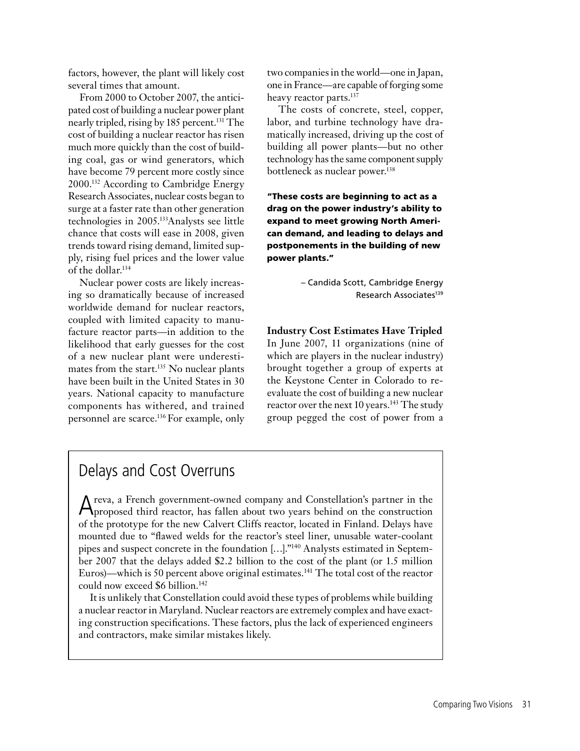factors, however, the plant will likely cost several times that amount.

From 2000 to October 2007, the anticipated cost of building a nuclear power plant nearly tripled, rising by 185 percent.[131] The cost of building a nuclear reactor has risen much more quickly than the cost of building coal, gas or wind generators, which have become 79 percent more costly since 2000.[132] According to Cambridge Energy Research Associates, nuclear costs began to surge at a faster rate than other generation technologies in 2005.[133] Analysts see little chance that costs will ease in 2008, given trends toward rising demand, limited supply, rising fuel prices and the lower value of the dollar.[134]

Nuclear power costs are likely increasing so dramatically because of increased worldwide demand for nuclear reactors, coupled with limited capacity to manufacture reactor parts—in addition to the likelihood that early guesses for the cost of a new nuclear plant were underestimates from the start.[135] No nuclear plants have been built in the United States in 30 years. National capacity to manufacture components has withered, and trained personnel are scarce.[136] For example, only two companies in the world—one in Japan, one in France—are capable of forging some heavy reactor parts.[137]

The costs of concrete, steel, copper, labor, and turbine technology have dramatically increased, driving up the cost of building all power plants—but no other technology has the same component supply bottleneck as nuclear power.[138]

**"These costs are beginning to act as a drag on the power industry's ability to expand to meet growing North American demand, and leading to delays and postponements in the building of new power plants."**

– Candida Scott, Cambridge Energy Research Associates[139]

**Industry Cost Estimates Have Tripled**

In June 2007, 11 organizations (nine of which are players in the nuclear industry) brought together a group of experts at the Keystone Center in Colorado to re-evaluate the cost of building a new nuclear reactor over the next 10 years.[143] The study group pegged the cost of power from a

## Delays and Cost Overruns

Areva, a French government-owned company and Constellation's partner in the proposed third reactor, has fallen about two years behind on the construction of the prototype for the new Calvert Cliffs reactor, located in Finland. Delays have mounted due to "flawed welds for the reactor's steel liner, unusable water-coolant pipes and suspect concrete in the foundation […]."[140] Analysts estimated in September 2007 that the delays added $2.2 billion to the cost of the plant (or 1.5 million Euros)—which is 50 percent above original estimates.[141] The total cost of the reactor could now exceed $6 billion.[142]

It is unlikely that Constellation could avoid these types of problems while building a nuclear reactor in Maryland. Nuclear reactors are extremely complex and have exacting construction specifications. These factors, plus the lack of experienced engineers and contractors, make similar mistakes likely.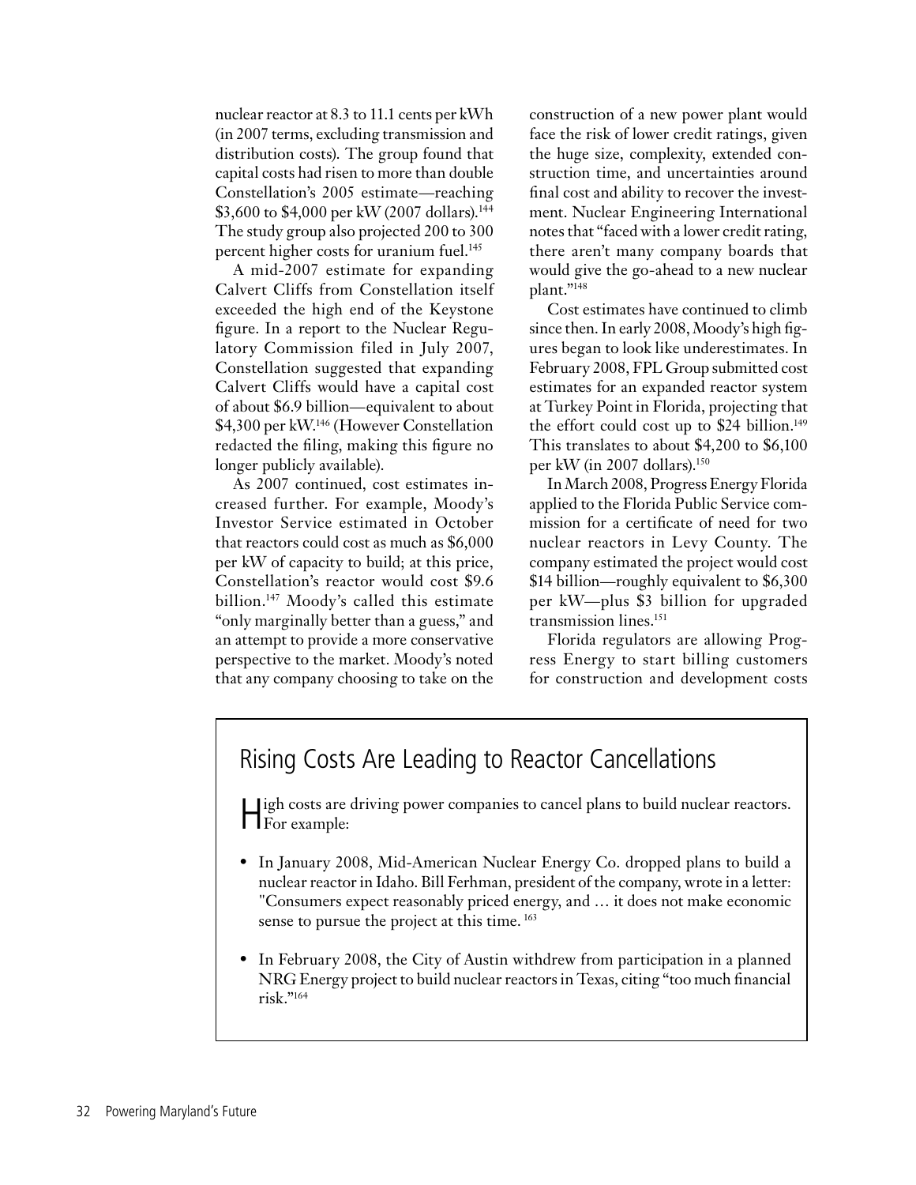nuclear reactor at 8.3 to 11.1 cents per kWh (in 2007 terms, excluding transmission and distribution costs). The group found that capital costs had risen to more than double Constellation's 2005 estimate—reaching \$3,600 to \$4,000 per kW (2007 dollars).[144] The study group also projected 200 to 300 percent higher costs for uranium fuel.[145]

A mid-2007 estimate for expanding Calvert Cliffs from Constellation itself exceeded the high end of the Keystone figure. In a report to the Nuclear Regulatory Commission filed in July 2007, Constellation suggested that expanding Calvert Cliffs would have a capital cost of about \$6.9 billion—equivalent to about \$4,300 per kW.[146] (However Constellation redacted the filing, making this figure no longer publicly available).

As 2007 continued, cost estimates increased further. For example, Moody's Investor Service estimated in October that reactors could cost as much as \$6,000 per kW of capacity to build; at this price, Constellation's reactor would cost \$9.6 billion.[147] Moody's called this estimate "only marginally better than a guess," and an attempt to provide a more conservative perspective to the market. Moody's noted that any company choosing to take on the construction of a new power plant would face the risk of lower credit ratings, given the huge size, complexity, extended construction time, and uncertainties around final cost and ability to recover the investment. Nuclear Engineering International notes that "faced with a lower credit rating, there aren't many company boards that would give the go-ahead to a new nuclear plant."[148]

Cost estimates have continued to climb since then. In early 2008, Moody's high figures began to look like underestimates. In February 2008, FPL Group submitted cost estimates for an expanded reactor system at Turkey Point in Florida, projecting that the effort could cost up to \$24 billion.[149] This translates to about \$4,200 to \$6,100 per kW (in 2007 dollars).[150]

In March 2008, Progress Energy Florida applied to the Florida Public Service commission for a certificate of need for two nuclear reactors in Levy County. The company estimated the project would cost \$14 billion—roughly equivalent to \$6,300 per kW—plus \$3 billion for upgraded transmission lines.[151]

Florida regulators are allowing Progress Energy to start billing customers for construction and development costs

## Rising Costs Are Leading to Reactor Cancellations

High costs are driving power companies to cancel plans to build nuclear reactors. For example:

- In January 2008, Mid-American Nuclear Energy Co. dropped plans to build a nuclear reactor in Idaho. Bill Ferhman, president of the company, wrote in a letter: "Consumers expect reasonably priced energy, and … it does not make economic sense to pursue the project at this time. [163]
- In February 2008, the City of Austin withdrew from participation in a planned NRG Energy project to build nuclear reactors in Texas, citing "too much financial risk."[164]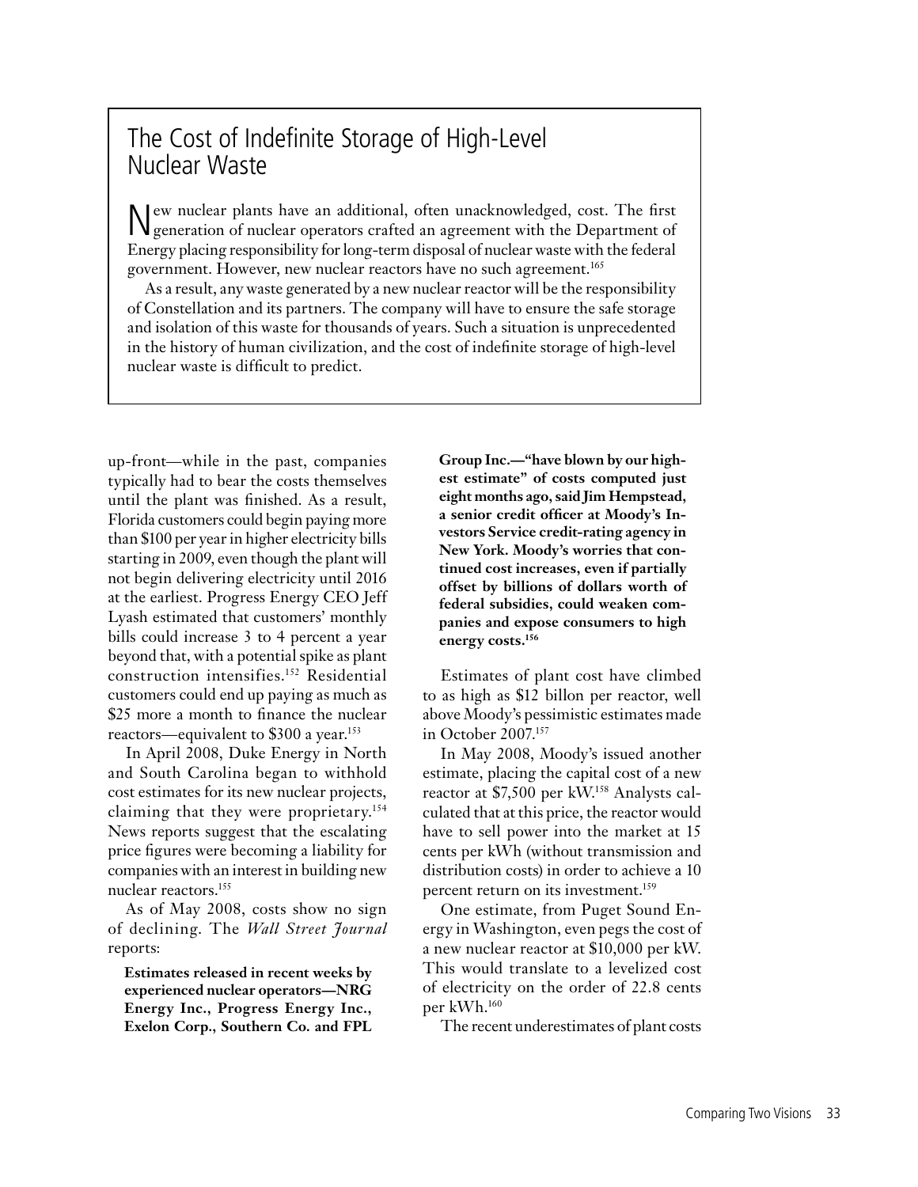## The Cost of Indefinite Storage of High-Level Nuclear Waste

New nuclear plants have an additional, often unacknowledged, cost. The first generation of nuclear operators crafted an agreement with the Department of Energy placing responsibility for long-term disposal of nuclear waste with the federal government. However, new nuclear reactors have no such agreement.[165]

As a result, any waste generated by a new nuclear reactor will be the responsibility of Constellation and its partners. The company will have to ensure the safe storage and isolation of this waste for thousands of years. Such a situation is unprecedented in the history of human civilization, and the cost of indefinite storage of high-level nuclear waste is difficult to predict.

up-front—while in the past, companies typically had to bear the costs themselves until the plant was finished. As a result, Florida customers could begin paying more than $100 per year in higher electricity bills starting in 2009, even though the plant will not begin delivering electricity until 2016 at the earliest. Progress Energy CEO Jeff Lyash estimated that customers' monthly bills could increase 3 to 4 percent a year beyond that, with a potential spike as plant construction intensifies.[152] Residential customers could end up paying as much as $25 more a month to finance the nuclear reactors—equivalent to $300 a year.[153]

In April 2008, Duke Energy in North and South Carolina began to withhold cost estimates for its new nuclear projects, claiming that they were proprietary.[154] News reports suggest that the escalating price figures were becoming a liability for companies with an interest in building new nuclear reactors.[155]

As of May 2008, costs show no sign of declining. The *Wall Street Journal* reports:

> **Estimates released in recent weeks by experienced nuclear operators—NRG Energy Inc., Progress Energy Inc., Exelon Corp., Southern Co. and FPL Group Inc.—"have blown by our highest estimate" of costs computed just eight months ago, said Jim Hempstead, a senior credit officer at Moody's Investors Service credit-rating agency in New York. Moody's worries that continued cost increases, even if partially offset by billions of dollars worth of federal subsidies, could weaken companies and expose consumers to high energy costs.[156]**

Estimates of plant cost have climbed to as high as $12 billon per reactor, well above Moody's pessimistic estimates made in October 2007.[157]

In May 2008, Moody's issued another estimate, placing the capital cost of a new reactor at $7,500 per kW.[158] Analysts calculated that at this price, the reactor would have to sell power into the market at 15 cents per kWh (without transmission and distribution costs) in order to achieve a 10 percent return on its investment.[159]

One estimate, from Puget Sound Energy in Washington, even pegs the cost of a new nuclear reactor at $10,000 per kW. This would translate to a levelized cost of electricity on the order of 22.8 cents per kWh.[160]

The recent underestimates of plant costs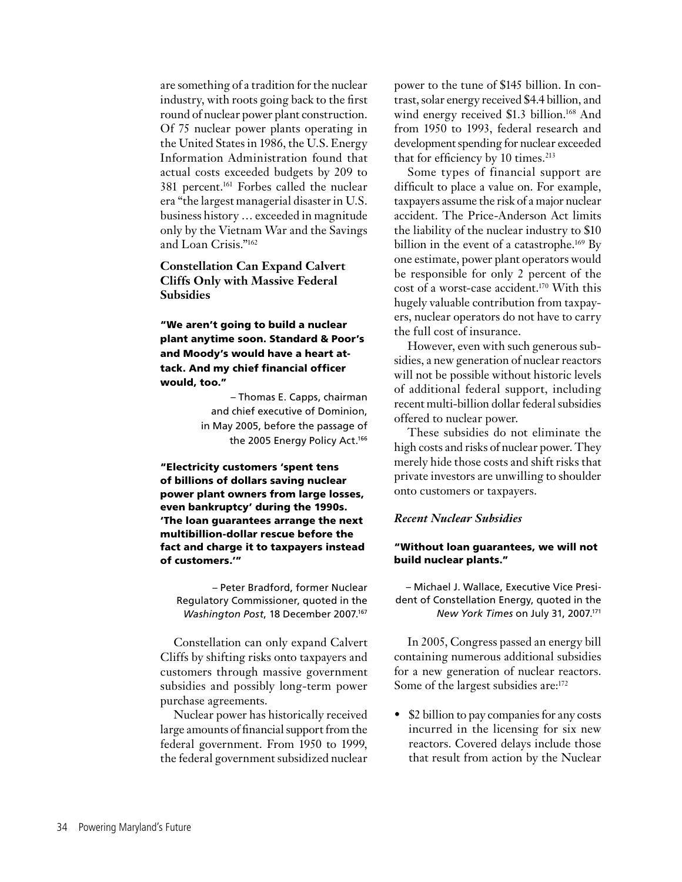are something of a tradition for the nuclear industry, with roots going back to the first round of nuclear power plant construction. Of 75 nuclear power plants operating in the United States in 1986, the U.S. Energy Information Administration found that actual costs exceeded budgets by 209 to 381 percent.[161] Forbes called the nuclear era "the largest managerial disaster in U.S. business history … exceeded in magnitude only by the Vietnam War and the Savings and Loan Crisis."[162]

### Constellation Can Expand Calvert Cliffs Only with Massive Federal Subsidies

**"We aren't going to build a nuclear plant anytime soon. Standard & Poor's and Moody's would have a heart attack. And my chief financial officer would, too."**

– Thomas E. Capps, chairman and chief executive of Dominion, in May 2005, before the passage of the 2005 Energy Policy Act.[166]

**"Electricity customers 'spent tens of billions of dollars saving nuclear power plant owners from large losses, even bankruptcy' during the 1990s. 'The loan guarantees arrange the next multibillion-dollar rescue before the fact and charge it to taxpayers instead of customers.'"**

– Peter Bradford, former Nuclear Regulatory Commissioner, quoted in the *Washington Post*, 18 December 2007.[167]

Constellation can only expand Calvert Cliffs by shifting risks onto taxpayers and customers through massive government subsidies and possibly long-term power purchase agreements.

Nuclear power has historically received large amounts of financial support from the federal government. From 1950 to 1999, the federal government subsidized nuclear power to the tune of $145 billion. In contrast, solar energy received $4.4 billion, and wind energy received $1.3 billion.[168] And from 1950 to 1993, federal research and development spending for nuclear exceeded that for efficiency by 10 times.[213]

Some types of financial support are difficult to place a value on. For example, taxpayers assume the risk of a major nuclear accident. The Price-Anderson Act limits the liability of the nuclear industry to $10 billion in the event of a catastrophe.[169] By one estimate, power plant operators would be responsible for only 2 percent of the cost of a worst-case accident.[170] With this hugely valuable contribution from taxpayers, nuclear operators do not have to carry the full cost of insurance.

However, even with such generous subsidies, a new generation of nuclear reactors will not be possible without historic levels of additional federal support, including recent multi-billion dollar federal subsidies offered to nuclear power.

These subsidies do not eliminate the high costs and risks of nuclear power. They merely hide those costs and shift risks that private investors are unwilling to shoulder onto customers or taxpayers.

#### *Recent Nuclear Subsidies*

**"Without loan guarantees, we will not build nuclear plants."**

– Michael J. Wallace, Executive Vice President of Constellation Energy, quoted in the *New York Times* on July 31, 2007.[171]

In 2005, Congress passed an energy bill containing numerous additional subsidies for a new generation of nuclear reactors. Some of the largest subsidies are:[172]

- $2 billion to pay companies for any costs incurred in the licensing for six new reactors. Covered delays include those that result from action by the Nuclear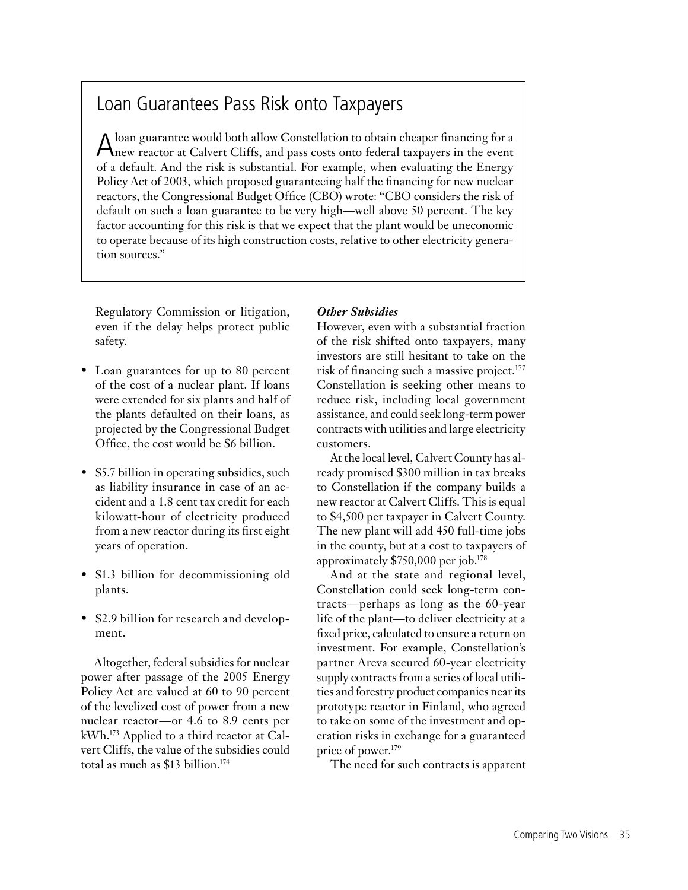## Loan Guarantees Pass Risk onto Taxpayers

A loan guarantee would both allow Constellation to obtain cheaper financing for a new reactor at Calvert Cliffs, and pass costs onto federal taxpayers in the event of a default. And the risk is substantial. For example, when evaluating the Energy Policy Act of 2003, which proposed guaranteeing half the financing for new nuclear reactors, the Congressional Budget Office (CBO) wrote: "CBO considers the risk of default on such a loan guarantee to be very high—well above 50 percent. The key factor accounting for this risk is that we expect that the plant would be uneconomic to operate because of its high construction costs, relative to other electricity generation sources."

Regulatory Commission or litigation, even if the delay helps protect public safety.

- Loan guarantees for up to 80 percent of the cost of a nuclear plant. If loans were extended for six plants and half of the plants defaulted on their loans, as projected by the Congressional Budget Office, the cost would be $6 billion.
- $5.7 billion in operating subsidies, such as liability insurance in case of an accident and a 1.8 cent tax credit for each kilowatt-hour of electricity produced from a new reactor during its first eight years of operation.
- $1.3 billion for decommissioning old plants.
- $2.9 billion for research and development.

Altogether, federal subsidies for nuclear power after passage of the 2005 Energy Policy Act are valued at 60 to 90 percent of the levelized cost of power from a new nuclear reactor—or 4.6 to 8.9 cents per kWh.[173] Applied to a third reactor at Calvert Cliffs, the value of the subsidies could total as much as $13 billion.[174]

***Other Subsidies***

However, even with a substantial fraction of the risk shifted onto taxpayers, many investors are still hesitant to take on the risk of financing such a massive project.[177] Constellation is seeking other means to reduce risk, including local government assistance, and could seek long-term power contracts with utilities and large electricity customers.

At the local level, Calvert County has already promised $300 million in tax breaks to Constellation if the company builds a new reactor at Calvert Cliffs. This is equal to $4,500 per taxpayer in Calvert County. The new plant will add 450 full-time jobs in the county, but at a cost to taxpayers of approximately $750,000 per job.[178]

And at the state and regional level, Constellation could seek long-term contracts—perhaps as long as the 60-year life of the plant—to deliver electricity at a fixed price, calculated to ensure a return on investment. For example, Constellation's partner Areva secured 60-year electricity supply contracts from a series of local utilities and forestry product companies near its prototype reactor in Finland, who agreed to take on some of the investment and operation risks in exchange for a guaranteed price of power.[179]

The need for such contracts is apparent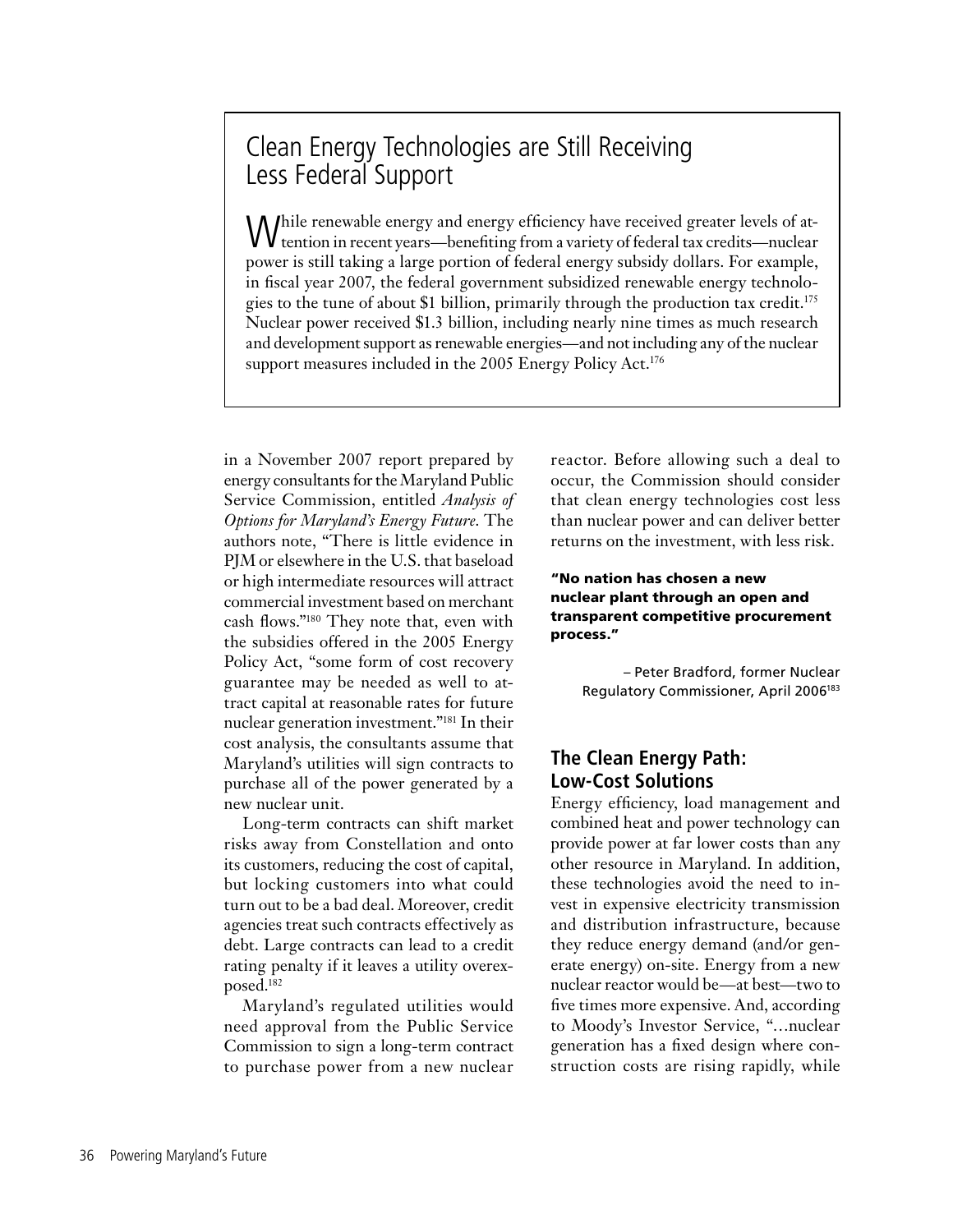## Clean Energy Technologies are Still Receiving Less Federal Support

While renewable energy and energy efficiency have received greater levels of attention in recent years—benefiting from a variety of federal tax credits—nuclear power is still taking a large portion of federal energy subsidy dollars. For example, in fiscal year 2007, the federal government subsidized renewable energy technologies to the tune of about $1 billion, primarily through the production tax credit.[175] Nuclear power received $1.3 billion, including nearly nine times as much research and development support as renewable energies—and not including any of the nuclear support measures included in the 2005 Energy Policy Act.[176]

in a November 2007 report prepared by energy consultants for the Maryland Public Service Commission, entitled *Analysis of Options for Maryland's Energy Future.* The authors note, "There is little evidence in PJM or elsewhere in the U.S. that baseload or high intermediate resources will attract commercial investment based on merchant cash flows."[180] They note that, even with the subsidies offered in the 2005 Energy Policy Act, "some form of cost recovery guarantee may be needed as well to attract capital at reasonable rates for future nuclear generation investment."[181] In their cost analysis, the consultants assume that Maryland's utilities will sign contracts to purchase all of the power generated by a new nuclear unit.

Long-term contracts can shift market risks away from Constellation and onto its customers, reducing the cost of capital, but locking customers into what could turn out to be a bad deal. Moreover, credit agencies treat such contracts effectively as debt. Large contracts can lead to a credit rating penalty if it leaves a utility overexposed.[182]

Maryland's regulated utilities would need approval from the Public Service Commission to sign a long-term contract to purchase power from a new nuclear reactor. Before allowing such a deal to occur, the Commission should consider that clean energy technologies cost less than nuclear power and can deliver better returns on the investment, with less risk.

**"No nation has chosen a new nuclear plant through an open and transparent competitive procurement process."**

– Peter Bradford, former Nuclear Regulatory Commissioner, April 2006[183]

### The Clean Energy Path: Low-Cost Solutions

Energy efficiency, load management and combined heat and power technology can provide power at far lower costs than any other resource in Maryland. In addition, these technologies avoid the need to invest in expensive electricity transmission and distribution infrastructure, because they reduce energy demand (and/or generate energy) on-site. Energy from a new nuclear reactor would be—at best—two to five times more expensive. And, according to Moody's Investor Service, "…nuclear generation has a fixed design where construction costs are rising rapidly, while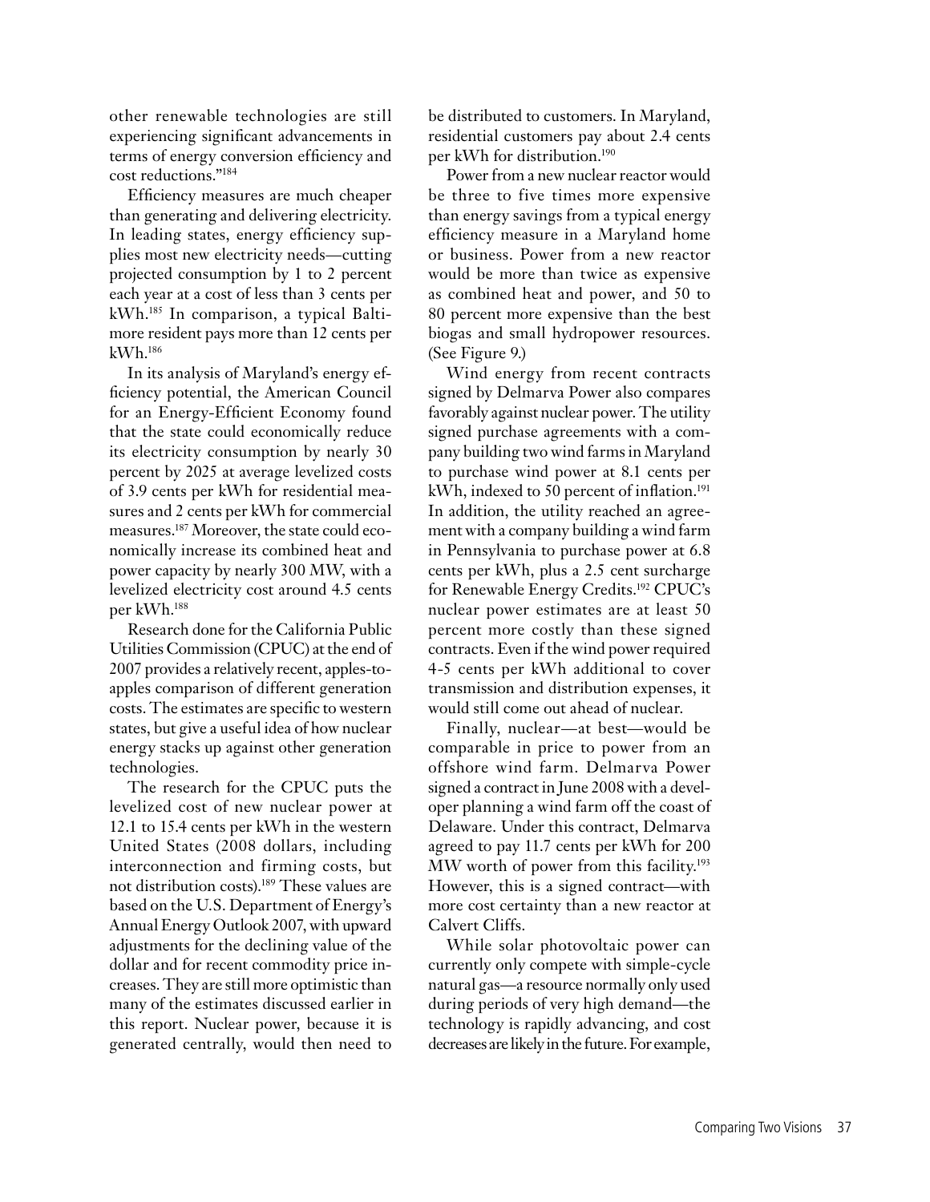other renewable technologies are still experiencing significant advancements in terms of energy conversion efficiency and cost reductions."[184]

Efficiency measures are much cheaper than generating and delivering electricity. In leading states, energy efficiency supplies most new electricity needs—cutting projected consumption by 1 to 2 percent each year at a cost of less than 3 cents per kWh.[185] In comparison, a typical Baltimore resident pays more than 12 cents per kWh.[186]

In its analysis of Maryland's energy efficiency potential, the American Council for an Energy-Efficient Economy found that the state could economically reduce its electricity consumption by nearly 30 percent by 2025 at average levelized costs of 3.9 cents per kWh for residential measures and 2 cents per kWh for commercial measures.[187] Moreover, the state could economically increase its combined heat and power capacity by nearly 300 MW, with a levelized electricity cost around 4.5 cents per kWh.[188]

Research done for the California Public Utilities Commission (CPUC) at the end of 2007 provides a relatively recent, apples-to-apples comparison of different generation costs. The estimates are specific to western states, but give a useful idea of how nuclear energy stacks up against other generation technologies.

The research for the CPUC puts the levelized cost of new nuclear power at 12.1 to 15.4 cents per kWh in the western United States (2008 dollars, including interconnection and firming costs, but not distribution costs).[189] These values are based on the U.S. Department of Energy's Annual Energy Outlook 2007, with upward adjustments for the declining value of the dollar and for recent commodity price increases. They are still more optimistic than many of the estimates discussed earlier in this report. Nuclear power, because it is generated centrally, would then need to be distributed to customers. In Maryland, residential customers pay about 2.4 cents per kWh for distribution.[190]

Power from a new nuclear reactor would be three to five times more expensive than energy savings from a typical energy efficiency measure in a Maryland home or business. Power from a new reactor would be more than twice as expensive as combined heat and power, and 50 to 80 percent more expensive than the best biogas and small hydropower resources. (See Figure 9.)

Wind energy from recent contracts signed by Delmarva Power also compares favorably against nuclear power. The utility signed purchase agreements with a company building two wind farms in Maryland to purchase wind power at 8.1 cents per kWh, indexed to 50 percent of inflation.[191] In addition, the utility reached an agreement with a company building a wind farm in Pennsylvania to purchase power at 6.8 cents per kWh, plus a 2.5 cent surcharge for Renewable Energy Credits.[192] CPUC's nuclear power estimates are at least 50 percent more costly than these signed contracts. Even if the wind power required 4-5 cents per kWh additional to cover transmission and distribution expenses, it would still come out ahead of nuclear.

Finally, nuclear—at best—would be comparable in price to power from an offshore wind farm. Delmarva Power signed a contract in June 2008 with a developer planning a wind farm off the coast of Delaware. Under this contract, Delmarva agreed to pay 11.7 cents per kWh for 200 MW worth of power from this facility.[193] However, this is a signed contract—with more cost certainty than a new reactor at Calvert Cliffs.

While solar photovoltaic power can currently only compete with simple-cycle natural gas—a resource normally only used during periods of very high demand—the technology is rapidly advancing, and cost decreases are likely in the future. For example,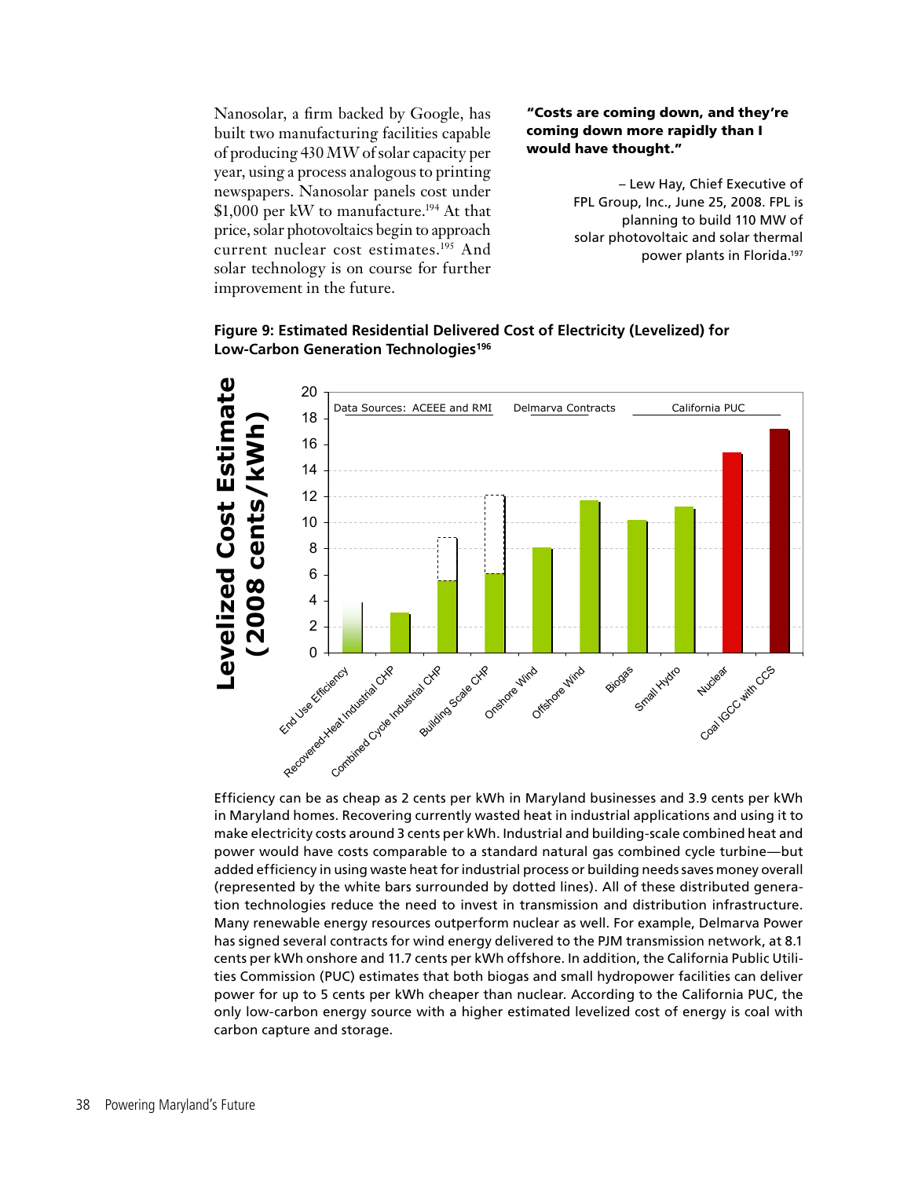Nanosolar, a firm backed by Google, has built two manufacturing facilities capable of producing 430 MW of solar capacity per year, using a process analogous to printing newspapers. Nanosolar panels cost under $1,000 per kW to manufacture.[194] At that price, solar photovoltaics begin to approach current nuclear cost estimates.[195] And solar technology is on course for further improvement in the future.

> **"Costs are coming down, and they're coming down more rapidly than I would have thought."**
>
> – Lew Hay, Chief Executive of FPL Group, Inc., June 25, 2008. FPL is planning to build 110 MW of solar photovoltaic and solar thermal power plants in Florida.[197]

**Figure 9: Estimated Residential Delivered Cost of Electricity (Levelized) for Low-Carbon Generation Technologies[196]**

Efficiency can be as cheap as 2 cents per kWh in Maryland businesses and 3.9 cents per kWh in Maryland homes. Recovering currently wasted heat in industrial applications and using it to make electricity costs around 3 cents per kWh. Industrial and building-scale combined heat and power would have costs comparable to a standard natural gas combined cycle turbine—but added efficiency in using waste heat for industrial process or building needs saves money overall (represented by the white bars surrounded by dotted lines). All of these distributed generation technologies reduce the need to invest in transmission and distribution infrastructure. Many renewable energy resources outperform nuclear as well. For example, Delmarva Power has signed several contracts for wind energy delivered to the PJM transmission network, at 8.1 cents per kWh onshore and 11.7 cents per kWh offshore. In addition, the California Public Utilities Commission (PUC) estimates that both biogas and small hydropower facilities can deliver power for up to 5 cents per kWh cheaper than nuclear. According to the California PUC, the only low-carbon energy source with a higher estimated levelized cost of energy is coal with carbon capture and storage.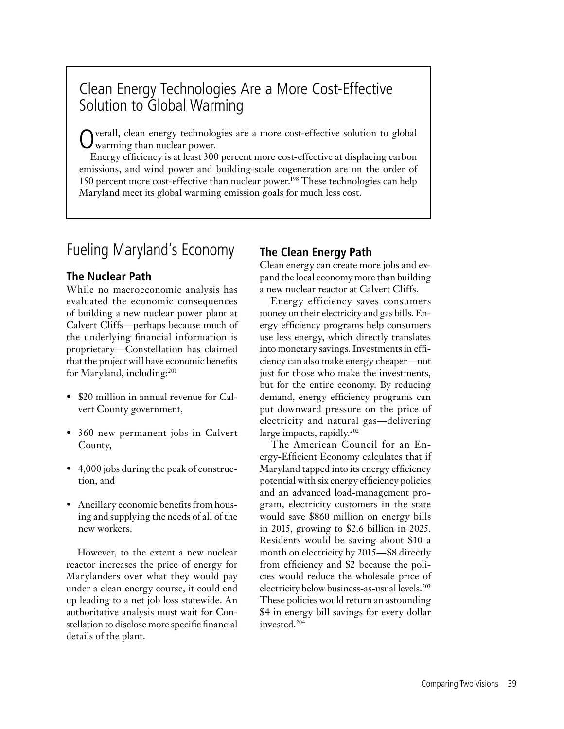## Clean Energy Technologies Are a More Cost-Effective Solution to Global Warming

Overall, clean energy technologies are a more cost-effective solution to global warming than nuclear power.

Energy efficiency is at least 300 percent more cost-effective at displacing carbon emissions, and wind power and building-scale cogeneration are on the order of 150 percent more cost-effective than nuclear power.[198] These technologies can help Maryland meet its global warming emission goals for much less cost.

## Fueling Maryland's Economy

### The Nuclear Path

While no macroeconomic analysis has evaluated the economic consequences of building a new nuclear power plant at Calvert Cliffs—perhaps because much of the underlying financial information is proprietary—Constellation has claimed that the project will have economic benefits for Maryland, including:[201]

- $20 million in annual revenue for Calvert County government,
- 360 new permanent jobs in Calvert County,
- 4,000 jobs during the peak of construction, and
- Ancillary economic benefits from housing and supplying the needs of all of the new workers.

However, to the extent a new nuclear reactor increases the price of energy for Marylanders over what they would pay under a clean energy course, it could end up leading to a net job loss statewide. An authoritative analysis must wait for Constellation to disclose more specific financial details of the plant.

### The Clean Energy Path

Clean energy can create more jobs and expand the local economy more than building a new nuclear reactor at Calvert Cliffs.

Energy efficiency saves consumers money on their electricity and gas bills. Energy efficiency programs help consumers use less energy, which directly translates into monetary savings. Investments in efficiency can also make energy cheaper—not just for those who make the investments, but for the entire economy. By reducing demand, energy efficiency programs can put downward pressure on the price of electricity and natural gas—delivering large impacts, rapidly.[202]

The American Council for an Energy-Efficient Economy calculates that if Maryland tapped into its energy efficiency potential with six energy efficiency policies and an advanced load-management program, electricity customers in the state would save $860 million on energy bills in 2015, growing to $2.6 billion in 2025. Residents would be saving about $10 a month on electricity by 2015—$8 directly from efficiency and $2 because the policies would reduce the wholesale price of electricity below business-as-usual levels.[203] These policies would return an astounding $4 in energy bill savings for every dollar invested.[204]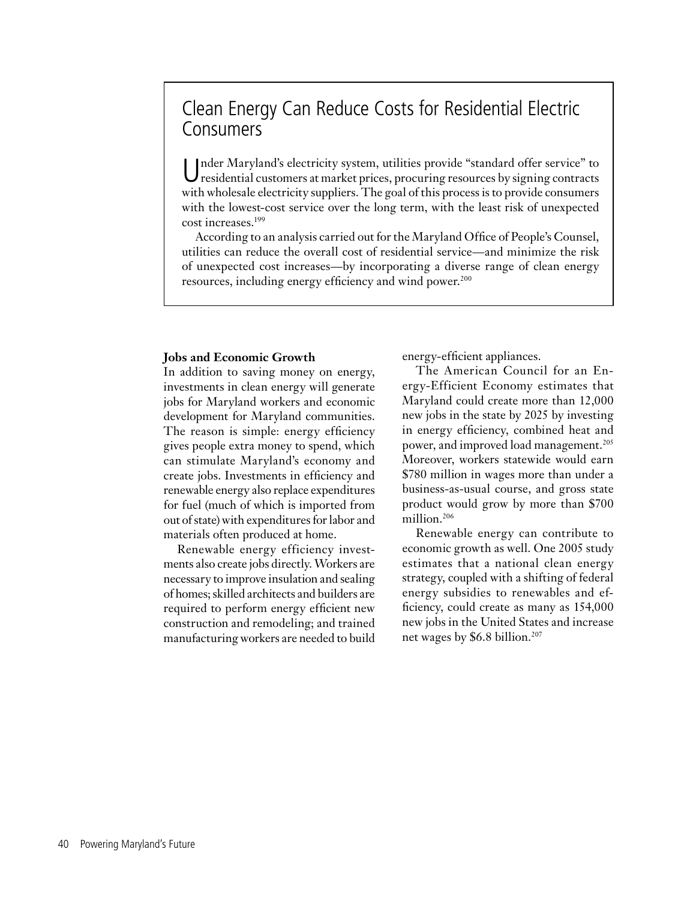## Clean Energy Can Reduce Costs for Residential Electric Consumers

Under Maryland's electricity system, utilities provide "standard offer service" to residential customers at market prices, procuring resources by signing contracts with wholesale electricity suppliers. The goal of this process is to provide consumers with the lowest-cost service over the long term, with the least risk of unexpected cost increases.[199]

According to an analysis carried out for the Maryland Office of People's Counsel, utilities can reduce the overall cost of residential service—and minimize the risk of unexpected cost increases—by incorporating a diverse range of clean energy resources, including energy efficiency and wind power.[200]

### Jobs and Economic Growth

In addition to saving money on energy, investments in clean energy will generate jobs for Maryland workers and economic development for Maryland communities. The reason is simple: energy efficiency gives people extra money to spend, which can stimulate Maryland's economy and create jobs. Investments in efficiency and renewable energy also replace expenditures for fuel (much of which is imported from out of state) with expenditures for labor and materials often produced at home.

Renewable energy efficiency investments also create jobs directly. Workers are necessary to improve insulation and sealing of homes; skilled architects and builders are required to perform energy efficient new construction and remodeling; and trained manufacturing workers are needed to build energy-efficient appliances.

The American Council for an Energy-Efficient Economy estimates that Maryland could create more than 12,000 new jobs in the state by 2025 by investing in energy efficiency, combined heat and power, and improved load management.[205] Moreover, workers statewide would earn $780 million in wages more than under a business-as-usual course, and gross state product would grow by more than $700 million.[206]

Renewable energy can contribute to economic growth as well. One 2005 study estimates that a national clean energy strategy, coupled with a shifting of federal energy subsidies to renewables and efficiency, could create as many as 154,000 new jobs in the United States and increase net wages by $6.8 billion.[207]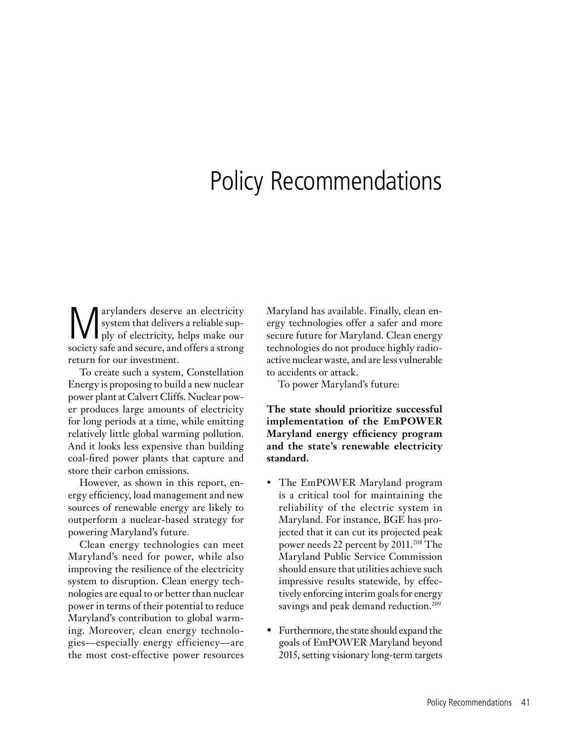# Policy Recommendations

Marylanders deserve an electricity system that delivers a reliable supply of electricity, helps make our society safe and secure, and offers a strong return for our investment.

To create such a system, Constellation Energy is proposing to build a new nuclear power plant at Calvert Cliffs. Nuclear power produces large amounts of electricity for long periods at a time, while emitting relatively little global warming pollution. And it looks less expensive than building coal-fired power plants that capture and store their carbon emissions.

However, as shown in this report, energy efficiency, load management and new sources of renewable energy are likely to outperform a nuclear-based strategy for powering Maryland's future.

Clean energy technologies can meet Maryland's need for power, while also improving the resilience of the electricity system to disruption. Clean energy technologies are equal to or better than nuclear power in terms of their potential to reduce Maryland's contribution to global warming. Moreover, clean energy technologies—especially energy efficiency—are the most cost-effective power resources Maryland has available. Finally, clean energy technologies offer a safer and more secure future for Maryland. Clean energy technologies do not produce highly radioactive nuclear waste, and are less vulnerable to accidents or attack.

To power Maryland's future:

**The state should prioritize successful implementation of the EmPOWER Maryland energy efficiency program and the state's renewable electricity standard.**

- The EmPOWER Maryland program is a critical tool for maintaining the reliability of the electric system in Maryland. For instance, BGE has projected that it can cut its projected peak power needs 22 percent by 2011.[208] The Maryland Public Service Commission should ensure that utilities achieve such impressive results statewide, by effectively enforcing interim goals for energy savings and peak demand reduction.[209]
- Furthermore, the state should expand the goals of EmPOWER Maryland beyond 2015, setting visionary long-term targets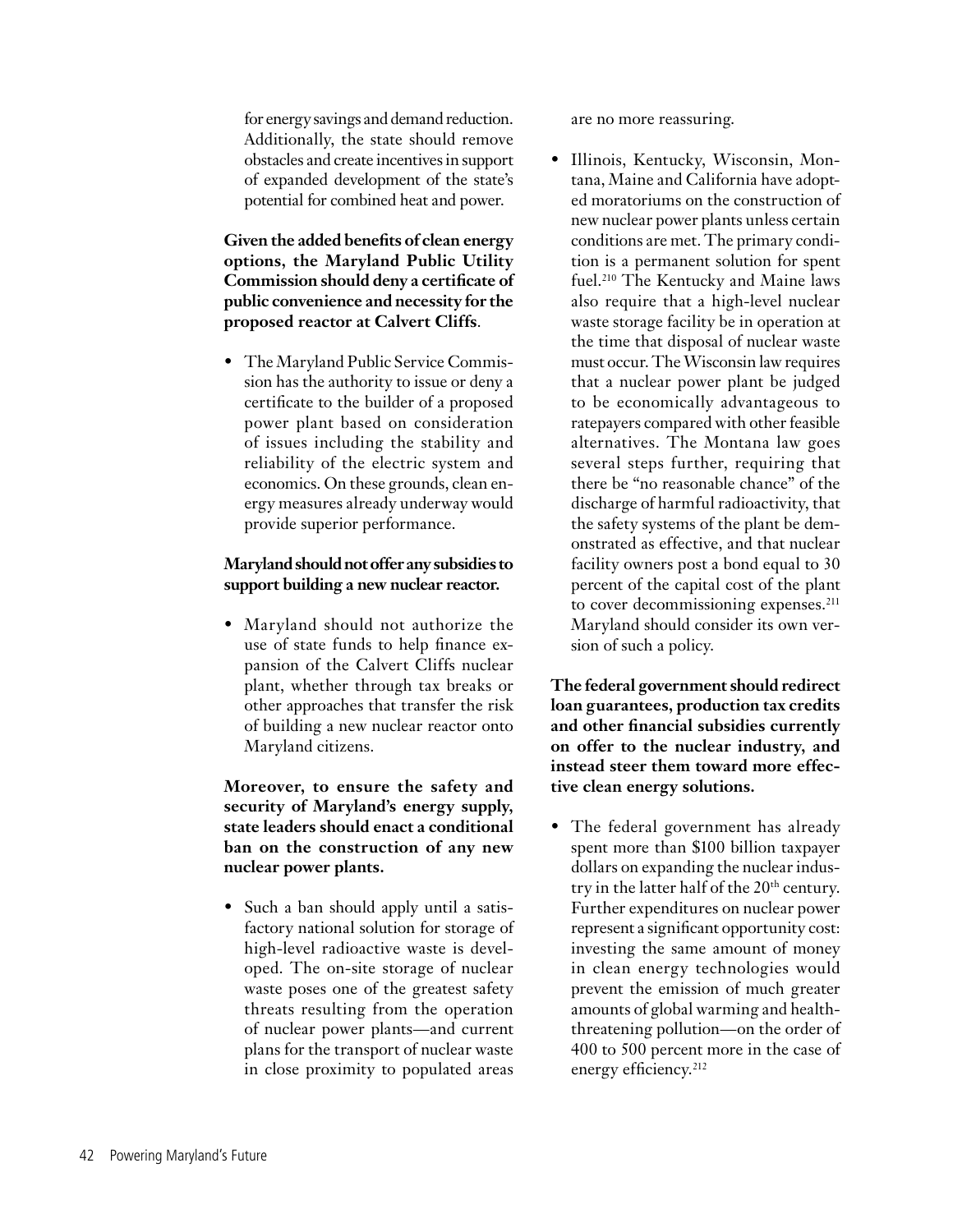for energy savings and demand reduction. Additionally, the state should remove obstacles and create incentives in support of expanded development of the state's potential for combined heat and power.

**Given the added benefits of clean energy options, the Maryland Public Utility Commission should deny a certificate of public convenience and necessity for the proposed reactor at Calvert Cliffs**.

- The Maryland Public Service Commission has the authority to issue or deny a certificate to the builder of a proposed power plant based on consideration of issues including the stability and reliability of the electric system and economics. On these grounds, clean energy measures already underway would provide superior performance.

**Maryland should not offer any subsidies to support building a new nuclear reactor.**

- Maryland should not authorize the use of state funds to help finance expansion of the Calvert Cliffs nuclear plant, whether through tax breaks or other approaches that transfer the risk of building a new nuclear reactor onto Maryland citizens.

**Moreover, to ensure the safety and security of Maryland's energy supply, state leaders should enact a conditional ban on the construction of any new nuclear power plants.**

- Such a ban should apply until a satisfactory national solution for storage of high-level radioactive waste is developed. The on-site storage of nuclear waste poses one of the greatest safety threats resulting from the operation of nuclear power plants—and current plans for the transport of nuclear waste in close proximity to populated areas are no more reassuring.
- Illinois, Kentucky, Wisconsin, Montana, Maine and California have adopted moratoriums on the construction of new nuclear power plants unless certain conditions are met. The primary condition is a permanent solution for spent fuel.[210] The Kentucky and Maine laws also require that a high-level nuclear waste storage facility be in operation at the time that disposal of nuclear waste must occur. The Wisconsin law requires that a nuclear power plant be judged to be economically advantageous to ratepayers compared with other feasible alternatives. The Montana law goes several steps further, requiring that there be "no reasonable chance" of the discharge of harmful radioactivity, that the safety systems of the plant be demonstrated as effective, and that nuclear facility owners post a bond equal to 30 percent of the capital cost of the plant to cover decommissioning expenses.[211] Maryland should consider its own version of such a policy.

**The federal government should redirect loan guarantees, production tax credits and other financial subsidies currently on offer to the nuclear industry, and instead steer them toward more effective clean energy solutions.**

- The federal government has already spent more than $100 billion taxpayer dollars on expanding the nuclear industry in the latter half of the 20th century. Further expenditures on nuclear power represent a significant opportunity cost: investing the same amount of money in clean energy technologies would prevent the emission of much greater amounts of global warming and health-threatening pollution—on the order of 400 to 500 percent more in the case of energy efficiency.[212]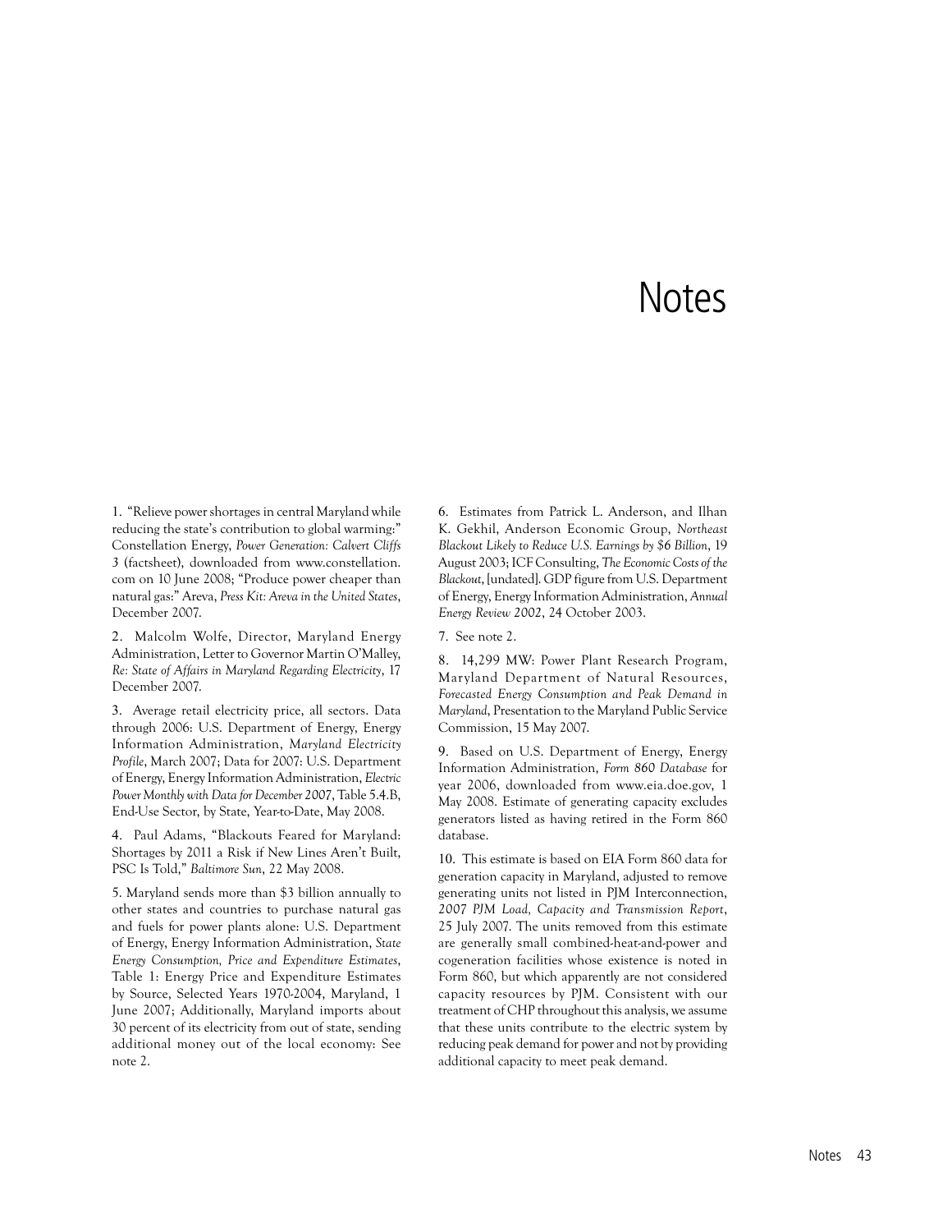# Notes

1. "Relieve power shortages in central Maryland while reducing the state's contribution to global warming:" Constellation Energy, *Power Generation: Calvert Cliffs 3* (factsheet), downloaded from www.constellation.com on 10 June 2008; "Produce power cheaper than natural gas:" Areva, *Press Kit: Areva in the United States*, December 2007.

2. Malcolm Wolfe, Director, Maryland Energy Administration, Letter to Governor Martin O'Malley, *Re: State of Affairs in Maryland Regarding Electricity*, 17 December 2007.

3. Average retail electricity price, all sectors. Data through 2006: U.S. Department of Energy, Energy Information Administration, *Maryland Electricity Profile*, March 2007; Data for 2007: U.S. Department of Energy, Energy Information Administration, *Electric Power Monthly with Data for December 2007*, Table 5.4.B, End-Use Sector, by State, Year-to-Date, May 2008.

4. Paul Adams, "Blackouts Feared for Maryland: Shortages by 2011 a Risk if New Lines Aren't Built, PSC Is Told," *Baltimore Sun*, 22 May 2008.

5. Maryland sends more than $3 billion annually to other states and countries to purchase natural gas and fuels for power plants alone: U.S. Department of Energy, Energy Information Administration, *State Energy Consumption, Price and Expenditure Estimates*, Table 1: Energy Price and Expenditure Estimates by Source, Selected Years 1970-2004, Maryland, 1 June 2007; Additionally, Maryland imports about 30 percent of its electricity from out of state, sending additional money out of the local economy: See note 2.

6. Estimates from Patrick L. Anderson, and Ilhan K. Gekhil, Anderson Economic Group, *Northeast Blackout Likely to Reduce U.S. Earnings by $6 Billion*, 19 August 2003; ICF Consulting, *The Economic Costs of the Blackout*, [undated]. GDP figure from U.S. Department of Energy, Energy Information Administration, *Annual Energy Review 2002*, 24 October 2003.

7. See note 2.

8. 14,299 MW: Power Plant Research Program, Maryland Department of Natural Resources, *Forecasted Energy Consumption and Peak Demand in Maryland*, Presentation to the Maryland Public Service Commission, 15 May 2007.

9. Based on U.S. Department of Energy, Energy Information Administration, *Form 860 Database* for year 2006, downloaded from www.eia.doe.gov, 1 May 2008. Estimate of generating capacity excludes generators listed as having retired in the Form 860 database.

10. This estimate is based on EIA Form 860 data for generation capacity in Maryland, adjusted to remove generating units not listed in PJM Interconnection, *2007 PJM Load, Capacity and Transmission Report*, 25 July 2007. The units removed from this estimate are generally small combined-heat-and-power and cogeneration facilities whose existence is noted in Form 860, but which apparently are not considered capacity resources by PJM. Consistent with our treatment of CHP throughout this analysis, we assume that these units contribute to the electric system by reducing peak demand for power and not by providing additional capacity to meet peak demand.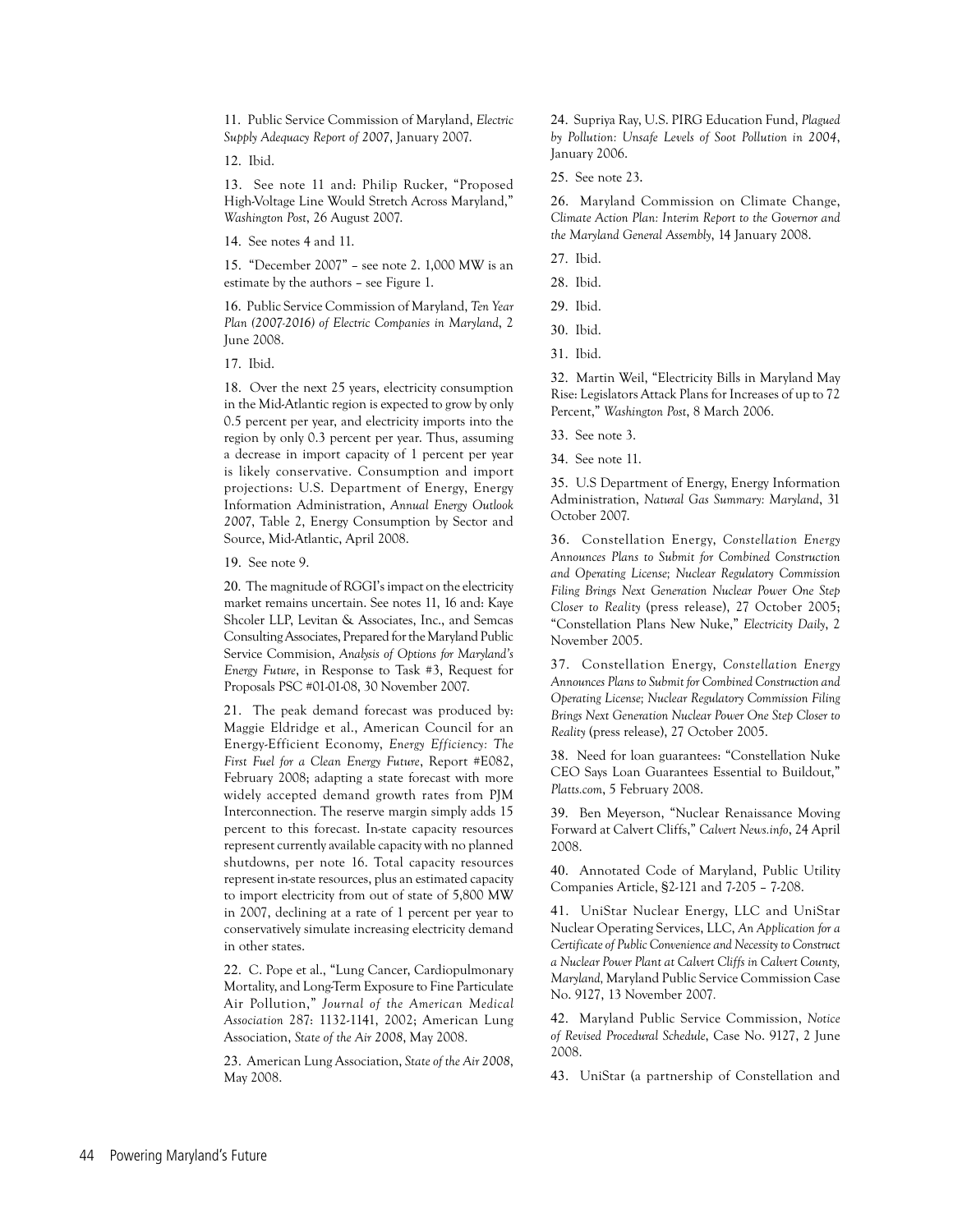11. Public Service Commission of Maryland, *Electric Supply Adequacy Report of 2007*, January 2007.

12. Ibid.

13. See note 11 and: Philip Rucker, "Proposed High-Voltage Line Would Stretch Across Maryland," *Washington Post*, 26 August 2007.

14. See notes 4 and 11.

15. "December 2007" – see note 2. 1,000 MW is an estimate by the authors – see Figure 1.

16. Public Service Commission of Maryland, *Ten Year Plan (2007-2016) of Electric Companies in Maryland*, 2 June 2008.

17. Ibid.

18. Over the next 25 years, electricity consumption in the Mid-Atlantic region is expected to grow by only 0.5 percent per year, and electricity imports into the region by only 0.3 percent per year. Thus, assuming a decrease in import capacity of 1 percent per year is likely conservative. Consumption and import projections: U.S. Department of Energy, Energy Information Administration, *Annual Energy Outlook 2007*, Table 2, Energy Consumption by Sector and Source, Mid-Atlantic, April 2008.

19. See note 9.

20. The magnitude of RGGI's impact on the electricity market remains uncertain. See notes 11, 16 and: Kaye Shcoler LLP, Levitan & Associates, Inc., and Semcas Consulting Associates, Prepared for the Maryland Public Service Commision, *Analysis of Options for Maryland's Energy Future*, in Response to Task #3, Request for Proposals PSC #01-01-08, 30 November 2007.

21. The peak demand forecast was produced by: Maggie Eldridge et al., American Council for an Energy-Efficient Economy, *Energy Efficiency: The First Fuel for a Clean Energy Future*, Report #E082, February 2008; adapting a state forecast with more widely accepted demand growth rates from PJM Interconnection. The reserve margin simply adds 15 percent to this forecast. In-state capacity resources represent currently available capacity with no planned shutdowns, per note 16. Total capacity resources represent in-state resources, plus an estimated capacity to import electricity from out of state of 5,800 MW in 2007, declining at a rate of 1 percent per year to conservatively simulate increasing electricity demand in other states.

22. C. Pope et al., "Lung Cancer, Cardiopulmonary Mortality, and Long-Term Exposure to Fine Particulate Air Pollution," *Journal of the American Medical Association* 287: 1132-1141, 2002; American Lung Association, *State of the Air 2008*, May 2008.

23. American Lung Association, *State of the Air 2008*, May 2008.

24. Supriya Ray, U.S. PIRG Education Fund, *Plagued by Pollution: Unsafe Levels of Soot Pollution in 2004*, January 2006.

25. See note 23.

26. Maryland Commission on Climate Change, *Climate Action Plan: Interim Report to the Governor and the Maryland General Assembly*, 14 January 2008.

27. Ibid.

28. Ibid.

29. Ibid.

30. Ibid.

31. Ibid.

32. Martin Weil, "Electricity Bills in Maryland May Rise: Legislators Attack Plans for Increases of up to 72 Percent," *Washington Post*, 8 March 2006.

33. See note 3.

34. See note 11.

35. U.S Department of Energy, Energy Information Administration, *Natural Gas Summary: Maryland*, 31 October 2007.

36. Constellation Energy, *Constellation Energy Announces Plans to Submit for Combined Construction and Operating License; Nuclear Regulatory Commission Filing Brings Next Generation Nuclear Power One Step Closer to Reality* (press release), 27 October 2005; "Constellation Plans New Nuke," *Electricity Daily*, 2 November 2005.

37. Constellation Energy, *Constellation Energy Announces Plans to Submit for Combined Construction and Operating License; Nuclear Regulatory Commission Filing Brings Next Generation Nuclear Power One Step Closer to Reality* (press release), 27 October 2005.

38. Need for loan guarantees: "Constellation Nuke CEO Says Loan Guarantees Essential to Buildout," *Platts.com*, 5 February 2008.

39. Ben Meyerson, "Nuclear Renaissance Moving Forward at Calvert Cliffs," *Calvert News.info*, 24 April 2008.

40. Annotated Code of Maryland, Public Utility Companies Article, §2-121 and 7-205 – 7-208.

41. UniStar Nuclear Energy, LLC and UniStar Nuclear Operating Services, LLC, *An Application for a Certificate of Public Convenience and Necessity to Construct a Nuclear Power Plant at Calvert Cliffs in Calvert County, Maryland*, Maryland Public Service Commission Case No. 9127, 13 November 2007.

42. Maryland Public Service Commission, *Notice of Revised Procedural Schedule*, Case No. 9127, 2 June 2008.

43. UniStar (a partnership of Constellation and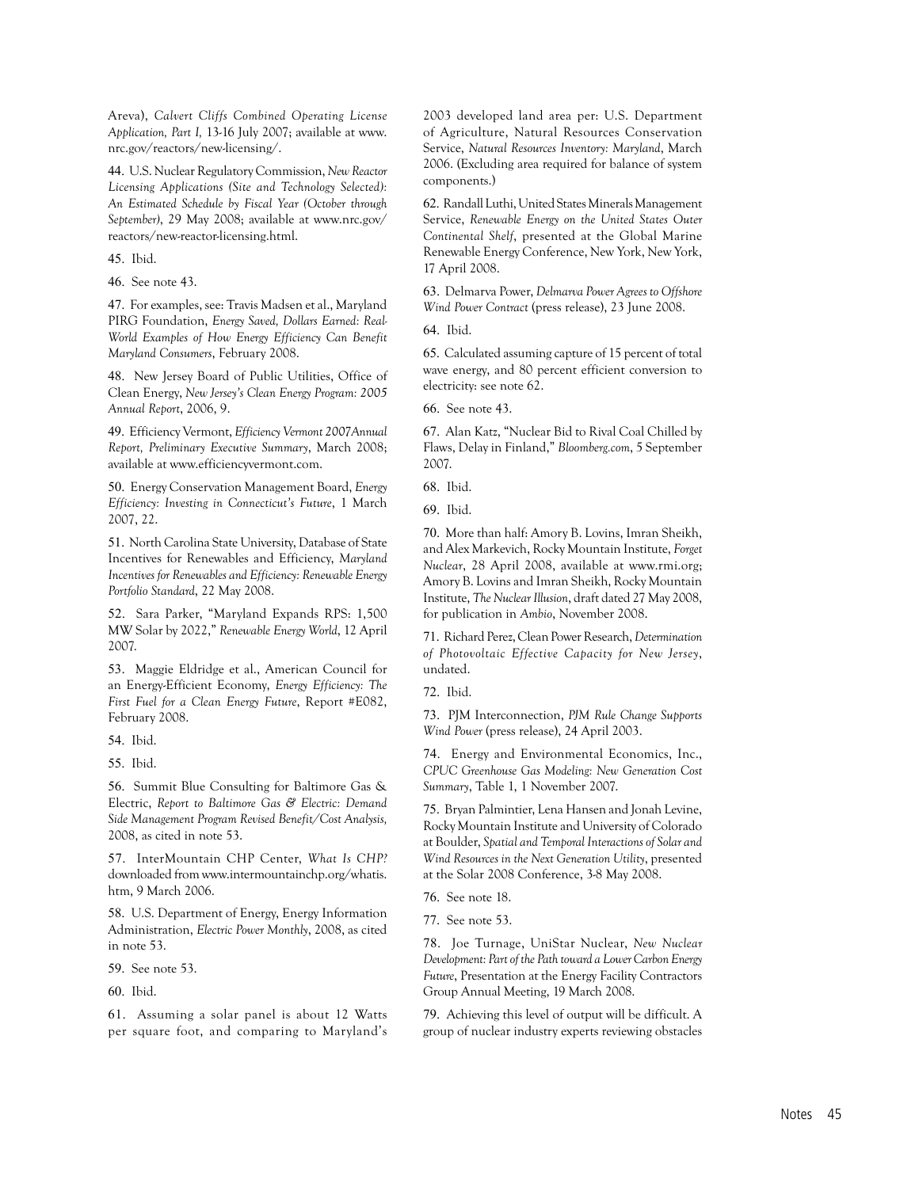Areva), *Calvert Cliffs Combined Operating License Application, Part I,* 13-16 July 2007; available at www.nrc.gov/reactors/new-licensing/.

44. U.S. Nuclear Regulatory Commission, *New Reactor Licensing Applications (Site and Technology Selected): An Estimated Schedule by Fiscal Year (October through September)*, 29 May 2008; available at www.nrc.gov/reactors/new-reactor-licensing.html.

45. Ibid.

46. See note 43.

47. For examples, see: Travis Madsen et al., Maryland PIRG Foundation, *Energy Saved, Dollars Earned: Real-World Examples of How Energy Efficiency Can Benefit Maryland Consumers*, February 2008.

48. New Jersey Board of Public Utilities, Office of Clean Energy, *New Jersey's Clean Energy Program: 2005 Annual Report*, 2006, 9.

49. Efficiency Vermont, *Efficiency Vermont 2007Annual Report, Preliminary Executive Summary*, March 2008; available at www.efficiencyvermont.com.

50. Energy Conservation Management Board, *Energy Efficiency: Investing in Connecticut's Future*, 1 March 2007, 22.

51. North Carolina State University, Database of State Incentives for Renewables and Efficiency, *Maryland Incentives for Renewables and Efficiency: Renewable Energy Portfolio Standard*, 22 May 2008.

52. Sara Parker, "Maryland Expands RPS: 1,500 MW Solar by 2022," *Renewable Energy World*, 12 April 2007.

53. Maggie Eldridge et al., American Council for an Energy-Efficient Economy, *Energy Efficiency: The First Fuel for a Clean Energy Future*, Report #E082, February 2008.

54. Ibid.

55. Ibid.

56. Summit Blue Consulting for Baltimore Gas & Electric, *Report to Baltimore Gas & Electric: Demand Side Management Program Revised Benefit/Cost Analysis,* 2008, as cited in note 53.

57. InterMountain CHP Center, *What Is CHP?* downloaded from www.intermountainchp.org/whatis.htm, 9 March 2006.

58. U.S. Department of Energy, Energy Information Administration, *Electric Power Monthly*, 2008, as cited in note 53.

59. See note 53.

60. Ibid.

61. Assuming a solar panel is about 12 Watts per square foot, and comparing to Maryland's 2003 developed land area per: U.S. Department of Agriculture, Natural Resources Conservation Service, *Natural Resources Inventory: Maryland*, March 2006. (Excluding area required for balance of system components.)

62. Randall Luthi, United States Minerals Management Service, *Renewable Energy on the United States Outer Continental Shelf*, presented at the Global Marine Renewable Energy Conference, New York, New York, 17 April 2008.

63. Delmarva Power, *Delmarva Power Agrees to Offshore Wind Power Contract* (press release), 23 June 2008.

64. Ibid.

65. Calculated assuming capture of 15 percent of total wave energy, and 80 percent efficient conversion to electricity: see note 62.

66. See note 43.

67. Alan Katz, "Nuclear Bid to Rival Coal Chilled by Flaws, Delay in Finland," *Bloomberg.com*, 5 September 2007.

68. Ibid.

69. Ibid.

70. More than half: Amory B. Lovins, Imran Sheikh, and Alex Markevich, Rocky Mountain Institute, *Forget Nuclear*, 28 April 2008, available at www.rmi.org; Amory B. Lovins and Imran Sheikh, Rocky Mountain Institute, *The Nuclear Illusion*, draft dated 27 May 2008, for publication in *Ambio*, November 2008.

71. Richard Perez, Clean Power Research, *Determination of Photovoltaic Effective Capacity for New Jersey*, undated.

72. Ibid.

73. PJM Interconnection, *PJM Rule Change Supports Wind Power* (press release), 24 April 2003.

74. Energy and Environmental Economics, Inc., *CPUC Greenhouse Gas Modeling: New Generation Cost Summary*, Table 1, 1 November 2007.

75. Bryan Palmintier, Lena Hansen and Jonah Levine, Rocky Mountain Institute and University of Colorado at Boulder, *Spatial and Temporal Interactions of Solar and Wind Resources in the Next Generation Utility*, presented at the Solar 2008 Conference, 3-8 May 2008.

76. See note 18.

77. See note 53.

78. Joe Turnage, UniStar Nuclear, *New Nuclear Development: Part of the Path toward a Lower Carbon Energy Future*, Presentation at the Energy Facility Contractors Group Annual Meeting, 19 March 2008.

79. Achieving this level of output will be difficult. A group of nuclear industry experts reviewing obstacles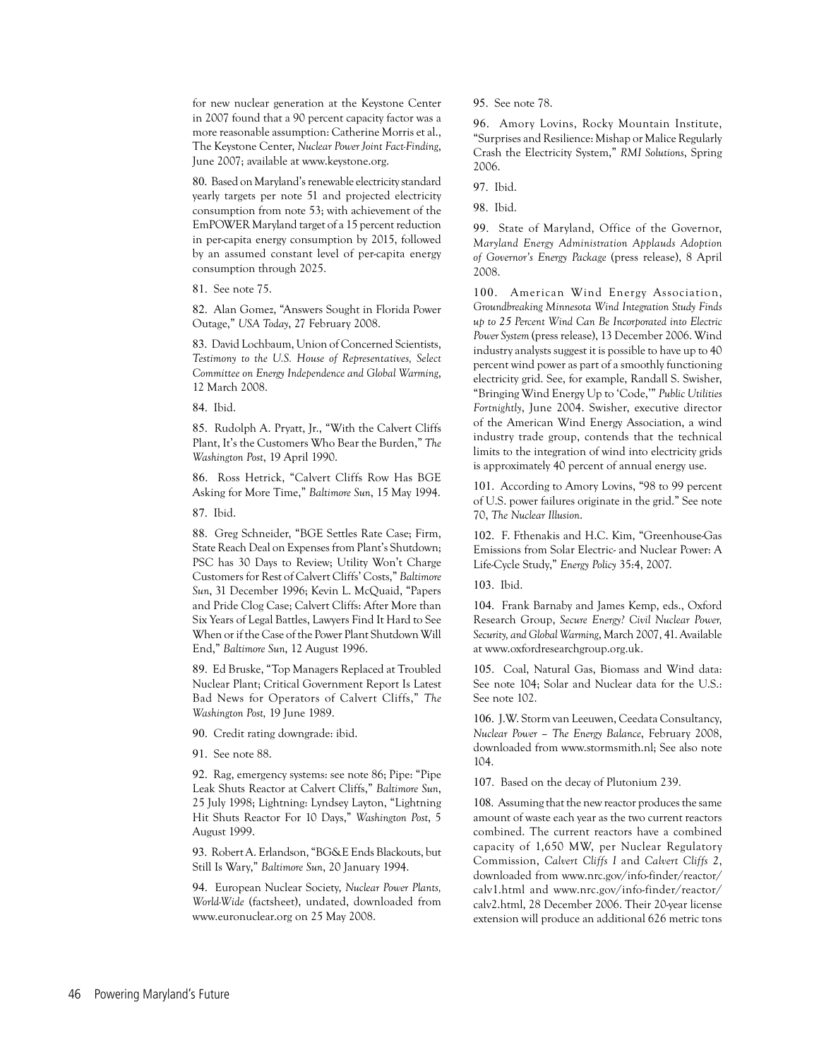for new nuclear generation at the Keystone Center in 2007 found that a 90 percent capacity factor was a more reasonable assumption: Catherine Morris et al., The Keystone Center, *Nuclear Power Joint Fact-Finding*, June 2007; available at www.keystone.org.

80. Based on Maryland's renewable electricity standard yearly targets per note 51 and projected electricity consumption from note 53; with achievement of the EmPOWER Maryland target of a 15 percent reduction in per-capita energy consumption by 2015, followed by an assumed constant level of per-capita energy consumption through 2025.

81. See note 75.

82. Alan Gomez, "Answers Sought in Florida Power Outage," *USA Today*, 27 February 2008.

83. David Lochbaum, Union of Concerned Scientists, *Testimony to the U.S. House of Representatives, Select Committee on Energy Independence and Global Warming*, 12 March 2008.

84. Ibid.

85. Rudolph A. Pryatt, Jr., "With the Calvert Cliffs Plant, It's the Customers Who Bear the Burden," *The Washington Post*, 19 April 1990.

86. Ross Hetrick, "Calvert Cliffs Row Has BGE Asking for More Time," *Baltimore Sun*, 15 May 1994.

87. Ibid.

88. Greg Schneider, "BGE Settles Rate Case; Firm, State Reach Deal on Expenses from Plant's Shutdown; PSC has 30 Days to Review; Utility Won't Charge Customers for Rest of Calvert Cliffs' Costs," *Baltimore Sun*, 31 December 1996; Kevin L. McQuaid, "Papers and Pride Clog Case; Calvert Cliffs: After More than Six Years of Legal Battles, Lawyers Find It Hard to See When or if the Case of the Power Plant Shutdown Will End," *Baltimore Sun*, 12 August 1996.

89. Ed Bruske, "Top Managers Replaced at Troubled Nuclear Plant; Critical Government Report Is Latest Bad News for Operators of Calvert Cliffs," *The Washington Post*, 19 June 1989.

90. Credit rating downgrade: ibid.

91. See note 88.

92. Rag, emergency systems: see note 86; Pipe: "Pipe Leak Shuts Reactor at Calvert Cliffs," *Baltimore Sun*, 25 July 1998; Lightning: Lyndsey Layton, "Lightning Hit Shuts Reactor For 10 Days," *Washington Post*, 5 August 1999.

93. Robert A. Erlandson, "BG&E Ends Blackouts, but Still Is Wary," *Baltimore Sun*, 20 January 1994.

94. European Nuclear Society, *Nuclear Power Plants, World-Wide* (factsheet), undated, downloaded from www.euronuclear.org on 25 May 2008.

95. See note 78.

96. Amory Lovins, Rocky Mountain Institute, "Surprises and Resilience: Mishap or Malice Regularly Crash the Electricity System," *RMI Solutions*, Spring 2006.

97. Ibid.

98. Ibid.

99. State of Maryland, Office of the Governor, *Maryland Energy Administration Applauds Adoption of Governor's Energy Package* (press release), 8 April 2008.

100. American Wind Energy Association, *Groundbreaking Minnesota Wind Integration Study Finds up to 25 Percent Wind Can Be Incorporated into Electric Power System* (press release), 13 December 2006. Wind industry analysts suggest it is possible to have up to 40 percent wind power as part of a smoothly functioning electricity grid. See, for example, Randall S. Swisher, "Bringing Wind Energy Up to 'Code,'" *Public Utilities Fortnightly*, June 2004. Swisher, executive director of the American Wind Energy Association, a wind industry trade group, contends that the technical limits to the integration of wind into electricity grids is approximately 40 percent of annual energy use.

101. According to Amory Lovins, "98 to 99 percent of U.S. power failures originate in the grid." See note 70, *The Nuclear Illusion*.

102. F. Fthenakis and H.C. Kim, "Greenhouse-Gas Emissions from Solar Electric- and Nuclear Power: A Life-Cycle Study," *Energy Policy* 35:4, 2007.

103. Ibid.

104. Frank Barnaby and James Kemp, eds., Oxford Research Group, *Secure Energy? Civil Nuclear Power, Security, and Global Warming*, March 2007, 41. Available at www.oxfordresearchgroup.org.uk.

105. Coal, Natural Gas, Biomass and Wind data: See note 104; Solar and Nuclear data for the U.S.: See note 102.

106. J.W. Storm van Leeuwen, Ceedata Consultancy, *Nuclear Power – The Energy Balance*, February 2008, downloaded from www.stormsmith.nl; See also note 104.

107. Based on the decay of Plutonium 239.

108. Assuming that the new reactor produces the same amount of waste each year as the two current reactors combined. The current reactors have a combined capacity of 1,650 MW, per Nuclear Regulatory Commission, *Calvert Cliffs 1* and *Calvert Cliffs 2*, downloaded from www.nrc.gov/info-finder/reactor/calv1.html and www.nrc.gov/info-finder/reactor/calv2.html, 28 December 2006. Their 20-year license extension will produce an additional 626 metric tons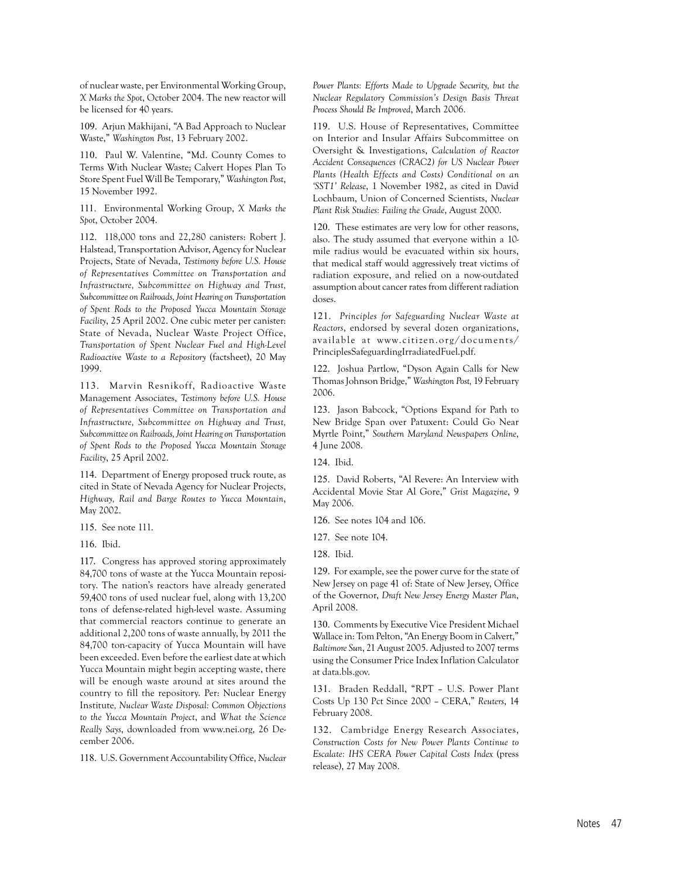of nuclear waste, per Environmental Working Group, *X Marks the Spot*, October 2004. The new reactor will be licensed for 40 years.

109. Arjun Makhijani, "A Bad Approach to Nuclear Waste," *Washington Post*, 13 February 2002.

110. Paul W. Valentine, "Md. County Comes to Terms With Nuclear Waste; Calvert Hopes Plan To Store Spent Fuel Will Be Temporary," *Washington Post*, 15 November 1992.

111. Environmental Working Group, *X Marks the Spot*, October 2004.

112. 118,000 tons and 22,280 canisters: Robert J. Halstead, Transportation Advisor, Agency for Nuclear Projects, State of Nevada, *Testimony before U.S. House of Representatives Committee on Transportation and Infrastructure, Subcommittee on Highway and Trust, Subcommittee on Railroads, Joint Hearing on Transportation of Spent Rods to the Proposed Yucca Mountain Storage Facility*, 25 April 2002. One cubic meter per canister: State of Nevada, Nuclear Waste Project Office, *Transportation of Spent Nuclear Fuel and High-Level Radioactive Waste to a Repository* (factsheet), 20 May 1999.

113. Marvin Resnikoff, Radioactive Waste Management Associates, *Testimony before U.S. House of Representatives Committee on Transportation and Infrastructure, Subcommittee on Highway and Trust, Subcommittee on Railroads, Joint Hearing on Transportation of Spent Rods to the Proposed Yucca Mountain Storage Facility*, 25 April 2002.

114. Department of Energy proposed truck route, as cited in State of Nevada Agency for Nuclear Projects, *Highway, Rail and Barge Routes to Yucca Mountain*, May 2002.

115. See note 111.

116. Ibid.

117. Congress has approved storing approximately 84,700 tons of waste at the Yucca Mountain repository. The nation's reactors have already generated 59,400 tons of used nuclear fuel, along with 13,200 tons of defense-related high-level waste. Assuming that commercial reactors continue to generate an additional 2,200 tons of waste annually, by 2011 the 84,700 ton-capacity of Yucca Mountain will have been exceeded. Even before the earliest date at which Yucca Mountain might begin accepting waste, there will be enough waste around at sites around the country to fill the repository. Per: Nuclear Energy Institute, *Nuclear Waste Disposal: Common Objections to the Yucca Mountain Project*, and *What the Science Really Says*, downloaded from www.nei.org, 26 December 2006.

118. U.S. Government Accountability Office, *Nuclear Power Plants: Efforts Made to Upgrade Security, but the Nuclear Regulatory Commission's Design Basis Threat Process Should Be Improved*, March 2006.

119. U.S. House of Representatives, Committee on Interior and Insular Affairs Subcommittee on Oversight & Investigations, *Calculation of Reactor Accident Consequences (CRAC2) for US Nuclear Power Plants (Health Effects and Costs) Conditional on an 'SST1' Release*, 1 November 1982, as cited in David Lochbaum, Union of Concerned Scientists, *Nuclear Plant Risk Studies: Failing the Grade*, August 2000.

120. These estimates are very low for other reasons, also. The study assumed that everyone within a 10-mile radius would be evacuated within six hours, that medical staff would aggressively treat victims of radiation exposure, and relied on a now-outdated assumption about cancer rates from different radiation doses.

121. *Principles for Safeguarding Nuclear Waste at Reactors*, endorsed by several dozen organizations, available at www.citizen.org/documents/PrinciplesSafeguardingIrradiatedFuel.pdf.

122. Joshua Partlow, "Dyson Again Calls for New Thomas Johnson Bridge," *Washington Post*, 19 February 2006.

123. Jason Babcock, "Options Expand for Path to New Bridge Span over Patuxent: Could Go Near Myrtle Point," *Southern Maryland Newspapers Online*, 4 June 2008.

124. Ibid.

125. David Roberts, "Al Revere: An Interview with Accidental Movie Star Al Gore," *Grist Magazine*, 9 May 2006.

126. See notes 104 and 106.

127. See note 104.

128. Ibid.

129. For example, see the power curve for the state of New Jersey on page 41 of: State of New Jersey, Office of the Governor, *Draft New Jersey Energy Master Plan*, April 2008.

130. Comments by Executive Vice President Michael Wallace in: Tom Pelton, "An Energy Boom in Calvert," *Baltimore Sun*, 21 August 2005. Adjusted to 2007 terms using the Consumer Price Index Inflation Calculator at data.bls.gov.

131. Braden Reddall, "RPT – U.S. Power Plant Costs Up 130 Pct Since 2000 – CERA," *Reuters*, 14 February 2008.

132. Cambridge Energy Research Associates, *Construction Costs for New Power Plants Continue to Escalate: IHS CERA Power Capital Costs Index* (press release), 27 May 2008.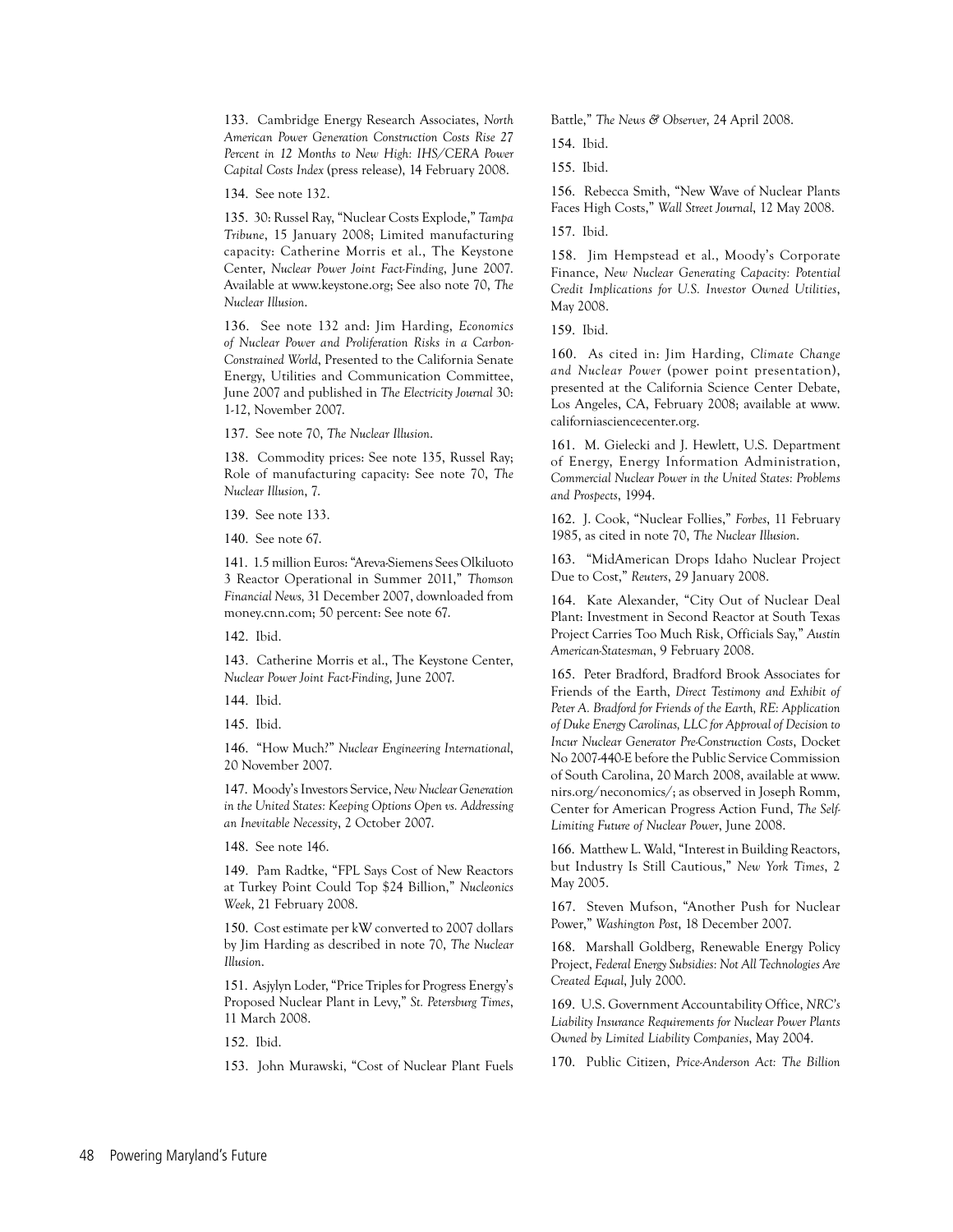133. Cambridge Energy Research Associates, *North American Power Generation Construction Costs Rise 27 Percent in 12 Months to New High: IHS/CERA Power Capital Costs Index* (press release), 14 February 2008.

134. See note 132.

135. 30: Russel Ray, "Nuclear Costs Explode," *Tampa Tribune*, 15 January 2008; Limited manufacturing capacity: Catherine Morris et al., The Keystone Center, *Nuclear Power Joint Fact-Finding*, June 2007. Available at www.keystone.org; See also note 70, *The Nuclear Illusion*.

136. See note 132 and: Jim Harding, *Economics of Nuclear Power and Proliferation Risks in a Carbon-Constrained World*, Presented to the California Senate Energy, Utilities and Communication Committee, June 2007 and published in *The Electricity Journal* 30: 1-12, November 2007.

137. See note 70, *The Nuclear Illusion*.

138. Commodity prices: See note 135, Russel Ray; Role of manufacturing capacity: See note 70, *The Nuclear Illusion*, 7.

139. See note 133.

140. See note 67.

141. 1.5 million Euros: "Areva-Siemens Sees Olkiluoto 3 Reactor Operational in Summer 2011," *Thomson Financial News,* 31 December 2007, downloaded from money.cnn.com; 50 percent: See note 67.

142. Ibid.

143. Catherine Morris et al., The Keystone Center, *Nuclear Power Joint Fact-Finding,* June 2007.

144. Ibid.

145. Ibid.

146. "How Much?" *Nuclear Engineering International*, 20 November 2007.

147. Moody's Investors Service, *New Nuclear Generation in the United States: Keeping Options Open vs. Addressing an Inevitable Necessity*, 2 October 2007.

148. See note 146.

149. Pam Radtke, "FPL Says Cost of New Reactors at Turkey Point Could Top $24 Billion," *Nucleonics Week*, 21 February 2008.

150. Cost estimate per kW converted to 2007 dollars by Jim Harding as described in note 70, *The Nuclear Illusion*.

151. Asjylyn Loder, "Price Triples for Progress Energy's Proposed Nuclear Plant in Levy," *St. Petersburg Times*, 11 March 2008.

152. Ibid.

153. John Murawski, "Cost of Nuclear Plant Fuels Battle," *The News & Observer*, 24 April 2008.

154. Ibid.

155. Ibid.

156. Rebecca Smith, "New Wave of Nuclear Plants Faces High Costs," *Wall Street Journal*, 12 May 2008.

157. Ibid.

158. Jim Hempstead et al., Moody's Corporate Finance, *New Nuclear Generating Capacity: Potential Credit Implications for U.S. Investor Owned Utilities*, May 2008.

159. Ibid.

160. As cited in: Jim Harding, *Climate Change and Nuclear Power* (power point presentation), presented at the California Science Center Debate, Los Angeles, CA, February 2008; available at www.californiasciencecenter.org.

161. M. Gielecki and J. Hewlett, U.S. Department of Energy, Energy Information Administration, *Commercial Nuclear Power in the United States: Problems and Prospects*, 1994.

162. J. Cook, "Nuclear Follies," *Forbes*, 11 February 1985, as cited in note 70, *The Nuclear Illusion*.

163. "MidAmerican Drops Idaho Nuclear Project Due to Cost," *Reuters*, 29 January 2008.

164. Kate Alexander, "City Out of Nuclear Deal Plant: Investment in Second Reactor at South Texas Project Carries Too Much Risk, Officials Say," *Austin American-Statesman*, 9 February 2008.

165. Peter Bradford, Bradford Brook Associates for Friends of the Earth, *Direct Testimony and Exhibit of Peter A. Bradford for Friends of the Earth, RE: Application of Duke Energy Carolinas, LLC for Approval of Decision to Incur Nuclear Generator Pre-Construction Costs*, Docket No 2007-440-E before the Public Service Commission of South Carolina, 20 March 2008, available at www.nirs.org/neconomics/; as observed in Joseph Romm, Center for American Progress Action Fund, *The Self-Limiting Future of Nuclear Power*, June 2008.

166. Matthew L. Wald, "Interest in Building Reactors, but Industry Is Still Cautious," *New York Times*, 2 May 2005.

167. Steven Mufson, "Another Push for Nuclear Power," *Washington Post*, 18 December 2007.

168. Marshall Goldberg, Renewable Energy Policy Project, *Federal Energy Subsidies: Not All Technologies Are Created Equal*, July 2000.

169. U.S. Government Accountability Office, *NRC's Liability Insurance Requirements for Nuclear Power Plants Owned by Limited Liability Companies*, May 2004.

170. Public Citizen, *Price-Anderson Act: The Billion*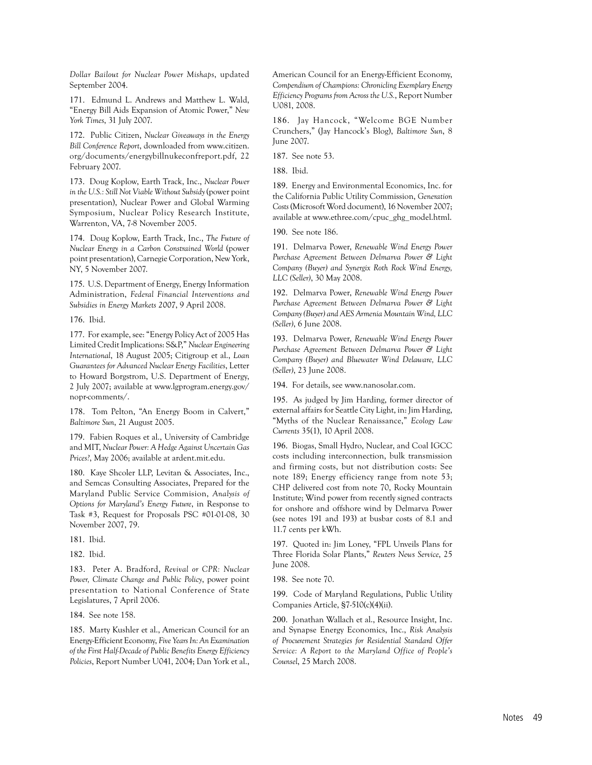*Dollar Bailout for Nuclear Power Mishaps*, updated September 2004.

171. Edmund L. Andrews and Matthew L. Wald, "Energy Bill Aids Expansion of Atomic Power," *New York Times*, 31 July 2007.

172. Public Citizen, *Nuclear Giveaways in the Energy Bill Conference Report*, downloaded from www.citizen.org/documents/energybillnukeconfreport.pdf, 22 February 2007.

173. Doug Koplow, Earth Track, Inc., *Nuclear Power in the U.S.: Still Not Viable Without Subsidy* (power point presentation), Nuclear Power and Global Warming Symposium, Nuclear Policy Research Institute, Warrenton, VA, 7-8 November 2005.

174. Doug Koplow, Earth Track, Inc., *The Future of Nuclear Energy in a Carbon Constrained World* (power point presentation), Carnegie Corporation, New York, NY, 5 November 2007.

175. U.S. Department of Energy, Energy Information Administration, *Federal Financial Interventions and Subsidies in Energy Markets 2007*, 9 April 2008.

176. Ibid.

177. For example, see: "Energy Policy Act of 2005 Has Limited Credit Implications: S&P," *Nuclear Engineering International*, 18 August 2005; Citigroup et al., *Loan Guarantees for Advanced Nuclear Energy Facilities*, Letter to Howard Borgstrom, U.S. Department of Energy, 2 July 2007; available at www.lgprogram.energy.gov/nopr-comments/.

178. Tom Pelton, "An Energy Boom in Calvert," *Baltimore Sun*, 21 August 2005.

179. Fabien Roques et al., University of Cambridge and MIT, *Nuclear Power: A Hedge Against Uncertain Gas Prices?*, May 2006; available at ardent.mit.edu.

180. Kaye Shcoler LLP, Levitan & Associates, Inc., and Semcas Consulting Associates, Prepared for the Maryland Public Service Commision, *Analysis of Options for Maryland's Energy Future*, in Response to Task #3, Request for Proposals PSC #01-01-08, 30 November 2007, 79.

181. Ibid.

182. Ibid.

183. Peter A. Bradford, *Revival or CPR: Nuclear Power, Climate Change and Public Policy*, power point presentation to National Conference of State Legislatures, 7 April 2006.

184. See note 158.

185. Marty Kushler et al., American Council for an Energy-Efficient Economy, *Five Years In: An Examination of the First Half-Decade of Public Benefits Energy Efficiency Policies*, Report Number U041, 2004; Dan York et al., American Council for an Energy-Efficient Economy, *Compendium of Champions: Chronicling Exemplary Energy Efficiency Programs from Across the U.S.*, Report Number U081, 2008.

186. Jay Hancock, "Welcome BGE Number Crunchers," (Jay Hancock's Blog), *Baltimore Sun*, 8 June 2007.

187. See note 53.

188. Ibid.

189. Energy and Environmental Economics, Inc. for the California Public Utility Commission, *Generation Costs* (Microsoft Word document), 16 November 2007; available at www.ethree.com/cpuc_ghg_model.html.

190. See note 186.

191. Delmarva Power, *Renewable Wind Energy Power Purchase Agreement Between Delmarva Power & Light Company (Buyer) and Synergix Roth Rock Wind Energy, LLC (Seller)*, 30 May 2008.

192. Delmarva Power, *Renewable Wind Energy Power Purchase Agreement Between Delmarva Power & Light Company (Buyer) and AES Armenia Mountain Wind, LLC (Seller)*, 6 June 2008.

193. Delmarva Power, *Renewable Wind Energy Power Purchase Agreement Between Delmarva Power & Light Company (Buyer) and Bluewater Wind Delaware, LLC (Seller)*, 23 June 2008.

194. For details, see www.nanosolar.com.

195. As judged by Jim Harding, former director of external affairs for Seattle City Light, in: Jim Harding, "Myths of the Nuclear Renaissance," *Ecology Law Currents* 35(1), 10 April 2008.

196. Biogas, Small Hydro, Nuclear, and Coal IGCC costs including interconnection, bulk transmission and firming costs, but not distribution costs: See note 189; Energy efficiency range from note 53; CHP delivered cost from note 70, Rocky Mountain Institute; Wind power from recently signed contracts for onshore and offshore wind by Delmarva Power (see notes 191 and 193) at busbar costs of 8.1 and 11.7 cents per kWh.

197. Quoted in: Jim Loney, "FPL Unveils Plans for Three Florida Solar Plants," *Reuters News Service*, 25 June 2008.

198. See note 70.

199. Code of Maryland Regulations, Public Utility Companies Article, §7-510(c)(4)(ii).

200. Jonathan Wallach et al., Resource Insight, Inc. and Synapse Energy Economics, Inc., *Risk Analysis of Procurement Strategies for Residential Standard Offer Service: A Report to the Maryland Office of People's Counsel*, 25 March 2008.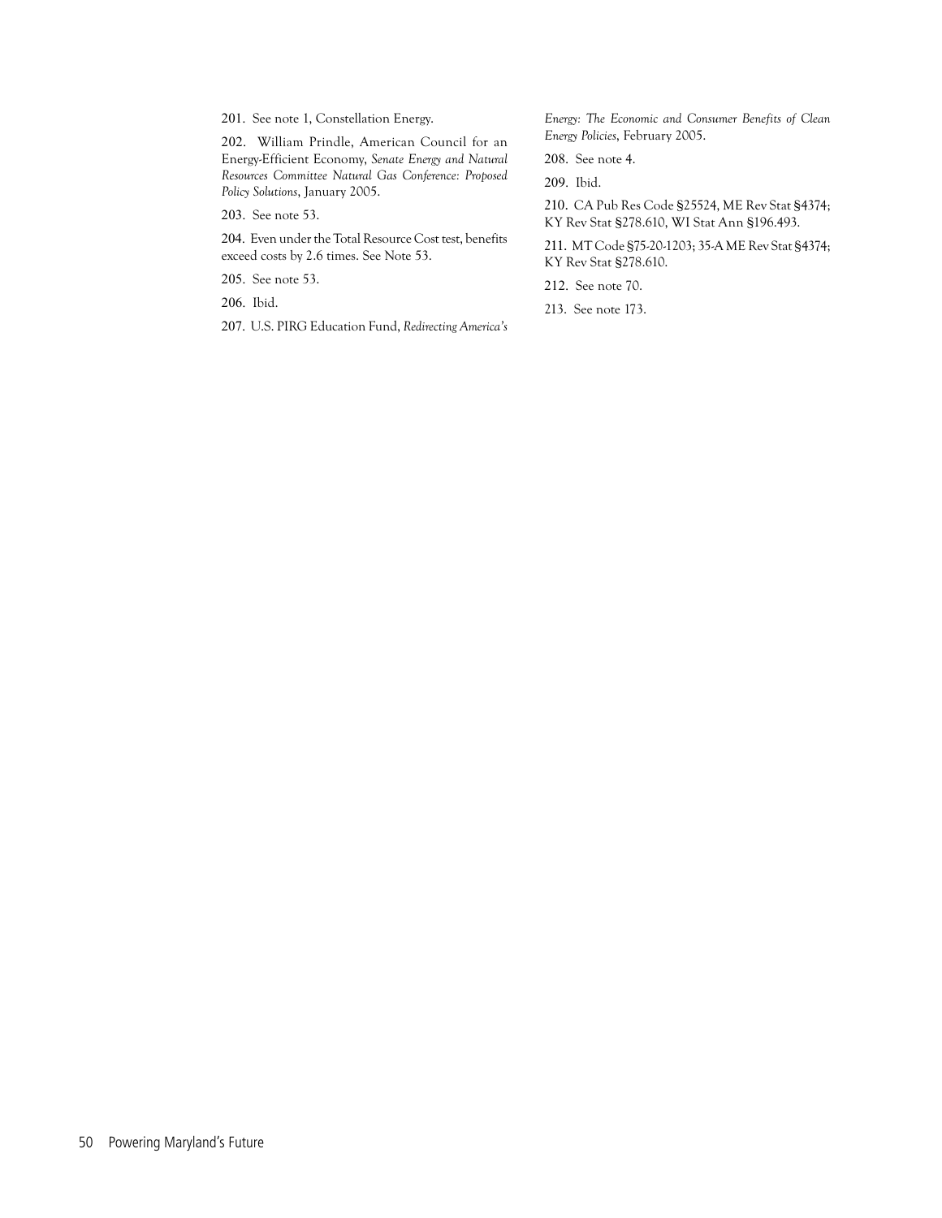201. See note 1, Constellation Energy.

202. William Prindle, American Council for an Energy-Efficient Economy, *Senate Energy and Natural Resources Committee Natural Gas Conference: Proposed Policy Solutions*, January 2005.

203. See note 53.

204. Even under the Total Resource Cost test, benefits exceed costs by 2.6 times. See Note 53.

205. See note 53.

206. Ibid.

207. U.S. PIRG Education Fund, *Redirecting America's Energy: The Economic and Consumer Benefits of Clean Energy Policies*, February 2005.

208. See note 4.

209. Ibid.

210. CA Pub Res Code §25524, ME Rev Stat §4374; KY Rev Stat §278.610, WI Stat Ann §196.493.

211. MT Code §75-20-1203; 35-A ME Rev Stat §4374; KY Rev Stat §278.610.

212. See note 70.

213. See note 173.